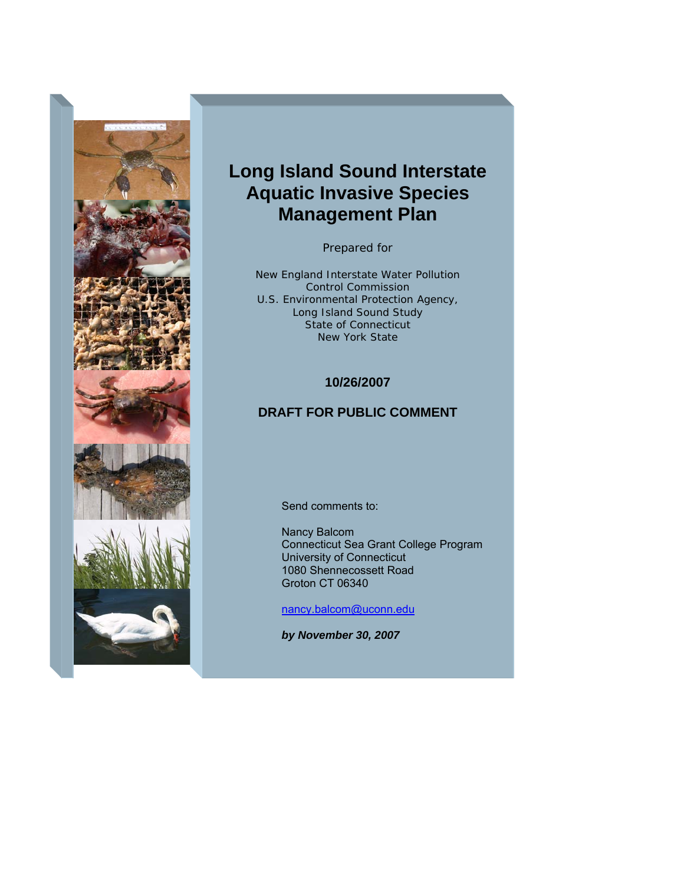# Long Island Sound Interstate Aquatic Invasive Species Management Plan

Prepared for

New England Interstate Water Pollution Control Commission
U.S. Environmental Protection Agency,
Long Island Sound Study
State of Connecticut
New York State

**10/26/2007**

**DRAFT FOR PUBLIC COMMENT**

Send comments to:

Nancy Balcom
Connecticut Sea Grant College Program
University of Connecticut
1080 Shennecossett Road
Groton CT 06340

nancy.balcom@uconn.edu

***by November 30, 2007***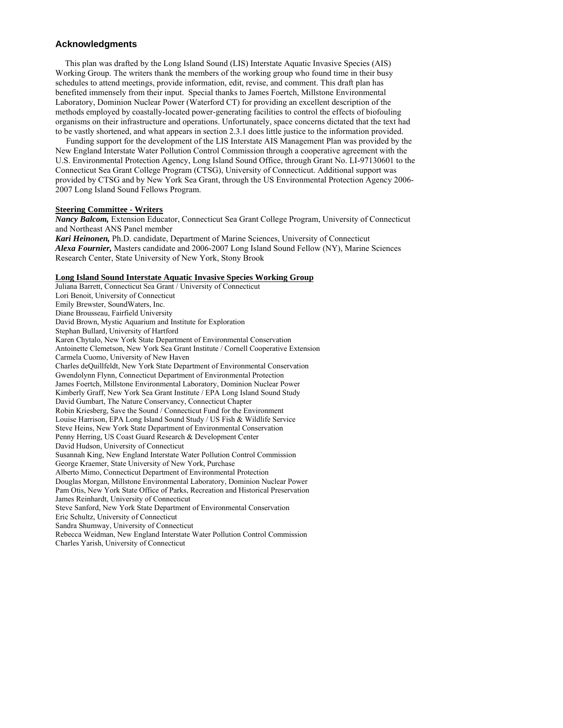## Acknowledgments

This plan was drafted by the Long Island Sound (LIS) Interstate Aquatic Invasive Species (AIS) Working Group. The writers thank the members of the working group who found time in their busy schedules to attend meetings, provide information, edit, revise, and comment. This draft plan has benefited immensely from their input. Special thanks to James Foertch, Millstone Environmental Laboratory, Dominion Nuclear Power (Waterford CT) for providing an excellent description of the methods employed by coastally-located power-generating facilities to control the effects of biofouling organisms on their infrastructure and operations. Unfortunately, space concerns dictated that the text had to be vastly shortened, and what appears in section 2.3.1 does little justice to the information provided.

Funding support for the development of the LIS Interstate AIS Management Plan was provided by the New England Interstate Water Pollution Control Commission through a cooperative agreement with the U.S. Environmental Protection Agency, Long Island Sound Office, through Grant No. LI-97130601 to the Connecticut Sea Grant College Program (CTSG), University of Connecticut. Additional support was provided by CTSG and by New York Sea Grant, through the US Environmental Protection Agency 2006-2007 Long Island Sound Fellows Program.

**Steering Committee - Writers**

***Nancy Balcom,*** Extension Educator, Connecticut Sea Grant College Program, University of Connecticut and Northeast ANS Panel member

***Kari Heinonen,*** Ph.D. candidate, Department of Marine Sciences, University of Connecticut

***Alexa Fournier,*** Masters candidate and 2006-2007 Long Island Sound Fellow (NY), Marine Sciences Research Center, State University of New York, Stony Brook

**Long Island Sound Interstate Aquatic Invasive Species Working Group**

Juliana Barrett, Connecticut Sea Grant / University of Connecticut
Lori Benoit, University of Connecticut
Emily Brewster, SoundWaters, Inc.
Diane Brousseau, Fairfield University
David Brown, Mystic Aquarium and Institute for Exploration
Stephan Bullard, University of Hartford
Karen Chytalo, New York State Department of Environmental Conservation
Antoinette Clemetson, New York Sea Grant Institute / Cornell Cooperative Extension
Carmela Cuomo, University of New Haven
Charles deQuillfeldt, New York State Department of Environmental Conservation
Gwendolynn Flynn, Connecticut Department of Environmental Protection
James Foertch, Millstone Environmental Laboratory, Dominion Nuclear Power
Kimberly Graff, New York Sea Grant Institute / EPA Long Island Sound Study
David Gumbart, The Nature Conservancy, Connecticut Chapter
Robin Kriesberg, Save the Sound / Connecticut Fund for the Environment
Louise Harrison, EPA Long Island Sound Study / US Fish & Wildlife Service
Steve Heins, New York State Department of Environmental Conservation
Penny Herring, US Coast Guard Research & Development Center
David Hudson, University of Connecticut
Susannah King, New England Interstate Water Pollution Control Commission
George Kraemer, State University of New York, Purchase
Alberto Mimo, Connecticut Department of Environmental Protection
Douglas Morgan, Millstone Environmental Laboratory, Dominion Nuclear Power
Pam Otis, New York State Office of Parks, Recreation and Historical Preservation
James Reinhardt, University of Connecticut
Steve Sanford, New York State Department of Environmental Conservation
Eric Schultz, University of Connecticut
Sandra Shumway, University of Connecticut
Rebecca Weidman, New England Interstate Water Pollution Control Commission
Charles Yarish, University of Connecticut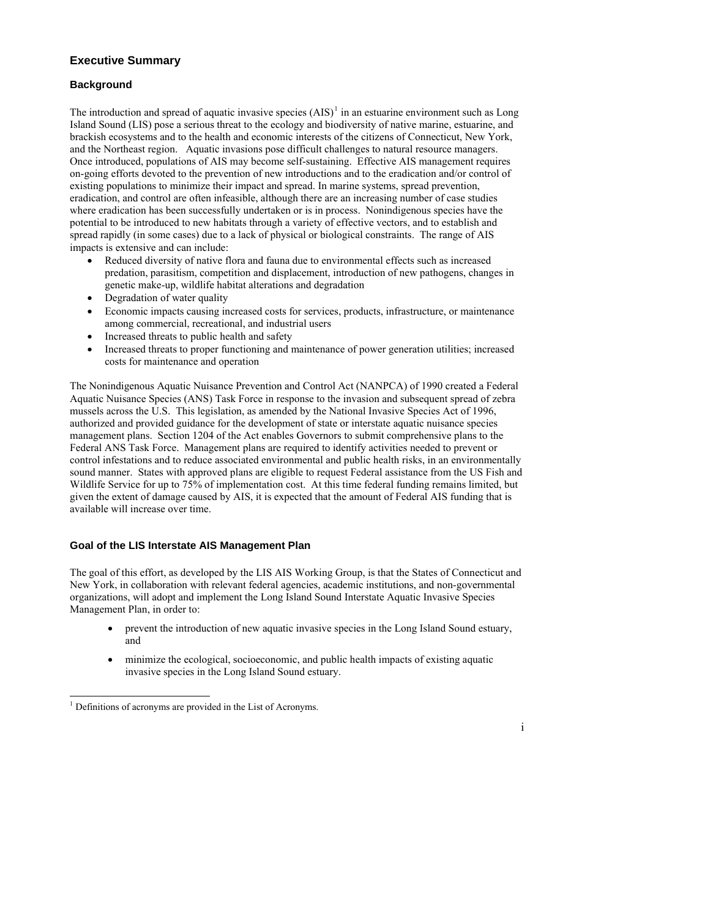## Executive Summary

### Background

The introduction and spread of aquatic invasive species (AIS)[1] in an estuarine environment such as Long Island Sound (LIS) pose a serious threat to the ecology and biodiversity of native marine, estuarine, and brackish ecosystems and to the health and economic interests of the citizens of Connecticut, New York, and the Northeast region. Aquatic invasions pose difficult challenges to natural resource managers. Once introduced, populations of AIS may become self-sustaining. Effective AIS management requires on-going efforts devoted to the prevention of new introductions and to the eradication and/or control of existing populations to minimize their impact and spread. In marine systems, spread prevention, eradication, and control are often infeasible, although there are an increasing number of case studies where eradication has been successfully undertaken or is in process. Nonindigenous species have the potential to be introduced to new habitats through a variety of effective vectors, and to establish and spread rapidly (in some cases) due to a lack of physical or biological constraints. The range of AIS impacts is extensive and can include:

- Reduced diversity of native flora and fauna due to environmental effects such as increased predation, parasitism, competition and displacement, introduction of new pathogens, changes in genetic make-up, wildlife habitat alterations and degradation
- Degradation of water quality
- Economic impacts causing increased costs for services, products, infrastructure, or maintenance among commercial, recreational, and industrial users
- Increased threats to public health and safety
- Increased threats to proper functioning and maintenance of power generation utilities; increased costs for maintenance and operation

The Nonindigenous Aquatic Nuisance Prevention and Control Act (NANPCA) of 1990 created a Federal Aquatic Nuisance Species (ANS) Task Force in response to the invasion and subsequent spread of zebra mussels across the U.S. This legislation, as amended by the National Invasive Species Act of 1996, authorized and provided guidance for the development of state or interstate aquatic nuisance species management plans. Section 1204 of the Act enables Governors to submit comprehensive plans to the Federal ANS Task Force. Management plans are required to identify activities needed to prevent or control infestations and to reduce associated environmental and public health risks, in an environmentally sound manner. States with approved plans are eligible to request Federal assistance from the US Fish and Wildlife Service for up to 75% of implementation cost. At this time federal funding remains limited, but given the extent of damage caused by AIS, it is expected that the amount of Federal AIS funding that is available will increase over time.

### Goal of the LIS Interstate AIS Management Plan

The goal of this effort, as developed by the LIS AIS Working Group, is that the States of Connecticut and New York, in collaboration with relevant federal agencies, academic institutions, and non-governmental organizations, will adopt and implement the Long Island Sound Interstate Aquatic Invasive Species Management Plan, in order to:

- prevent the introduction of new aquatic invasive species in the Long Island Sound estuary, and
- minimize the ecological, socioeconomic, and public health impacts of existing aquatic invasive species in the Long Island Sound estuary.

[1] Definitions of acronyms are provided in the List of Acronyms.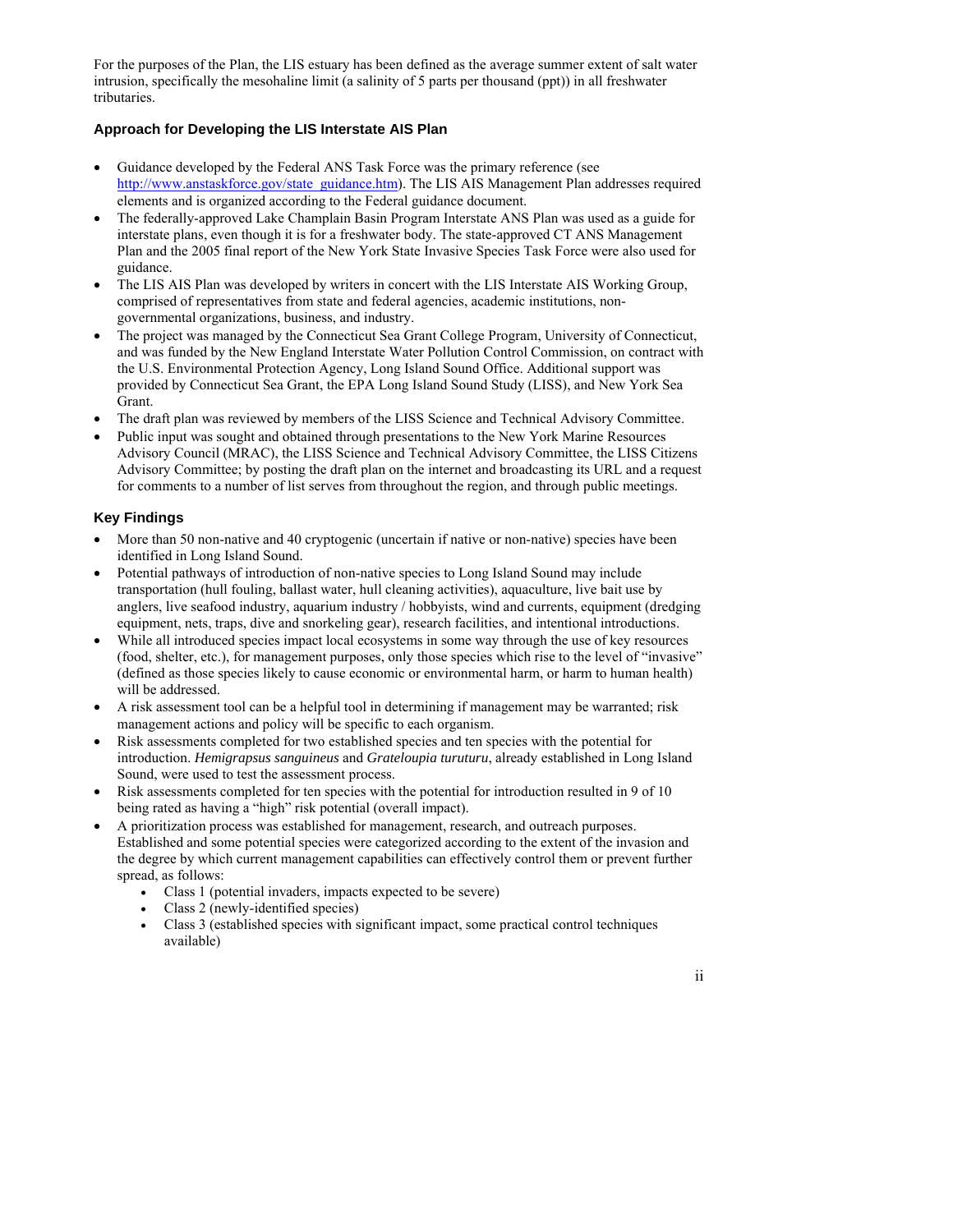For the purposes of the Plan, the LIS estuary has been defined as the average summer extent of salt water intrusion, specifically the mesohaline limit (a salinity of 5 parts per thousand (ppt)) in all freshwater tributaries.

### Approach for Developing the LIS Interstate AIS Plan

- Guidance developed by the Federal ANS Task Force was the primary reference (see http://www.anstaskforce.gov/state_guidance.htm). The LIS AIS Management Plan addresses required elements and is organized according to the Federal guidance document.
- The federally-approved Lake Champlain Basin Program Interstate ANS Plan was used as a guide for interstate plans, even though it is for a freshwater body. The state-approved CT ANS Management Plan and the 2005 final report of the New York State Invasive Species Task Force were also used for guidance.
- The LIS AIS Plan was developed by writers in concert with the LIS Interstate AIS Working Group, comprised of representatives from state and federal agencies, academic institutions, non-governmental organizations, business, and industry.
- The project was managed by the Connecticut Sea Grant College Program, University of Connecticut, and was funded by the New England Interstate Water Pollution Control Commission, on contract with the U.S. Environmental Protection Agency, Long Island Sound Office. Additional support was provided by Connecticut Sea Grant, the EPA Long Island Sound Study (LISS), and New York Sea Grant.
- The draft plan was reviewed by members of the LISS Science and Technical Advisory Committee.
- Public input was sought and obtained through presentations to the New York Marine Resources Advisory Council (MRAC), the LISS Science and Technical Advisory Committee, the LISS Citizens Advisory Committee; by posting the draft plan on the internet and broadcasting its URL and a request for comments to a number of list serves from throughout the region, and through public meetings.

### Key Findings

- More than 50 non-native and 40 cryptogenic (uncertain if native or non-native) species have been identified in Long Island Sound.
- Potential pathways of introduction of non-native species to Long Island Sound may include transportation (hull fouling, ballast water, hull cleaning activities), aquaculture, live bait use by anglers, live seafood industry, aquarium industry / hobbyists, wind and currents, equipment (dredging equipment, nets, traps, dive and snorkeling gear), research facilities, and intentional introductions.
- While all introduced species impact local ecosystems in some way through the use of key resources (food, shelter, etc.), for management purposes, only those species which rise to the level of "invasive" (defined as those species likely to cause economic or environmental harm, or harm to human health) will be addressed.
- A risk assessment tool can be a helpful tool in determining if management may be warranted; risk management actions and policy will be specific to each organism.
- Risk assessments completed for two established species and ten species with the potential for introduction. *Hemigrapsus sanguineus* and *Grateloupia turuturu*, already established in Long Island Sound, were used to test the assessment process.
- Risk assessments completed for ten species with the potential for introduction resulted in 9 of 10 being rated as having a "high" risk potential (overall impact).
- A prioritization process was established for management, research, and outreach purposes. Established and some potential species were categorized according to the extent of the invasion and the degree by which current management capabilities can effectively control them or prevent further spread, as follows:
    - Class 1 (potential invaders, impacts expected to be severe)
    - Class 2 (newly-identified species)
    - Class 3 (established species with significant impact, some practical control techniques available)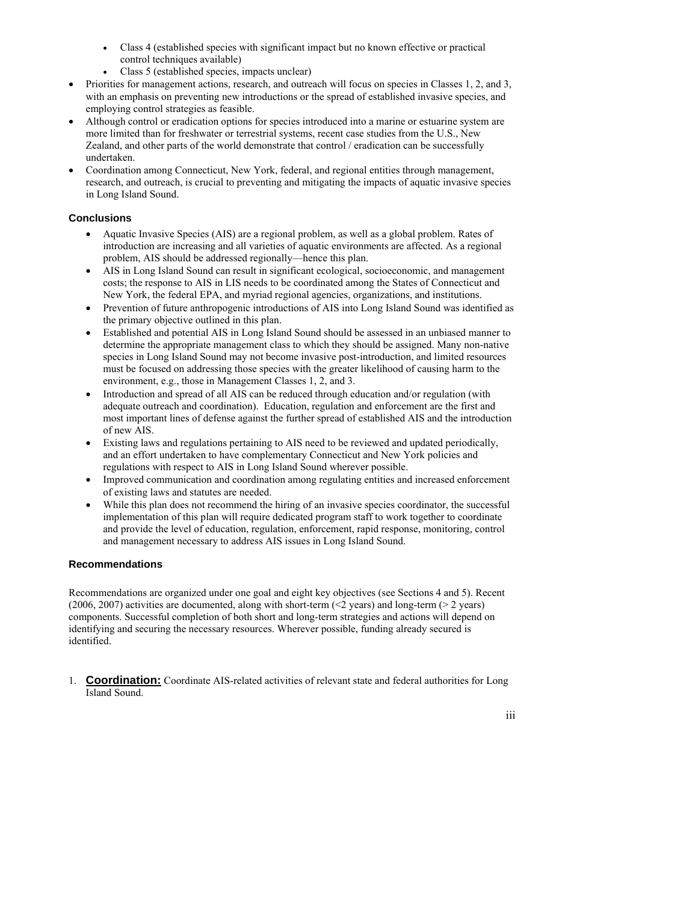- Class 4 (established species with significant impact but no known effective or practical control techniques available)
  - Class 5 (established species, impacts unclear)
- Priorities for management actions, research, and outreach will focus on species in Classes 1, 2, and 3, with an emphasis on preventing new introductions or the spread of established invasive species, and employing control strategies as feasible.
- Although control or eradication options for species introduced into a marine or estuarine system are more limited than for freshwater or terrestrial systems, recent case studies from the U.S., New Zealand, and other parts of the world demonstrate that control / eradication can be successfully undertaken.
- Coordination among Connecticut, New York, federal, and regional entities through management, research, and outreach, is crucial to preventing and mitigating the impacts of aquatic invasive species in Long Island Sound.

### Conclusions

- Aquatic Invasive Species (AIS) are a regional problem, as well as a global problem. Rates of introduction are increasing and all varieties of aquatic environments are affected. As a regional problem, AIS should be addressed regionally—hence this plan.
- AIS in Long Island Sound can result in significant ecological, socioeconomic, and management costs; the response to AIS in LIS needs to be coordinated among the States of Connecticut and New York, the federal EPA, and myriad regional agencies, organizations, and institutions.
- Prevention of future anthropogenic introductions of AIS into Long Island Sound was identified as the primary objective outlined in this plan.
- Established and potential AIS in Long Island Sound should be assessed in an unbiased manner to determine the appropriate management class to which they should be assigned. Many non-native species in Long Island Sound may not become invasive post-introduction, and limited resources must be focused on addressing those species with the greater likelihood of causing harm to the environment, e.g., those in Management Classes 1, 2, and 3.
- Introduction and spread of all AIS can be reduced through education and/or regulation (with adequate outreach and coordination). Education, regulation and enforcement are the first and most important lines of defense against the further spread of established AIS and the introduction of new AIS.
- Existing laws and regulations pertaining to AIS need to be reviewed and updated periodically, and an effort undertaken to have complementary Connecticut and New York policies and regulations with respect to AIS in Long Island Sound wherever possible.
- Improved communication and coordination among regulating entities and increased enforcement of existing laws and statutes are needed.
- While this plan does not recommend the hiring of an invasive species coordinator, the successful implementation of this plan will require dedicated program staff to work together to coordinate and provide the level of education, regulation, enforcement, rapid response, monitoring, control and management necessary to address AIS issues in Long Island Sound.

### Recommendations

Recommendations are organized under one goal and eight key objectives (see Sections 4 and 5). Recent (2006, 2007) activities are documented, along with short-term (<2 years) and long-term (> 2 years) components. Successful completion of both short and long-term strategies and actions will depend on identifying and securing the necessary resources. Wherever possible, funding already secured is identified.

1. **Coordination:** Coordinate AIS-related activities of relevant state and federal authorities for Long Island Sound.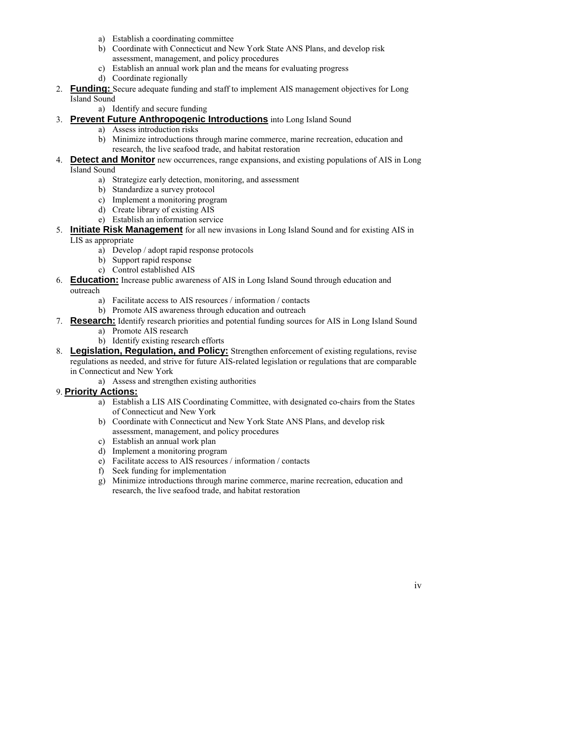a) Establish a coordinating committee
   b) Coordinate with Connecticut and New York State ANS Plans, and develop risk assessment, management, and policy procedures
   c) Establish an annual work plan and the means for evaluating progress
   d) Coordinate regionally

2. **Funding:** Secure adequate funding and staff to implement AIS management objectives for Long Island Sound
   a) Identify and secure funding
3. **Prevent Future Anthropogenic Introductions** into Long Island Sound
   a) Assess introduction risks
   b) Minimize introductions through marine commerce, marine recreation, education and research, the live seafood trade, and habitat restoration
4. **Detect and Monitor** new occurrences, range expansions, and existing populations of AIS in Long Island Sound
   a) Strategize early detection, monitoring, and assessment
   b) Standardize a survey protocol
   c) Implement a monitoring program
   d) Create library of existing AIS
   e) Establish an information service
5. **Initiate Risk Management** for all new invasions in Long Island Sound and for existing AIS in LIS as appropriate
   a) Develop / adopt rapid response protocols
   b) Support rapid response
   c) Control established AIS
6. **Education:** Increase public awareness of AIS in Long Island Sound through education and outreach
   a) Facilitate access to AIS resources / information / contacts
   b) Promote AIS awareness through education and outreach
7. **Research:** Identify research priorities and potential funding sources for AIS in Long Island Sound
   a) Promote AIS research
   b) Identify existing research efforts
8. **Legislation, Regulation, and Policy:** Strengthen enforcement of existing regulations, revise regulations as needed, and strive for future AIS-related legislation or regulations that are comparable in Connecticut and New York
   a) Assess and strengthen existing authorities
9. **Priority Actions:**
   a) Establish a LIS AIS Coordinating Committee, with designated co-chairs from the States of Connecticut and New York
   b) Coordinate with Connecticut and New York State ANS Plans, and develop risk assessment, management, and policy procedures
   c) Establish an annual work plan
   d) Implement a monitoring program
   e) Facilitate access to AIS resources / information / contacts
   f) Seek funding for implementation
   g) Minimize introductions through marine commerce, marine recreation, education and research, the live seafood trade, and habitat restoration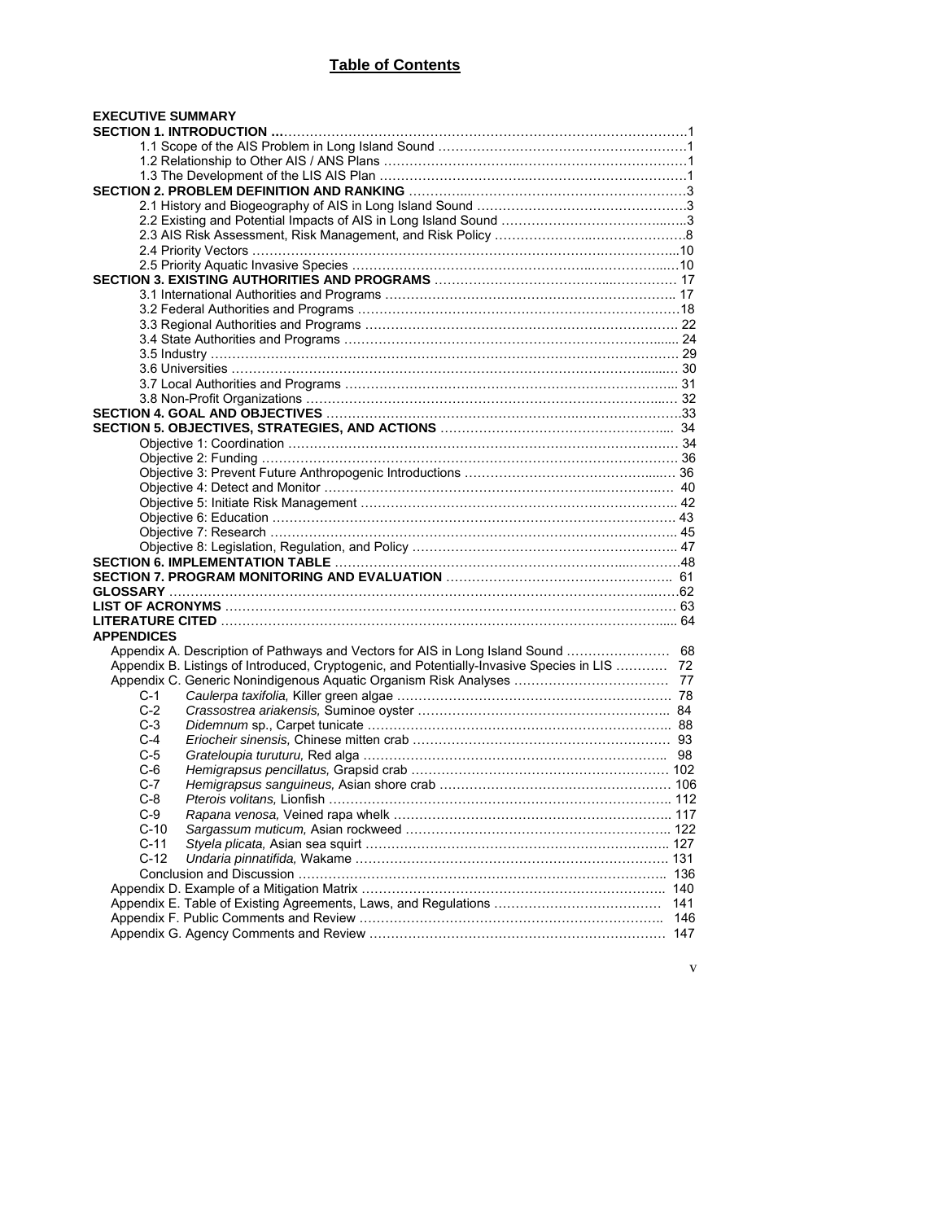## Table of Contents

**EXECUTIVE SUMMARY**

**SECTION 1. INTRODUCTION** …1
- 1.1 Scope of the AIS Problem in Long Island Sound …1
- 1.2 Relationship to Other AIS / ANS Plans …1
- 1.3 The Development of the LIS AIS Plan …1

**SECTION 2. PROBLEM DEFINITION AND RANKING** …3
- 2.1 History and Biogeography of AIS in Long Island Sound …3
- 2.2 Existing and Potential Impacts of AIS in Long Island Sound …3
- 2.3 AIS Risk Assessment, Risk Management, and Risk Policy …8
- 2.4 Priority Vectors …10
- 2.5 Priority Aquatic Invasive Species …10

**SECTION 3. EXISTING AUTHORITIES AND PROGRAMS** … 17
- 3.1 International Authorities and Programs … 17
- 3.2 Federal Authorities and Programs …18
- 3.3 Regional Authorities and Programs … 22
- 3.4 State Authorities and Programs … 24
- 3.5 Industry … 29
- 3.6 Universities … 30
- 3.7 Local Authorities and Programs … 31
- 3.8 Non-Profit Organizations … 32

**SECTION 4. GOAL AND OBJECTIVES** …33

**SECTION 5. OBJECTIVES, STRATEGIES, AND ACTIONS** … 34
- Objective 1: Coordination … 34
- Objective 2: Funding … 36
- Objective 3: Prevent Future Anthropogenic Introductions … 36
- Objective 4: Detect and Monitor … 40
- Objective 5: Initiate Risk Management … 42
- Objective 6: Education … 43
- Objective 7: Research … 45
- Objective 8: Legislation, Regulation, and Policy … 47

**SECTION 6. IMPLEMENTATION TABLE** …48

**SECTION 7. PROGRAM MONITORING AND EVALUATION** … 61

**GLOSSARY** …62

**LIST OF ACRONYMS** … 63

**LITERATURE CITED** … 64

**APPENDICES**
- Appendix A. Description of Pathways and Vectors for AIS in Long Island Sound … 68
- Appendix B. Listings of Introduced, Cryptogenic, and Potentially-Invasive Species in LIS … 72
- Appendix C. Generic Nonindigenous Aquatic Organism Risk Analyses … 77
  - C-1 *Caulerpa taxifolia,* Killer green algae … 78
  - C-2 *Crassostrea ariakensis,* Suminoe oyster … 84
  - C-3 *Didemnum* sp., Carpet tunicate … 88
  - C-4 *Eriocheir sinensis,* Chinese mitten crab … 93
  - C-5 *Grateloupia turuturu,* Red alga … 98
  - C-6 *Hemigrapsus pencillatus,* Grapsid crab … 102
  - C-7 *Hemigrapsus sanguineus,* Asian shore crab … 106
  - C-8 *Pterois volitans,* Lionfish … 112
  - C-9 *Rapana venosa,* Veined rapa whelk … 117
  - C-10 *Sargassum muticum,* Asian rockweed … 122
  - C-11 *Styela plicata,* Asian sea squirt … 127
  - C-12 *Undaria pinnatifida,* Wakame … 131
  - Conclusion and Discussion … 136
- Appendix D. Example of a Mitigation Matrix … 140
- Appendix E. Table of Existing Agreements, Laws, and Regulations … 141
- Appendix F. Public Comments and Review … 146
- Appendix G. Agency Comments and Review … 147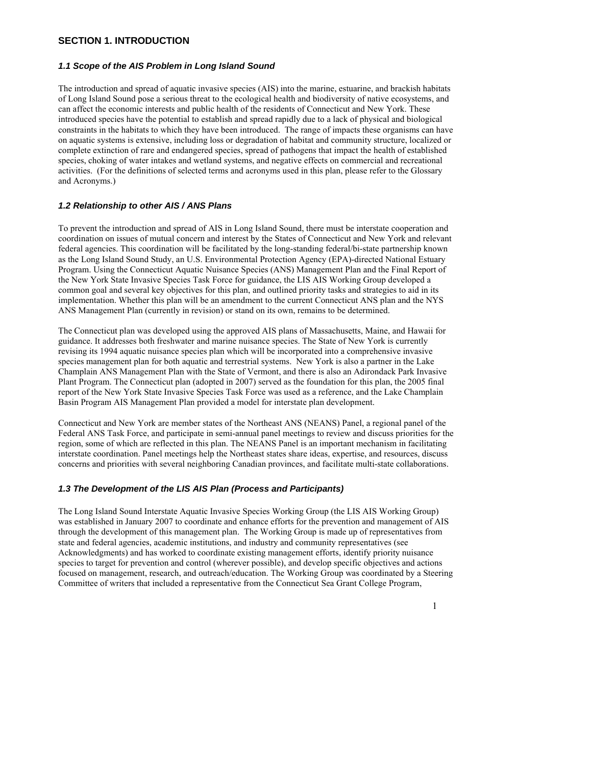# SECTION 1. INTRODUCTION

### *1.1 Scope of the AIS Problem in Long Island Sound*

The introduction and spread of aquatic invasive species (AIS) into the marine, estuarine, and brackish habitats of Long Island Sound pose a serious threat to the ecological health and biodiversity of native ecosystems, and can affect the economic interests and public health of the residents of Connecticut and New York. These introduced species have the potential to establish and spread rapidly due to a lack of physical and biological constraints in the habitats to which they have been introduced. The range of impacts these organisms can have on aquatic systems is extensive, including loss or degradation of habitat and community structure, localized or complete extinction of rare and endangered species, spread of pathogens that impact the health of established species, choking of water intakes and wetland systems, and negative effects on commercial and recreational activities. (For the definitions of selected terms and acronyms used in this plan, please refer to the Glossary and Acronyms.)

### *1.2 Relationship to other AIS / ANS Plans*

To prevent the introduction and spread of AIS in Long Island Sound, there must be interstate cooperation and coordination on issues of mutual concern and interest by the States of Connecticut and New York and relevant federal agencies. This coordination will be facilitated by the long-standing federal/bi-state partnership known as the Long Island Sound Study, an U.S. Environmental Protection Agency (EPA)-directed National Estuary Program. Using the Connecticut Aquatic Nuisance Species (ANS) Management Plan and the Final Report of the New York State Invasive Species Task Force for guidance, the LIS AIS Working Group developed a common goal and several key objectives for this plan, and outlined priority tasks and strategies to aid in its implementation. Whether this plan will be an amendment to the current Connecticut ANS plan and the NYS ANS Management Plan (currently in revision) or stand on its own, remains to be determined.

The Connecticut plan was developed using the approved AIS plans of Massachusetts, Maine, and Hawaii for guidance. It addresses both freshwater and marine nuisance species. The State of New York is currently revising its 1994 aquatic nuisance species plan which will be incorporated into a comprehensive invasive species management plan for both aquatic and terrestrial systems. New York is also a partner in the Lake Champlain ANS Management Plan with the State of Vermont, and there is also an Adirondack Park Invasive Plant Program. The Connecticut plan (adopted in 2007) served as the foundation for this plan, the 2005 final report of the New York State Invasive Species Task Force was used as a reference, and the Lake Champlain Basin Program AIS Management Plan provided a model for interstate plan development.

Connecticut and New York are member states of the Northeast ANS (NEANS) Panel, a regional panel of the Federal ANS Task Force, and participate in semi-annual panel meetings to review and discuss priorities for the region, some of which are reflected in this plan. The NEANS Panel is an important mechanism in facilitating interstate coordination. Panel meetings help the Northeast states share ideas, expertise, and resources, discuss concerns and priorities with several neighboring Canadian provinces, and facilitate multi-state collaborations.

### *1.3 The Development of the LIS AIS Plan (Process and Participants)*

The Long Island Sound Interstate Aquatic Invasive Species Working Group (the LIS AIS Working Group) was established in January 2007 to coordinate and enhance efforts for the prevention and management of AIS through the development of this management plan. The Working Group is made up of representatives from state and federal agencies, academic institutions, and industry and community representatives (see Acknowledgments) and has worked to coordinate existing management efforts, identify priority nuisance species to target for prevention and control (wherever possible), and develop specific objectives and actions focused on management, research, and outreach/education. The Working Group was coordinated by a Steering Committee of writers that included a representative from the Connecticut Sea Grant College Program,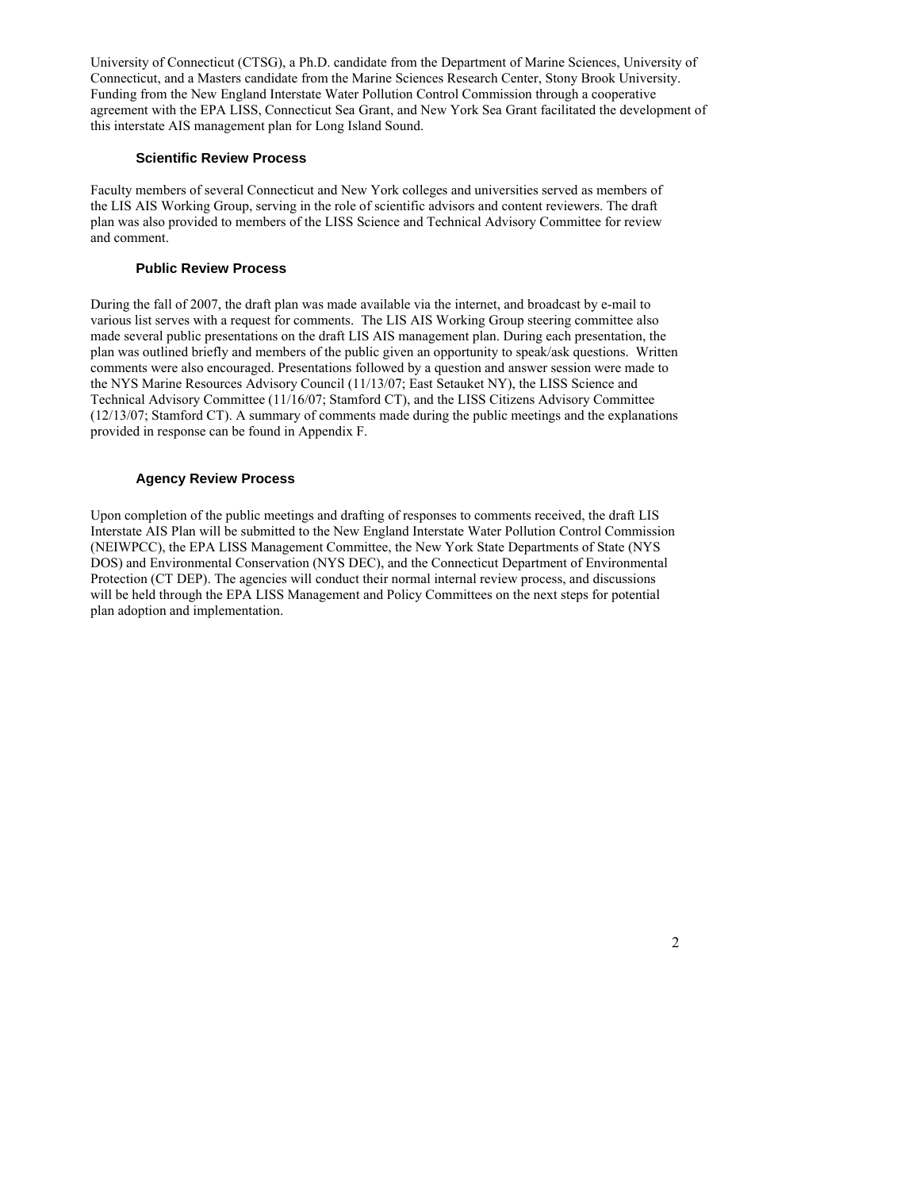University of Connecticut (CTSG), a Ph.D. candidate from the Department of Marine Sciences, University of Connecticut, and a Masters candidate from the Marine Sciences Research Center, Stony Brook University. Funding from the New England Interstate Water Pollution Control Commission through a cooperative agreement with the EPA LISS, Connecticut Sea Grant, and New York Sea Grant facilitated the development of this interstate AIS management plan for Long Island Sound.

### Scientific Review Process

Faculty members of several Connecticut and New York colleges and universities served as members of the LIS AIS Working Group, serving in the role of scientific advisors and content reviewers. The draft plan was also provided to members of the LISS Science and Technical Advisory Committee for review and comment.

### Public Review Process

During the fall of 2007, the draft plan was made available via the internet, and broadcast by e-mail to various list serves with a request for comments. The LIS AIS Working Group steering committee also made several public presentations on the draft LIS AIS management plan. During each presentation, the plan was outlined briefly and members of the public given an opportunity to speak/ask questions. Written comments were also encouraged. Presentations followed by a question and answer session were made to the NYS Marine Resources Advisory Council (11/13/07; East Setauket NY), the LISS Science and Technical Advisory Committee (11/16/07; Stamford CT), and the LISS Citizens Advisory Committee (12/13/07; Stamford CT). A summary of comments made during the public meetings and the explanations provided in response can be found in Appendix F.

### Agency Review Process

Upon completion of the public meetings and drafting of responses to comments received, the draft LIS Interstate AIS Plan will be submitted to the New England Interstate Water Pollution Control Commission (NEIWPCC), the EPA LISS Management Committee, the New York State Departments of State (NYS DOS) and Environmental Conservation (NYS DEC), and the Connecticut Department of Environmental Protection (CT DEP). The agencies will conduct their normal internal review process, and discussions will be held through the EPA LISS Management and Policy Committees on the next steps for potential plan adoption and implementation.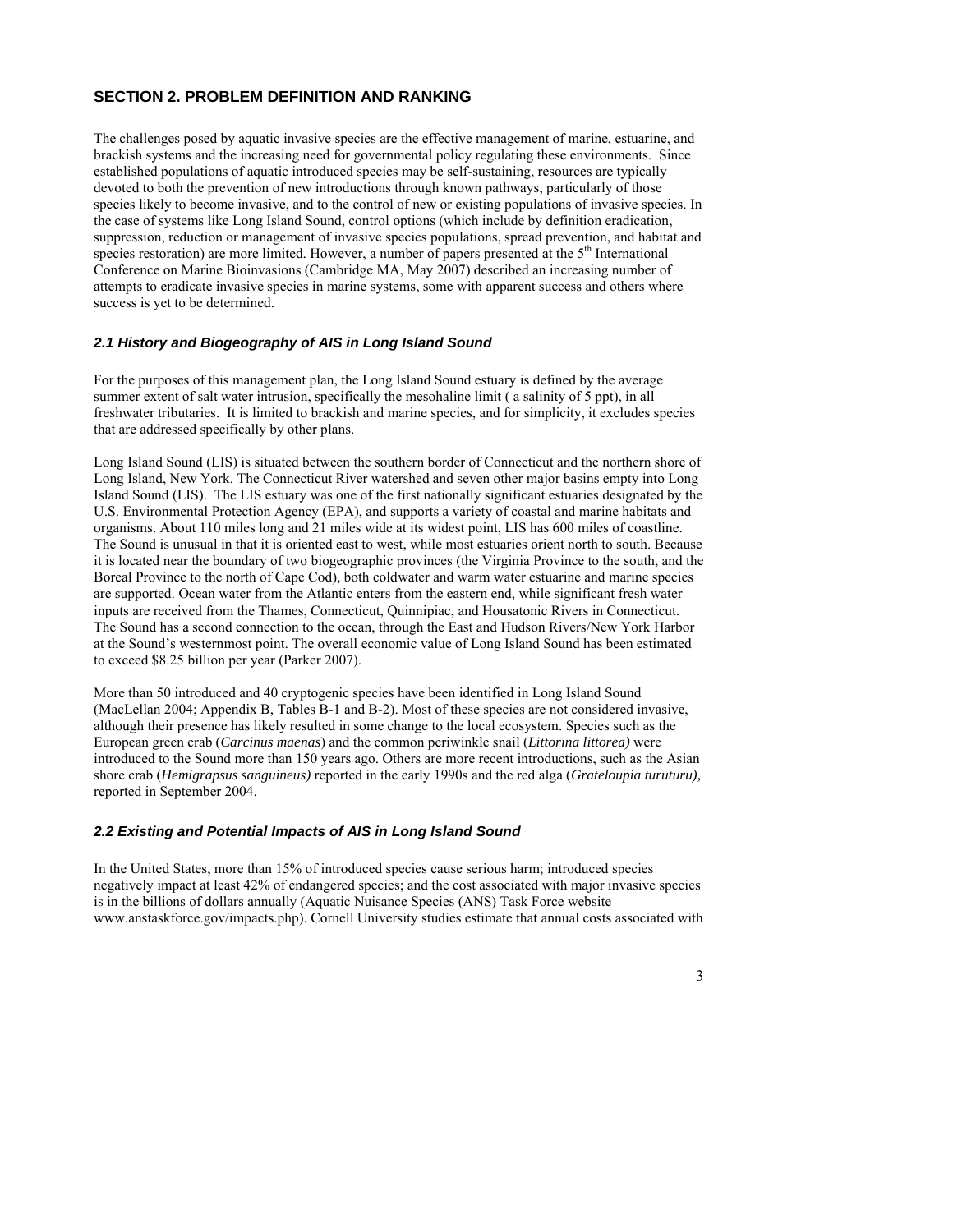## SECTION 2. PROBLEM DEFINITION AND RANKING

The challenges posed by aquatic invasive species are the effective management of marine, estuarine, and brackish systems and the increasing need for governmental policy regulating these environments. Since established populations of aquatic introduced species may be self-sustaining, resources are typically devoted to both the prevention of new introductions through known pathways, particularly of those species likely to become invasive, and to the control of new or existing populations of invasive species. In the case of systems like Long Island Sound, control options (which include by definition eradication, suppression, reduction or management of invasive species populations, spread prevention, and habitat and species restoration) are more limited. However, a number of papers presented at the 5th International Conference on Marine Bioinvasions (Cambridge MA, May 2007) described an increasing number of attempts to eradicate invasive species in marine systems, some with apparent success and others where success is yet to be determined.

### *2.1 History and Biogeography of AIS in Long Island Sound*

For the purposes of this management plan, the Long Island Sound estuary is defined by the average summer extent of salt water intrusion, specifically the mesohaline limit ( a salinity of 5 ppt), in all freshwater tributaries. It is limited to brackish and marine species, and for simplicity, it excludes species that are addressed specifically by other plans.

Long Island Sound (LIS) is situated between the southern border of Connecticut and the northern shore of Long Island, New York. The Connecticut River watershed and seven other major basins empty into Long Island Sound (LIS). The LIS estuary was one of the first nationally significant estuaries designated by the U.S. Environmental Protection Agency (EPA), and supports a variety of coastal and marine habitats and organisms. About 110 miles long and 21 miles wide at its widest point, LIS has 600 miles of coastline. The Sound is unusual in that it is oriented east to west, while most estuaries orient north to south. Because it is located near the boundary of two biogeographic provinces (the Virginia Province to the south, and the Boreal Province to the north of Cape Cod), both coldwater and warm water estuarine and marine species are supported. Ocean water from the Atlantic enters from the eastern end, while significant fresh water inputs are received from the Thames, Connecticut, Quinnipiac, and Housatonic Rivers in Connecticut. The Sound has a second connection to the ocean, through the East and Hudson Rivers/New York Harbor at the Sound's westernmost point. The overall economic value of Long Island Sound has been estimated to exceed \$8.25 billion per year (Parker 2007).

More than 50 introduced and 40 cryptogenic species have been identified in Long Island Sound (MacLellan 2004; Appendix B, Tables B-1 and B-2). Most of these species are not considered invasive, although their presence has likely resulted in some change to the local ecosystem. Species such as the European green crab (*Carcinus maenas*) and the common periwinkle snail (*Littorina littorea)* were introduced to the Sound more than 150 years ago. Others are more recent introductions, such as the Asian shore crab (*Hemigrapsus sanguineus)* reported in the early 1990s and the red alga (*Grateloupia turuturu),* reported in September 2004.

### *2.2 Existing and Potential Impacts of AIS in Long Island Sound*

In the United States, more than 15% of introduced species cause serious harm; introduced species negatively impact at least 42% of endangered species; and the cost associated with major invasive species is in the billions of dollars annually (Aquatic Nuisance Species (ANS) Task Force website www.anstaskforce.gov/impacts.php). Cornell University studies estimate that annual costs associated with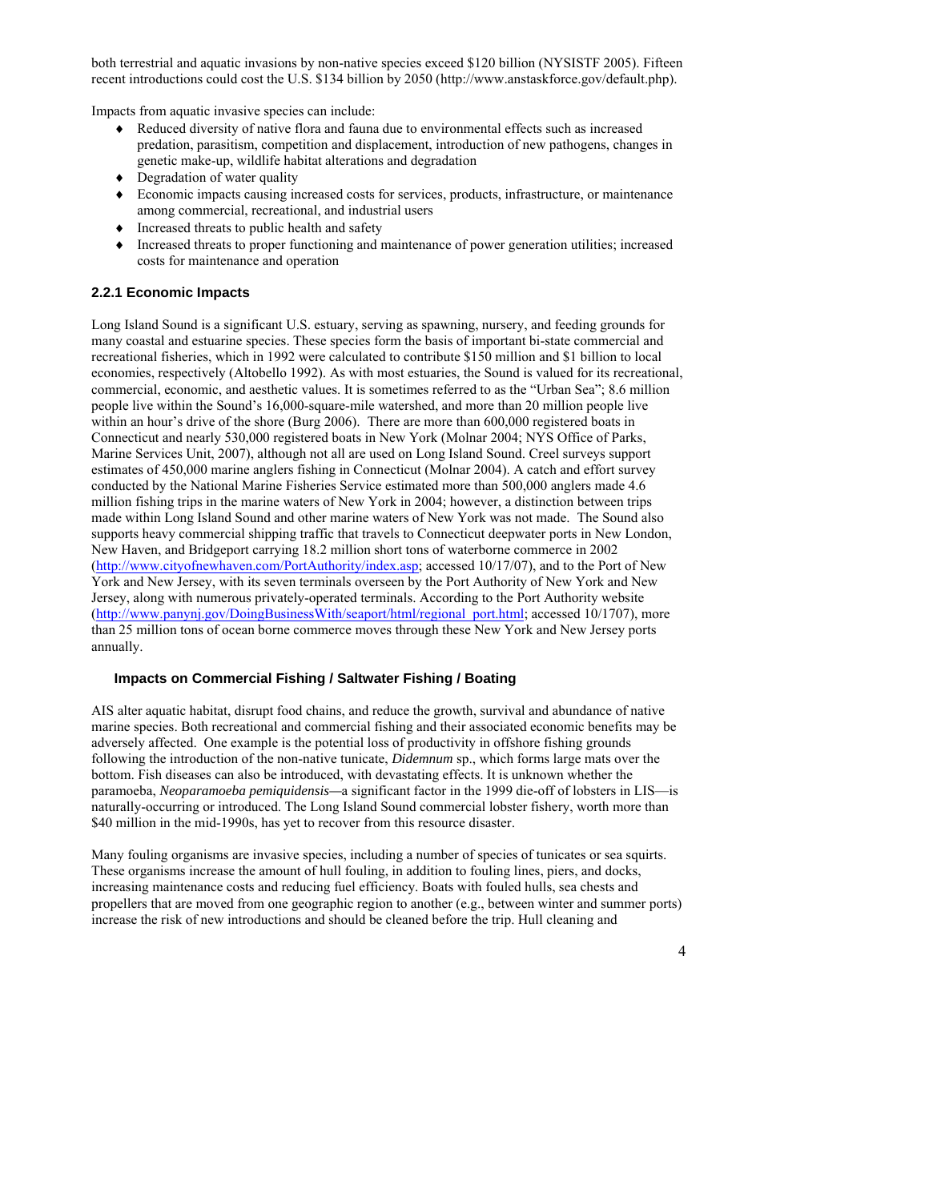both terrestrial and aquatic invasions by non-native species exceed $120 billion (NYSISTF 2005). Fifteen recent introductions could cost the U.S. $134 billion by 2050 (http://www.anstaskforce.gov/default.php).

Impacts from aquatic invasive species can include:

- Reduced diversity of native flora and fauna due to environmental effects such as increased predation, parasitism, competition and displacement, introduction of new pathogens, changes in genetic make-up, wildlife habitat alterations and degradation
- Degradation of water quality
- Economic impacts causing increased costs for services, products, infrastructure, or maintenance among commercial, recreational, and industrial users
- Increased threats to public health and safety
- Increased threats to proper functioning and maintenance of power generation utilities; increased costs for maintenance and operation

### 2.2.1 Economic Impacts

Long Island Sound is a significant U.S. estuary, serving as spawning, nursery, and feeding grounds for many coastal and estuarine species. These species form the basis of important bi-state commercial and recreational fisheries, which in 1992 were calculated to contribute $150 million and $1 billion to local economies, respectively (Altobello 1992). As with most estuaries, the Sound is valued for its recreational, commercial, economic, and aesthetic values. It is sometimes referred to as the "Urban Sea"; 8.6 million people live within the Sound's 16,000-square-mile watershed, and more than 20 million people live within an hour's drive of the shore (Burg 2006). There are more than 600,000 registered boats in Connecticut and nearly 530,000 registered boats in New York (Molnar 2004; NYS Office of Parks, Marine Services Unit, 2007), although not all are used on Long Island Sound. Creel surveys support estimates of 450,000 marine anglers fishing in Connecticut (Molnar 2004). A catch and effort survey conducted by the National Marine Fisheries Service estimated more than 500,000 anglers made 4.6 million fishing trips in the marine waters of New York in 2004; however, a distinction between trips made within Long Island Sound and other marine waters of New York was not made. The Sound also supports heavy commercial shipping traffic that travels to Connecticut deepwater ports in New London, New Haven, and Bridgeport carrying 18.2 million short tons of waterborne commerce in 2002 (http://www.cityofnewhaven.com/PortAuthority/index.asp; accessed 10/17/07), and to the Port of New York and New Jersey, with its seven terminals overseen by the Port Authority of New York and New Jersey, along with numerous privately-operated terminals. According to the Port Authority website (http://www.panynj.gov/DoingBusinessWith/seaport/html/regional_port.html; accessed 10/1707), more than 25 million tons of ocean borne commerce moves through these New York and New Jersey ports annually.

#### Impacts on Commercial Fishing / Saltwater Fishing / Boating

AIS alter aquatic habitat, disrupt food chains, and reduce the growth, survival and abundance of native marine species. Both recreational and commercial fishing and their associated economic benefits may be adversely affected. One example is the potential loss of productivity in offshore fishing grounds following the introduction of the non-native tunicate, *Didemnum* sp., which forms large mats over the bottom. Fish diseases can also be introduced, with devastating effects. It is unknown whether the paramoeba, *Neoparamoeba pemiquidensis*—a significant factor in the 1999 die-off of lobsters in LIS—is naturally-occurring or introduced. The Long Island Sound commercial lobster fishery, worth more than $40 million in the mid-1990s, has yet to recover from this resource disaster.

Many fouling organisms are invasive species, including a number of species of tunicates or sea squirts. These organisms increase the amount of hull fouling, in addition to fouling lines, piers, and docks, increasing maintenance costs and reducing fuel efficiency. Boats with fouled hulls, sea chests and propellers that are moved from one geographic region to another (e.g., between winter and summer ports) increase the risk of new introductions and should be cleaned before the trip. Hull cleaning and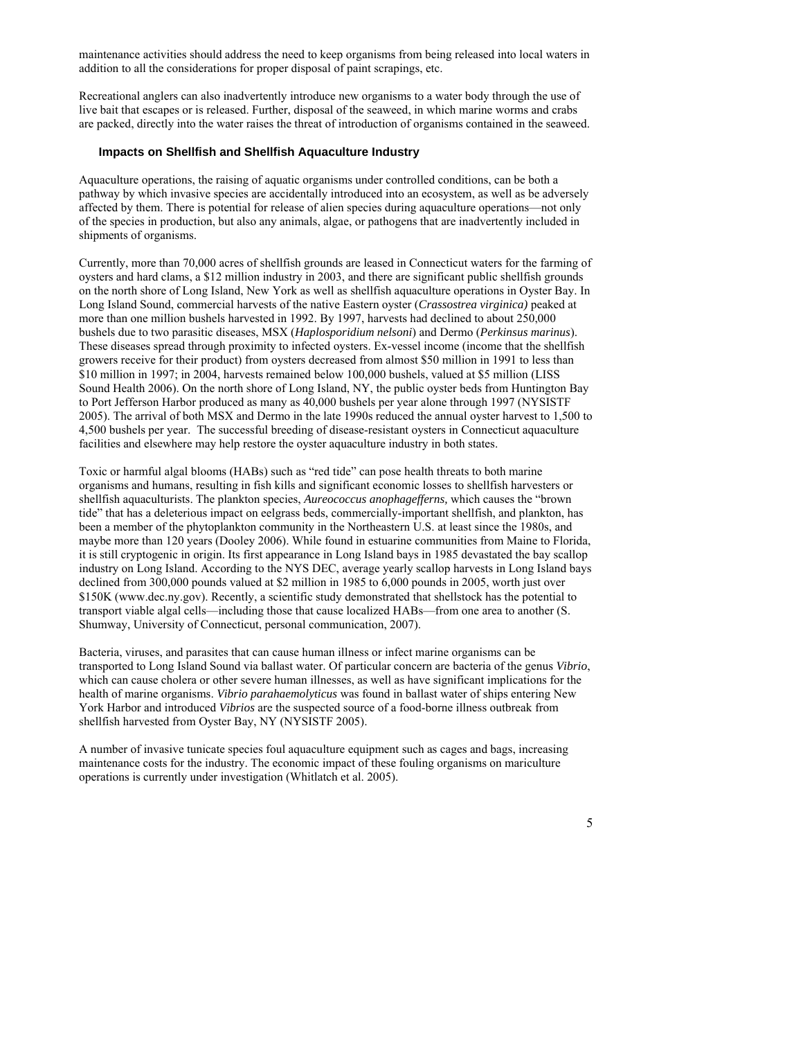maintenance activities should address the need to keep organisms from being released into local waters in addition to all the considerations for proper disposal of paint scrapings, etc.

Recreational anglers can also inadvertently introduce new organisms to a water body through the use of live bait that escapes or is released. Further, disposal of the seaweed, in which marine worms and crabs are packed, directly into the water raises the threat of introduction of organisms contained in the seaweed.

### Impacts on Shellfish and Shellfish Aquaculture Industry

Aquaculture operations, the raising of aquatic organisms under controlled conditions, can be both a pathway by which invasive species are accidentally introduced into an ecosystem, as well as be adversely affected by them. There is potential for release of alien species during aquaculture operations—not only of the species in production, but also any animals, algae, or pathogens that are inadvertently included in shipments of organisms.

Currently, more than 70,000 acres of shellfish grounds are leased in Connecticut waters for the farming of oysters and hard clams, a $12 million industry in 2003, and there are significant public shellfish grounds on the north shore of Long Island, New York as well as shellfish aquaculture operations in Oyster Bay. In Long Island Sound, commercial harvests of the native Eastern oyster (*Crassostrea virginica)* peaked at more than one million bushels harvested in 1992. By 1997, harvests had declined to about 250,000 bushels due to two parasitic diseases, MSX (*Haplosporidium nelsoni*) and Dermo (*Perkinsus marinus*). These diseases spread through proximity to infected oysters. Ex-vessel income (income that the shellfish growers receive for their product) from oysters decreased from almost $50 million in 1991 to less than $10 million in 1997; in 2004, harvests remained below 100,000 bushels, valued at $5 million (LISS Sound Health 2006). On the north shore of Long Island, NY, the public oyster beds from Huntington Bay to Port Jefferson Harbor produced as many as 40,000 bushels per year alone through 1997 (NYSISTF 2005). The arrival of both MSX and Dermo in the late 1990s reduced the annual oyster harvest to 1,500 to 4,500 bushels per year. The successful breeding of disease-resistant oysters in Connecticut aquaculture facilities and elsewhere may help restore the oyster aquaculture industry in both states.

Toxic or harmful algal blooms (HABs) such as "red tide" can pose health threats to both marine organisms and humans, resulting in fish kills and significant economic losses to shellfish harvesters or shellfish aquaculturists. The plankton species, *Aureococcus anophagefferns,* which causes the "brown tide" that has a deleterious impact on eelgrass beds, commercially-important shellfish, and plankton, has been a member of the phytoplankton community in the Northeastern U.S. at least since the 1980s, and maybe more than 120 years (Dooley 2006). While found in estuarine communities from Maine to Florida, it is still cryptogenic in origin. Its first appearance in Long Island bays in 1985 devastated the bay scallop industry on Long Island. According to the NYS DEC, average yearly scallop harvests in Long Island bays declined from 300,000 pounds valued at $2 million in 1985 to 6,000 pounds in 2005, worth just over $150K (www.dec.ny.gov). Recently, a scientific study demonstrated that shellstock has the potential to transport viable algal cells—including those that cause localized HABs—from one area to another (S. Shumway, University of Connecticut, personal communication, 2007).

Bacteria, viruses, and parasites that can cause human illness or infect marine organisms can be transported to Long Island Sound via ballast water. Of particular concern are bacteria of the genus *Vibrio*, which can cause cholera or other severe human illnesses, as well as have significant implications for the health of marine organisms. *Vibrio parahaemolyticus* was found in ballast water of ships entering New York Harbor and introduced *Vibrios* are the suspected source of a food-borne illness outbreak from shellfish harvested from Oyster Bay, NY (NYSISTF 2005).

A number of invasive tunicate species foul aquaculture equipment such as cages and bags, increasing maintenance costs for the industry. The economic impact of these fouling organisms on mariculture operations is currently under investigation (Whitlatch et al. 2005).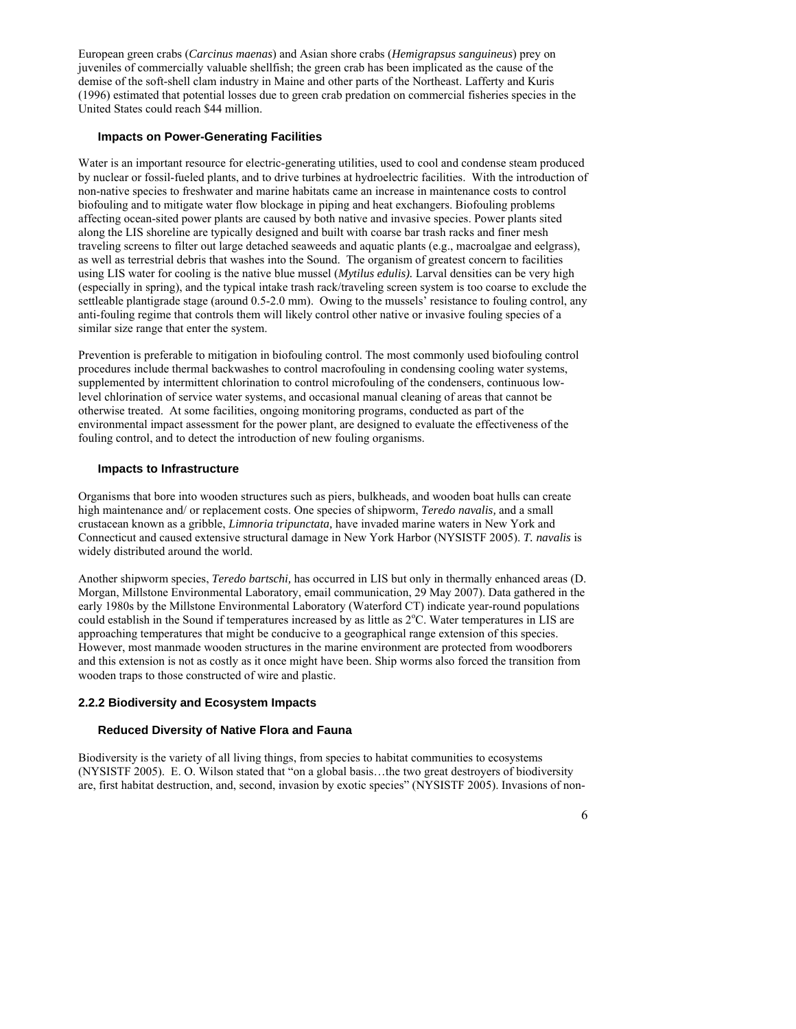European green crabs (*Carcinus maenas*) and Asian shore crabs (*Hemigrapsus sanguineus*) prey on juveniles of commercially valuable shellfish; the green crab has been implicated as the cause of the demise of the soft-shell clam industry in Maine and other parts of the Northeast. Lafferty and Kuris (1996) estimated that potential losses due to green crab predation on commercial fisheries species in the United States could reach $44 million.

### Impacts on Power-Generating Facilities

Water is an important resource for electric-generating utilities, used to cool and condense steam produced by nuclear or fossil-fueled plants, and to drive turbines at hydroelectric facilities. With the introduction of non-native species to freshwater and marine habitats came an increase in maintenance costs to control biofouling and to mitigate water flow blockage in piping and heat exchangers. Biofouling problems affecting ocean-sited power plants are caused by both native and invasive species. Power plants sited along the LIS shoreline are typically designed and built with coarse bar trash racks and finer mesh traveling screens to filter out large detached seaweeds and aquatic plants (e.g., macroalgae and eelgrass), as well as terrestrial debris that washes into the Sound. The organism of greatest concern to facilities using LIS water for cooling is the native blue mussel (*Mytilus edulis).* Larval densities can be very high (especially in spring), and the typical intake trash rack/traveling screen system is too coarse to exclude the settleable plantigrade stage (around 0.5-2.0 mm). Owing to the mussels' resistance to fouling control, any anti-fouling regime that controls them will likely control other native or invasive fouling species of a similar size range that enter the system.

Prevention is preferable to mitigation in biofouling control. The most commonly used biofouling control procedures include thermal backwashes to control macrofouling in condensing cooling water systems, supplemented by intermittent chlorination to control microfouling of the condensers, continuous low-level chlorination of service water systems, and occasional manual cleaning of areas that cannot be otherwise treated. At some facilities, ongoing monitoring programs, conducted as part of the environmental impact assessment for the power plant, are designed to evaluate the effectiveness of the fouling control, and to detect the introduction of new fouling organisms.

### Impacts to Infrastructure

Organisms that bore into wooden structures such as piers, bulkheads, and wooden boat hulls can create high maintenance and/ or replacement costs. One species of shipworm, *Teredo navalis,* and a small crustacean known as a gribble, *Limnoria tripunctata,* have invaded marine waters in New York and Connecticut and caused extensive structural damage in New York Harbor (NYSISTF 2005). *T. navalis* is widely distributed around the world.

Another shipworm species, *Teredo bartschi,* has occurred in LIS but only in thermally enhanced areas (D. Morgan, Millstone Environmental Laboratory, email communication, 29 May 2007). Data gathered in the early 1980s by the Millstone Environmental Laboratory (Waterford CT) indicate year-round populations could establish in the Sound if temperatures increased by as little as 2°C. Water temperatures in LIS are approaching temperatures that might be conducive to a geographical range extension of this species. However, most manmade wooden structures in the marine environment are protected from woodborers and this extension is not as costly as it once might have been. Ship worms also forced the transition from wooden traps to those constructed of wire and plastic.

## 2.2.2 Biodiversity and Ecosystem Impacts

### Reduced Diversity of Native Flora and Fauna

Biodiversity is the variety of all living things, from species to habitat communities to ecosystems (NYSISTF 2005). E. O. Wilson stated that "on a global basis…the two great destroyers of biodiversity are, first habitat destruction, and, second, invasion by exotic species" (NYSISTF 2005). Invasions of non-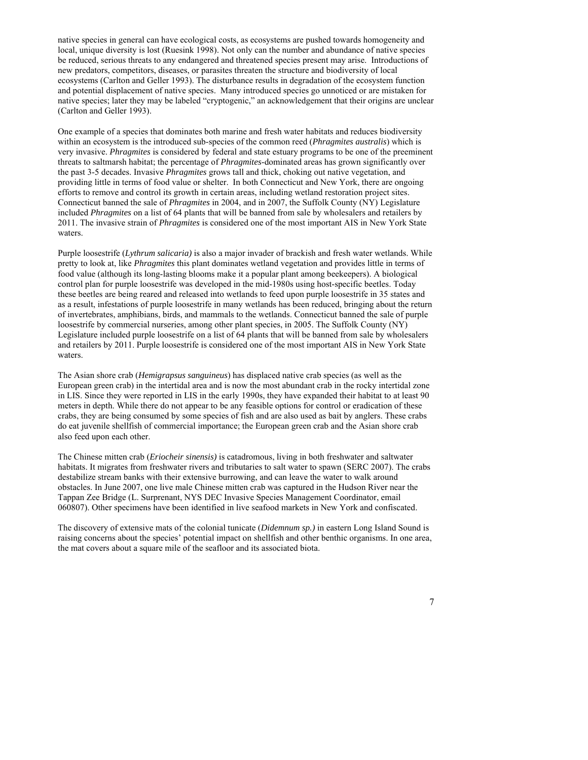native species in general can have ecological costs, as ecosystems are pushed towards homogeneity and local, unique diversity is lost (Ruesink 1998). Not only can the number and abundance of native species be reduced, serious threats to any endangered and threatened species present may arise. Introductions of new predators, competitors, diseases, or parasites threaten the structure and biodiversity of local ecosystems (Carlton and Geller 1993). The disturbance results in degradation of the ecosystem function and potential displacement of native species. Many introduced species go unnoticed or are mistaken for native species; later they may be labeled "cryptogenic," an acknowledgement that their origins are unclear (Carlton and Geller 1993).

One example of a species that dominates both marine and fresh water habitats and reduces biodiversity within an ecosystem is the introduced sub-species of the common reed (*Phragmites australis*) which is very invasive. *Phragmites* is considered by federal and state estuary programs to be one of the preeminent threats to saltmarsh habitat; the percentage of *Phragmites*-dominated areas has grown significantly over the past 3-5 decades. Invasive *Phragmites* grows tall and thick, choking out native vegetation, and providing little in terms of food value or shelter. In both Connecticut and New York, there are ongoing efforts to remove and control its growth in certain areas, including wetland restoration project sites. Connecticut banned the sale of *Phragmites* in 2004, and in 2007, the Suffolk County (NY) Legislature included *Phragmites* on a list of 64 plants that will be banned from sale by wholesalers and retailers by 2011. The invasive strain of *Phragmites* is considered one of the most important AIS in New York State waters.

Purple loosestrife (*Lythrum salicaria)* is also a major invader of brackish and fresh water wetlands. While pretty to look at, like *Phragmites* this plant dominates wetland vegetation and provides little in terms of food value (although its long-lasting blooms make it a popular plant among beekeepers). A biological control plan for purple loosestrife was developed in the mid-1980s using host-specific beetles. Today these beetles are being reared and released into wetlands to feed upon purple loosestrife in 35 states and as a result, infestations of purple loosestrife in many wetlands has been reduced, bringing about the return of invertebrates, amphibians, birds, and mammals to the wetlands. Connecticut banned the sale of purple loosestrife by commercial nurseries, among other plant species, in 2005. The Suffolk County (NY) Legislature included purple loosestrife on a list of 64 plants that will be banned from sale by wholesalers and retailers by 2011. Purple loosestrife is considered one of the most important AIS in New York State waters.

The Asian shore crab (*Hemigrapsus sanguineus*) has displaced native crab species (as well as the European green crab) in the intertidal area and is now the most abundant crab in the rocky intertidal zone in LIS. Since they were reported in LIS in the early 1990s, they have expanded their habitat to at least 90 meters in depth. While there do not appear to be any feasible options for control or eradication of these crabs, they are being consumed by some species of fish and are also used as bait by anglers. These crabs do eat juvenile shellfish of commercial importance; the European green crab and the Asian shore crab also feed upon each other.

The Chinese mitten crab (*Eriocheir sinensis)* is catadromous, living in both freshwater and saltwater habitats. It migrates from freshwater rivers and tributaries to salt water to spawn (SERC 2007). The crabs destabilize stream banks with their extensive burrowing, and can leave the water to walk around obstacles. In June 2007, one live male Chinese mitten crab was captured in the Hudson River near the Tappan Zee Bridge (L. Surprenant, NYS DEC Invasive Species Management Coordinator, email 060807). Other specimens have been identified in live seafood markets in New York and confiscated.

The discovery of extensive mats of the colonial tunicate (*Didemnum sp.)* in eastern Long Island Sound is raising concerns about the species' potential impact on shellfish and other benthic organisms. In one area, the mat covers about a square mile of the seafloor and its associated biota.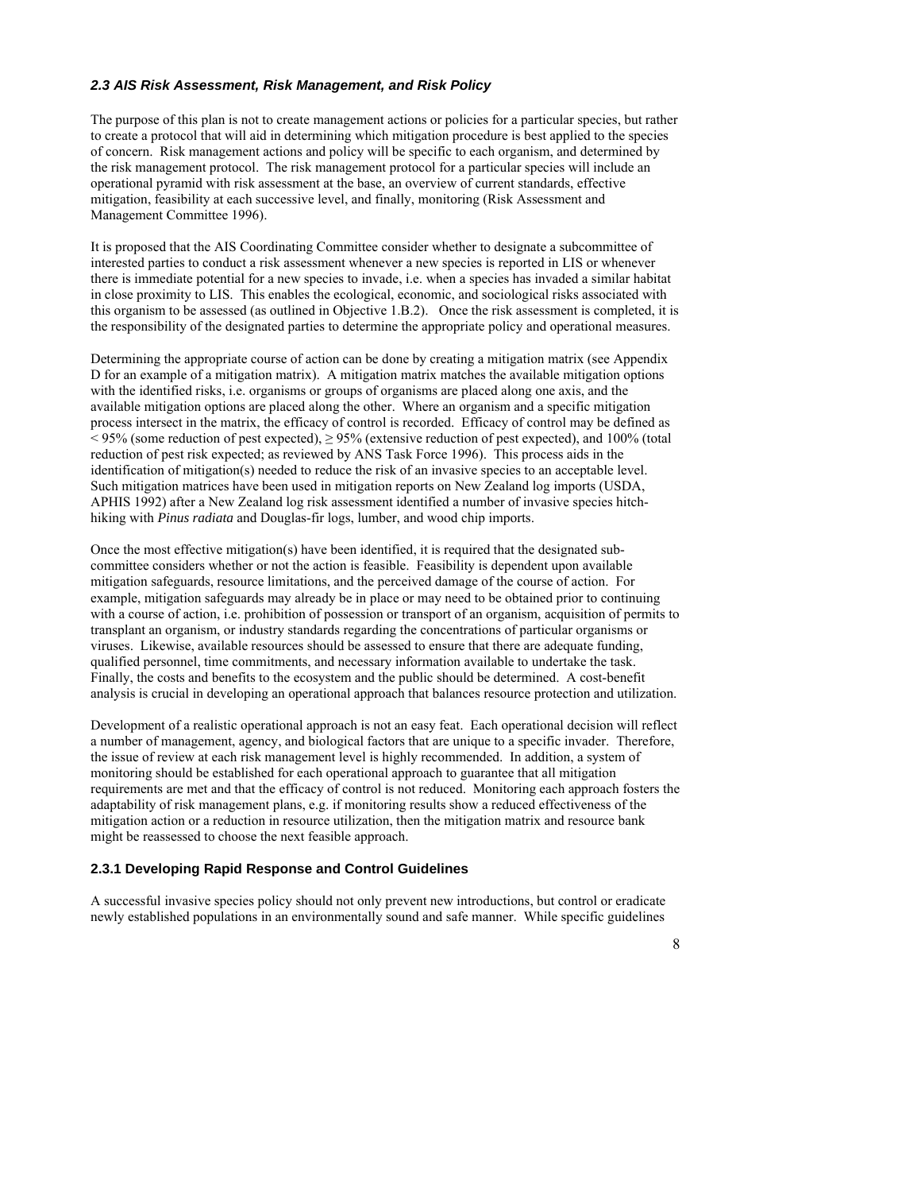### *2.3 AIS Risk Assessment, Risk Management, and Risk Policy*

The purpose of this plan is not to create management actions or policies for a particular species, but rather to create a protocol that will aid in determining which mitigation procedure is best applied to the species of concern. Risk management actions and policy will be specific to each organism, and determined by the risk management protocol. The risk management protocol for a particular species will include an operational pyramid with risk assessment at the base, an overview of current standards, effective mitigation, feasibility at each successive level, and finally, monitoring (Risk Assessment and Management Committee 1996).

It is proposed that the AIS Coordinating Committee consider whether to designate a subcommittee of interested parties to conduct a risk assessment whenever a new species is reported in LIS or whenever there is immediate potential for a new species to invade, i.e. when a species has invaded a similar habitat in close proximity to LIS. This enables the ecological, economic, and sociological risks associated with this organism to be assessed (as outlined in Objective 1.B.2). Once the risk assessment is completed, it is the responsibility of the designated parties to determine the appropriate policy and operational measures.

Determining the appropriate course of action can be done by creating a mitigation matrix (see Appendix D for an example of a mitigation matrix). A mitigation matrix matches the available mitigation options with the identified risks, i.e. organisms or groups of organisms are placed along one axis, and the available mitigation options are placed along the other. Where an organism and a specific mitigation process intersect in the matrix, the efficacy of control is recorded. Efficacy of control may be defined as < 95% (some reduction of pest expected), ≥ 95% (extensive reduction of pest expected), and 100% (total reduction of pest risk expected; as reviewed by ANS Task Force 1996). This process aids in the identification of mitigation(s) needed to reduce the risk of an invasive species to an acceptable level. Such mitigation matrices have been used in mitigation reports on New Zealand log imports (USDA, APHIS 1992) after a New Zealand log risk assessment identified a number of invasive species hitch-hiking with *Pinus radiata* and Douglas-fir logs, lumber, and wood chip imports.

Once the most effective mitigation(s) have been identified, it is required that the designated sub-committee considers whether or not the action is feasible. Feasibility is dependent upon available mitigation safeguards, resource limitations, and the perceived damage of the course of action. For example, mitigation safeguards may already be in place or may need to be obtained prior to continuing with a course of action, i.e. prohibition of possession or transport of an organism, acquisition of permits to transplant an organism, or industry standards regarding the concentrations of particular organisms or viruses. Likewise, available resources should be assessed to ensure that there are adequate funding, qualified personnel, time commitments, and necessary information available to undertake the task. Finally, the costs and benefits to the ecosystem and the public should be determined. A cost-benefit analysis is crucial in developing an operational approach that balances resource protection and utilization.

Development of a realistic operational approach is not an easy feat. Each operational decision will reflect a number of management, agency, and biological factors that are unique to a specific invader. Therefore, the issue of review at each risk management level is highly recommended. In addition, a system of monitoring should be established for each operational approach to guarantee that all mitigation requirements are met and that the efficacy of control is not reduced. Monitoring each approach fosters the adaptability of risk management plans, e.g. if monitoring results show a reduced effectiveness of the mitigation action or a reduction in resource utilization, then the mitigation matrix and resource bank might be reassessed to choose the next feasible approach.

#### 2.3.1 Developing Rapid Response and Control Guidelines

A successful invasive species policy should not only prevent new introductions, but control or eradicate newly established populations in an environmentally sound and safe manner. While specific guidelines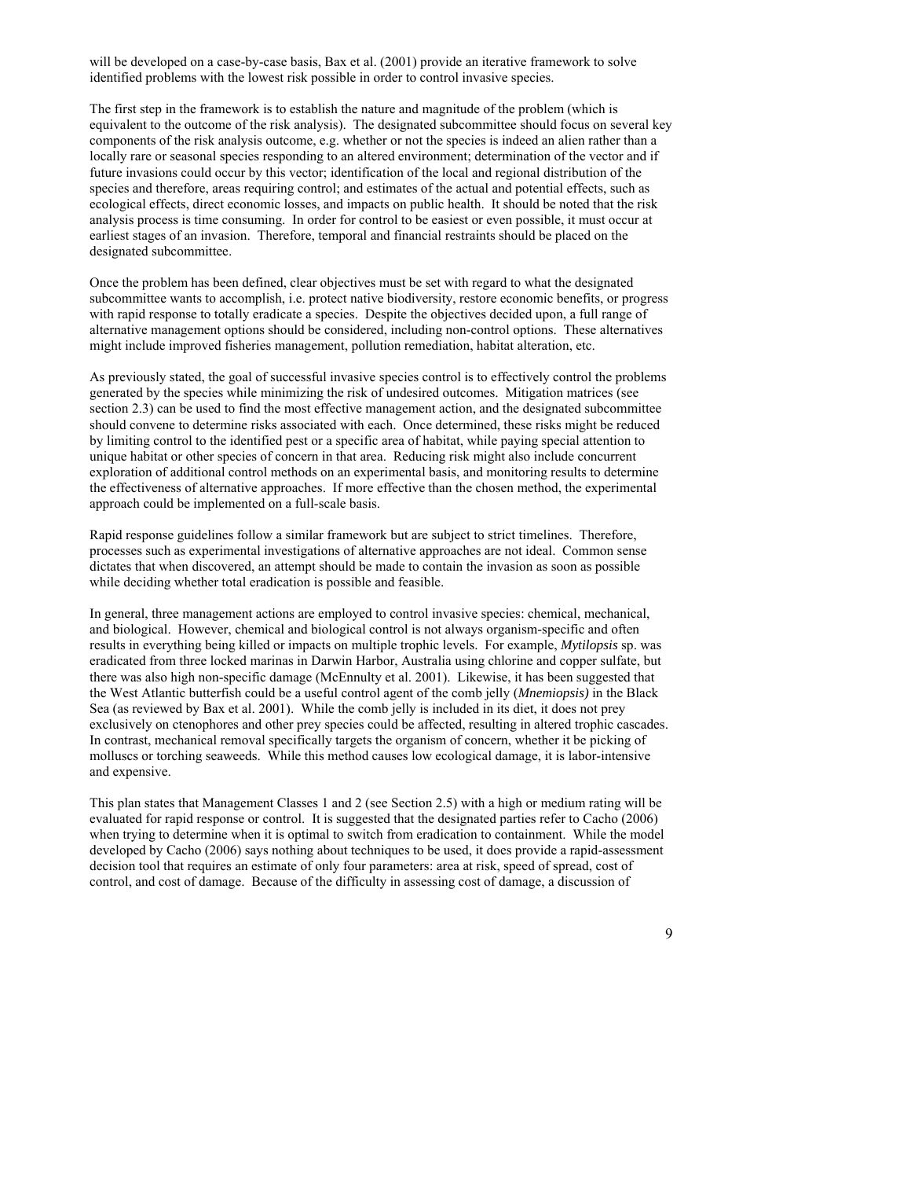will be developed on a case-by-case basis, Bax et al. (2001) provide an iterative framework to solve identified problems with the lowest risk possible in order to control invasive species.

The first step in the framework is to establish the nature and magnitude of the problem (which is equivalent to the outcome of the risk analysis). The designated subcommittee should focus on several key components of the risk analysis outcome, e.g. whether or not the species is indeed an alien rather than a locally rare or seasonal species responding to an altered environment; determination of the vector and if future invasions could occur by this vector; identification of the local and regional distribution of the species and therefore, areas requiring control; and estimates of the actual and potential effects, such as ecological effects, direct economic losses, and impacts on public health. It should be noted that the risk analysis process is time consuming. In order for control to be easiest or even possible, it must occur at earliest stages of an invasion. Therefore, temporal and financial restraints should be placed on the designated subcommittee.

Once the problem has been defined, clear objectives must be set with regard to what the designated subcommittee wants to accomplish, i.e. protect native biodiversity, restore economic benefits, or progress with rapid response to totally eradicate a species. Despite the objectives decided upon, a full range of alternative management options should be considered, including non-control options. These alternatives might include improved fisheries management, pollution remediation, habitat alteration, etc.

As previously stated, the goal of successful invasive species control is to effectively control the problems generated by the species while minimizing the risk of undesired outcomes. Mitigation matrices (see section 2.3) can be used to find the most effective management action, and the designated subcommittee should convene to determine risks associated with each. Once determined, these risks might be reduced by limiting control to the identified pest or a specific area of habitat, while paying special attention to unique habitat or other species of concern in that area. Reducing risk might also include concurrent exploration of additional control methods on an experimental basis, and monitoring results to determine the effectiveness of alternative approaches. If more effective than the chosen method, the experimental approach could be implemented on a full-scale basis.

Rapid response guidelines follow a similar framework but are subject to strict timelines. Therefore, processes such as experimental investigations of alternative approaches are not ideal. Common sense dictates that when discovered, an attempt should be made to contain the invasion as soon as possible while deciding whether total eradication is possible and feasible.

In general, three management actions are employed to control invasive species: chemical, mechanical, and biological. However, chemical and biological control is not always organism-specific and often results in everything being killed or impacts on multiple trophic levels. For example, *Mytilopsis* sp. was eradicated from three locked marinas in Darwin Harbor, Australia using chlorine and copper sulfate, but there was also high non-specific damage (McEnnulty et al. 2001). Likewise, it has been suggested that the West Atlantic butterfish could be a useful control agent of the comb jelly (*Mnemiopsis)* in the Black Sea (as reviewed by Bax et al. 2001). While the comb jelly is included in its diet, it does not prey exclusively on ctenophores and other prey species could be affected, resulting in altered trophic cascades. In contrast, mechanical removal specifically targets the organism of concern, whether it be picking of molluscs or torching seaweeds. While this method causes low ecological damage, it is labor-intensive and expensive.

This plan states that Management Classes 1 and 2 (see Section 2.5) with a high or medium rating will be evaluated for rapid response or control. It is suggested that the designated parties refer to Cacho (2006) when trying to determine when it is optimal to switch from eradication to containment. While the model developed by Cacho (2006) says nothing about techniques to be used, it does provide a rapid-assessment decision tool that requires an estimate of only four parameters: area at risk, speed of spread, cost of control, and cost of damage. Because of the difficulty in assessing cost of damage, a discussion of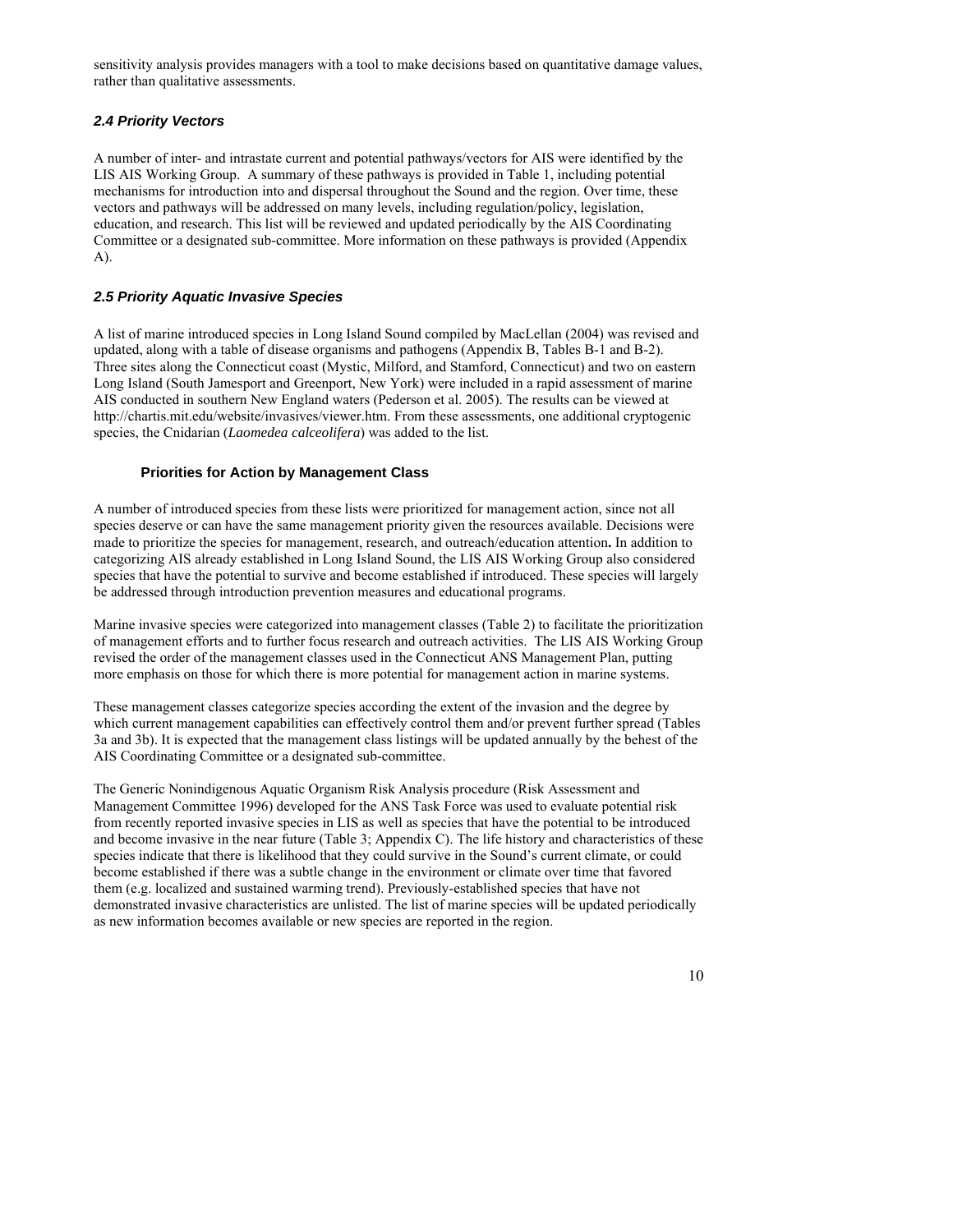sensitivity analysis provides managers with a tool to make decisions based on quantitative damage values, rather than qualitative assessments.

### *2.4 Priority Vectors*

A number of inter- and intrastate current and potential pathways/vectors for AIS were identified by the LIS AIS Working Group. A summary of these pathways is provided in Table 1, including potential mechanisms for introduction into and dispersal throughout the Sound and the region. Over time, these vectors and pathways will be addressed on many levels, including regulation/policy, legislation, education, and research. This list will be reviewed and updated periodically by the AIS Coordinating Committee or a designated sub-committee. More information on these pathways is provided (Appendix A).

### *2.5 Priority Aquatic Invasive Species*

A list of marine introduced species in Long Island Sound compiled by MacLellan (2004) was revised and updated, along with a table of disease organisms and pathogens (Appendix B, Tables B-1 and B-2). Three sites along the Connecticut coast (Mystic, Milford, and Stamford, Connecticut) and two on eastern Long Island (South Jamesport and Greenport, New York) were included in a rapid assessment of marine AIS conducted in southern New England waters (Pederson et al. 2005). The results can be viewed at http://chartis.mit.edu/website/invasives/viewer.htm. From these assessments, one additional cryptogenic species, the Cnidarian (*Laomedea calceolifera*) was added to the list.

#### Priorities for Action by Management Class

A number of introduced species from these lists were prioritized for management action, since not all species deserve or can have the same management priority given the resources available. Decisions were made to prioritize the species for management, research, and outreach/education attention**.** In addition to categorizing AIS already established in Long Island Sound, the LIS AIS Working Group also considered species that have the potential to survive and become established if introduced. These species will largely be addressed through introduction prevention measures and educational programs.

Marine invasive species were categorized into management classes (Table 2) to facilitate the prioritization of management efforts and to further focus research and outreach activities. The LIS AIS Working Group revised the order of the management classes used in the Connecticut ANS Management Plan, putting more emphasis on those for which there is more potential for management action in marine systems.

These management classes categorize species according the extent of the invasion and the degree by which current management capabilities can effectively control them and/or prevent further spread (Tables 3a and 3b). It is expected that the management class listings will be updated annually by the behest of the AIS Coordinating Committee or a designated sub-committee.

The Generic Nonindigenous Aquatic Organism Risk Analysis procedure (Risk Assessment and Management Committee 1996) developed for the ANS Task Force was used to evaluate potential risk from recently reported invasive species in LIS as well as species that have the potential to be introduced and become invasive in the near future (Table 3; Appendix C). The life history and characteristics of these species indicate that there is likelihood that they could survive in the Sound's current climate, or could become established if there was a subtle change in the environment or climate over time that favored them (e.g. localized and sustained warming trend). Previously-established species that have not demonstrated invasive characteristics are unlisted. The list of marine species will be updated periodically as new information becomes available or new species are reported in the region.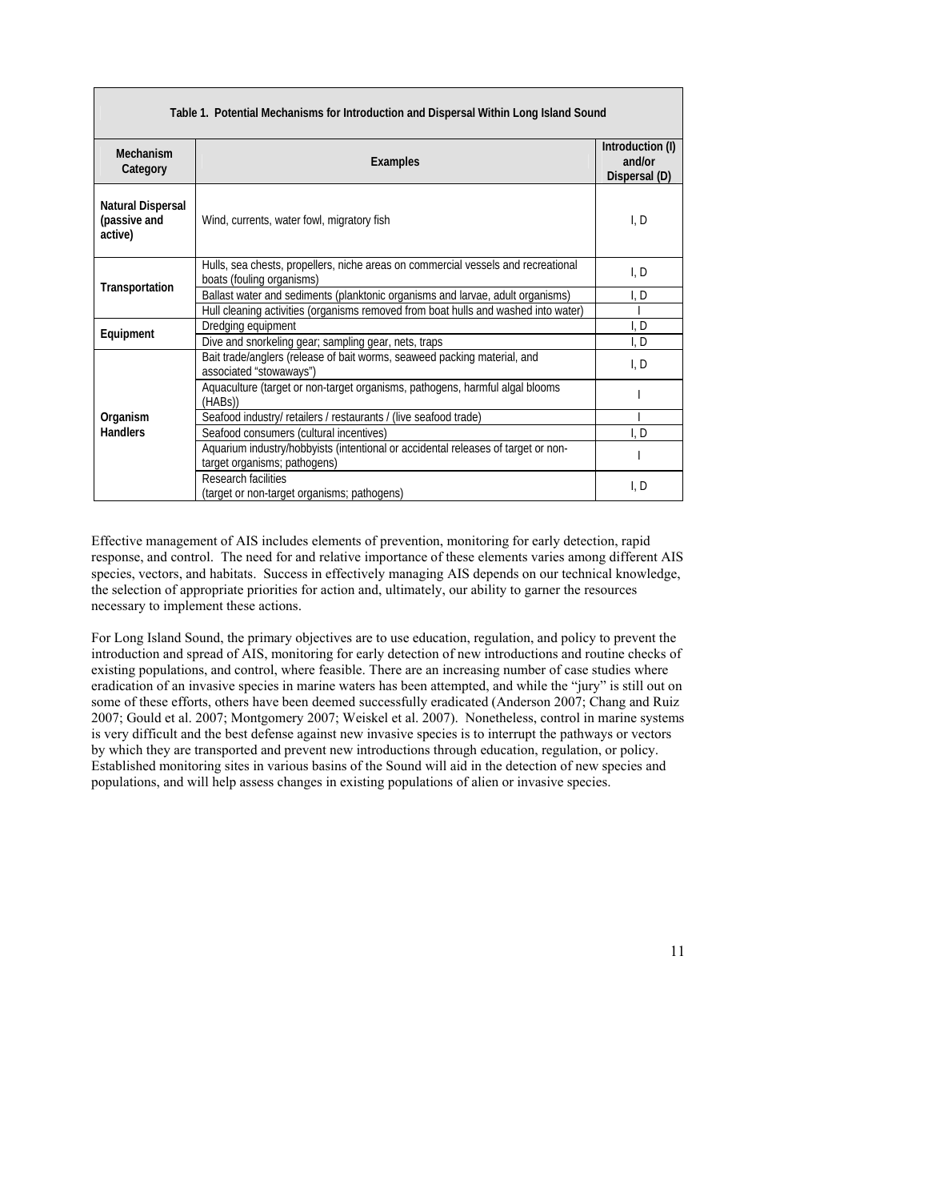**Table 1. Potential Mechanisms for Introduction and Dispersal Within Long Island Sound**

| Mechanism Category | Examples | Introduction (I) and/or Dispersal (D) |
|---|---|---|
| Natural Dispersal (passive and active) | Wind, currents, water fowl, migratory fish | I, D |
| Transportation | Hulls, sea chests, propellers, niche areas on commercial vessels and recreational boats (fouling organisms) | I, D |
| | Ballast water and sediments (planktonic organisms and larvae, adult organisms) | I, D |
| | Hull cleaning activities (organisms removed from boat hulls and washed into water) | I |
| Equipment | Dredging equipment | I, D |
| | Dive and snorkeling gear; sampling gear, nets, traps | I, D |
| Organism Handlers | Bait trade/anglers (release of bait worms, seaweed packing material, and associated "stowaways") | I, D |
| | Aquaculture (target or non-target organisms, pathogens, harmful algal blooms (HABs)) | I |
| | Seafood industry/ retailers / restaurants / (live seafood trade) | I |
| | Seafood consumers (cultural incentives) | I, D |
| | Aquarium industry/hobbyists (intentional or accidental releases of target or non-target organisms; pathogens) | I |
| | Research facilities (target or non-target organisms; pathogens) | I, D |

Effective management of AIS includes elements of prevention, monitoring for early detection, rapid response, and control. The need for and relative importance of these elements varies among different AIS species, vectors, and habitats. Success in effectively managing AIS depends on our technical knowledge, the selection of appropriate priorities for action and, ultimately, our ability to garner the resources necessary to implement these actions.

For Long Island Sound, the primary objectives are to use education, regulation, and policy to prevent the introduction and spread of AIS, monitoring for early detection of new introductions and routine checks of existing populations, and control, where feasible. There are an increasing number of case studies where eradication of an invasive species in marine waters has been attempted, and while the "jury" is still out on some of these efforts, others have been deemed successfully eradicated (Anderson 2007; Chang and Ruiz 2007; Gould et al. 2007; Montgomery 2007; Weiskel et al. 2007). Nonetheless, control in marine systems is very difficult and the best defense against new invasive species is to interrupt the pathways or vectors by which they are transported and prevent new introductions through education, regulation, or policy. Established monitoring sites in various basins of the Sound will aid in the detection of new species and populations, and will help assess changes in existing populations of alien or invasive species.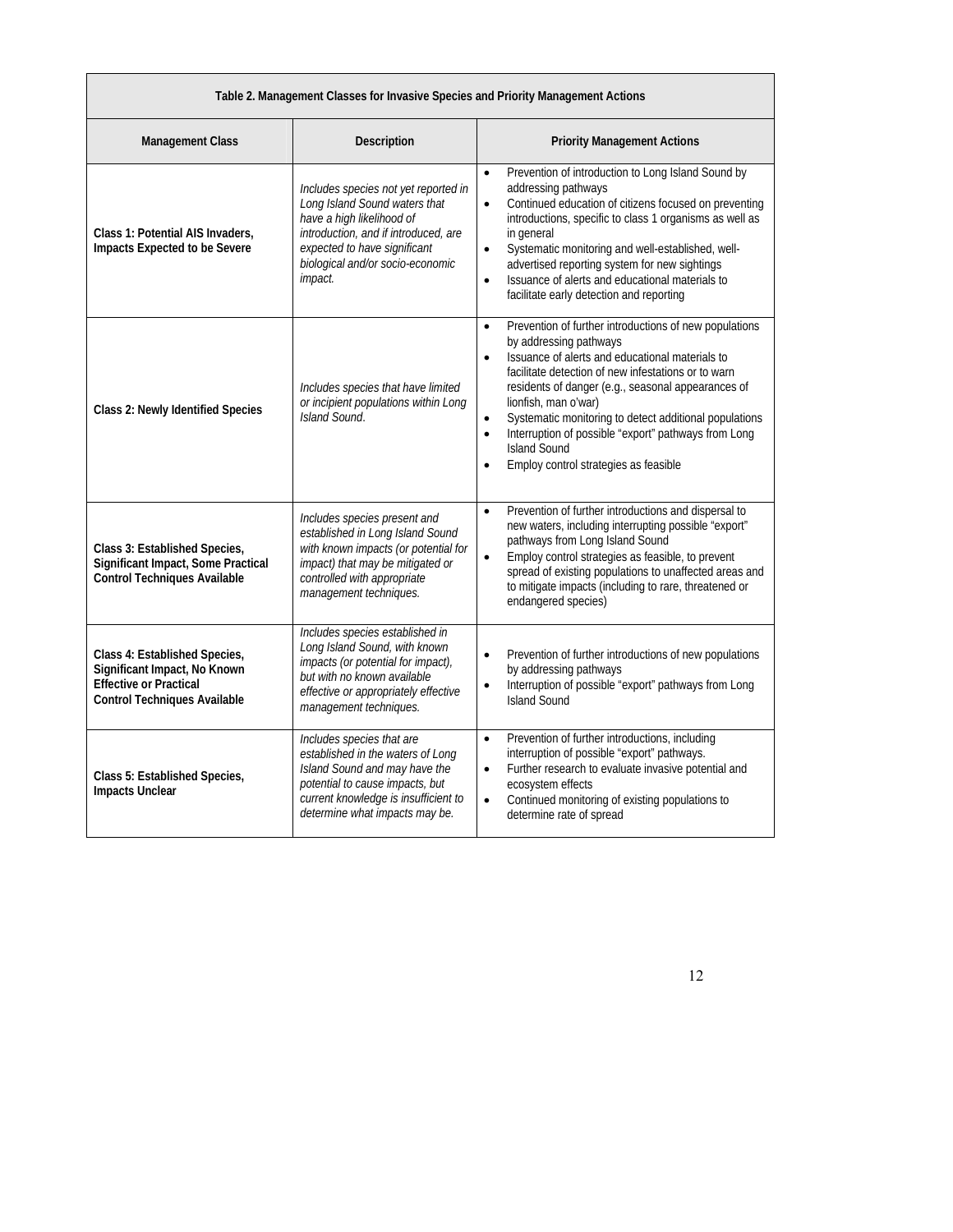| Table 2. Management Classes for Invasive Species and Priority Management Actions | | |
|---|---|---|
| **Management Class** | **Description** | **Priority Management Actions** |
| **Class 1: Potential AIS Invaders, Impacts Expected to be Severe** | *Includes species not yet reported in Long Island Sound waters that have a high likelihood of introduction, and if introduced, are expected to have significant biological and/or socio-economic impact.* | • Prevention of introduction to Long Island Sound by addressing pathways<br>• Continued education of citizens focused on preventing introductions, specific to class 1 organisms as well as in general<br>• Systematic monitoring and well-established, well-advertised reporting system for new sightings<br>• Issuance of alerts and educational materials to facilitate early detection and reporting |
| **Class 2: Newly Identified Species** | *Includes species that have limited or incipient populations within Long Island Sound.* | • Prevention of further introductions of new populations by addressing pathways<br>• Issuance of alerts and educational materials to facilitate detection of new infestations or to warn residents of danger (e.g., seasonal appearances of lionfish, man o'war)<br>• Systematic monitoring to detect additional populations<br>• Interruption of possible "export" pathways from Long Island Sound<br>• Employ control strategies as feasible |
| **Class 3: Established Species, Significant Impact, Some Practical Control Techniques Available** | *Includes species present and established in Long Island Sound with known impacts (or potential for impact) that may be mitigated or controlled with appropriate management techniques.* | • Prevention of further introductions and dispersal to new waters, including interrupting possible "export" pathways from Long Island Sound<br>• Employ control strategies as feasible, to prevent spread of existing populations to unaffected areas and to mitigate impacts (including to rare, threatened or endangered species) |
| **Class 4: Established Species, Significant Impact, No Known Effective or Practical Control Techniques Available** | *Includes species established in Long Island Sound, with known impacts (or potential for impact), but with no known available effective or appropriately effective management techniques.* | • Prevention of further introductions of new populations by addressing pathways<br>• Interruption of possible "export" pathways from Long Island Sound |
| **Class 5: Established Species, Impacts Unclear** | *Includes species that are established in the waters of Long Island Sound and may have the potential to cause impacts, but current knowledge is insufficient to determine what impacts may be.* | • Prevention of further introductions, including interruption of possible "export" pathways.<br>• Further research to evaluate invasive potential and ecosystem effects<br>• Continued monitoring of existing populations to determine rate of spread |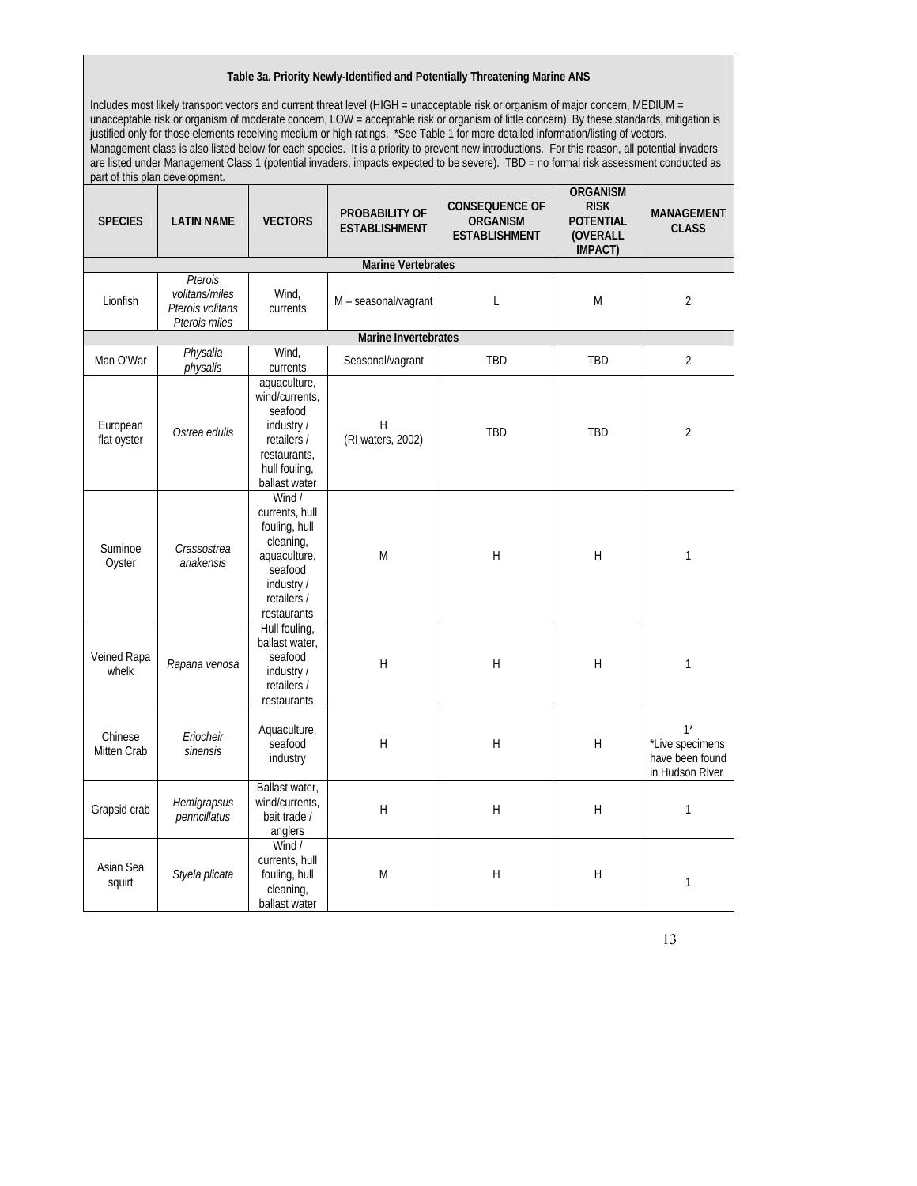**Table 3a. Priority Newly-Identified and Potentially Threatening Marine ANS**

Includes most likely transport vectors and current threat level (HIGH = unacceptable risk or organism of major concern, MEDIUM = unacceptable risk or organism of moderate concern, LOW = acceptable risk or organism of little concern). By these standards, mitigation is justified only for those elements receiving medium or high ratings. *See Table 1 for more detailed information/listing of vectors. Management class is also listed below for each species. It is a priority to prevent new introductions. For this reason, all potential invaders are listed under Management Class 1 (potential invaders, impacts expected to be severe). TBD = no formal risk assessment conducted as part of this plan development.

| SPECIES | LATIN NAME | VECTORS | PROBABILITY OF ESTABLISHMENT | CONSEQUENCE OF ORGANISM ESTABLISHMENT | ORGANISM RISK POTENTIAL (OVERALL IMPACT) | MANAGEMENT CLASS |
|---|---|---|---|---|---|---|
| **Marine Vertebrates** | | | | | | |
| Lionfish | *Pterois volitans/miles Pterois volitans Pterois miles* | Wind, currents | M – seasonal/vagrant | L | M | 2 |
| **Marine Invertebrates** | | | | | | |
| Man O'War | *Physalia physalis* | Wind, currents | Seasonal/vagrant | TBD | TBD | 2 |
| European flat oyster | *Ostrea edulis* | aquaculture, wind/currents, seafood industry / retailers / restaurants, hull fouling, ballast water | H (RI waters, 2002) | TBD | TBD | 2 |
| Suminoe Oyster | *Crassostrea ariakensis* | Wind / currents, hull fouling, hull cleaning, aquaculture, seafood industry / retailers / restaurants | M | H | H | 1 |
| Veined Rapa whelk | *Rapana venosa* | Hull fouling, ballast water, seafood industry / retailers / restaurants | H | H | H | 1 |
| Chinese Mitten Crab | *Eriocheir sinensis* | Aquaculture, seafood industry | H | H | H | 1* *Live specimens have been found in Hudson River |
| Grapsid crab | *Hemigrapsus penncillatus* | Ballast water, wind/currents, bait trade / anglers | H | H | H | 1 |
| Asian Sea squirt | *Styela plicata* | Wind / currents, hull fouling, hull cleaning, ballast water | M | H | H | 1 |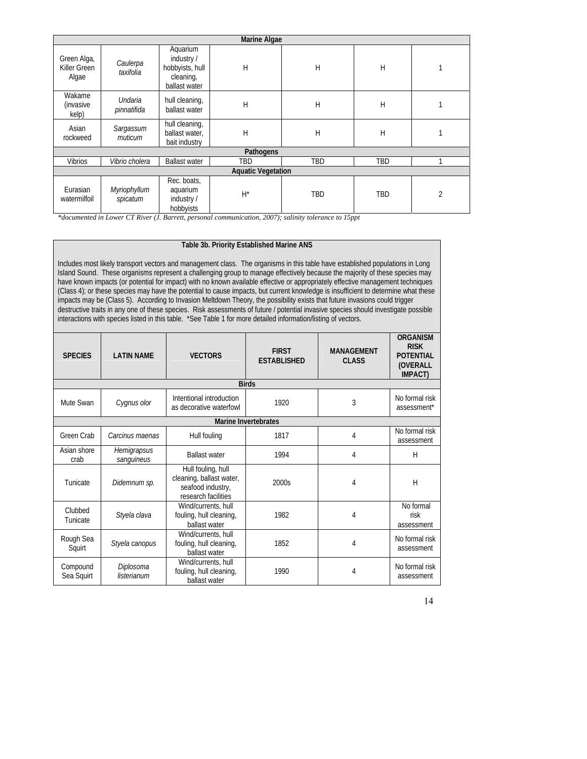| | | | | | | |
|---|---|---|---|---|---|---|
| **Marine Algae** | | | | | | |
| Green Alga, Killer Green Algae | *Caulerpa taxifolia* | Aquarium industry / hobbyists, hull cleaning, ballast water | H | H | H | 1 |
| Wakame (invasive kelp) | *Undaria pinnatifida* | hull cleaning, ballast water | H | H | H | 1 |
| Asian rockweed | *Sargassum muticum* | hull cleaning, ballast water, bait industry | H | H | H | 1 |
| **Pathogens** | | | | | | |
| Vibrios | *Vibrio cholera* | Ballast water | TBD | TBD | TBD | 1 |
| **Aquatic Vegetation** | | | | | | |
| Eurasian watermilfoil | *Myriophyllum spicatum* | Rec. boats, aquarium industry / hobbyists | H* | TBD | TBD | 2 |

*\*documented in Lower CT River (J. Barrett, personal communication, 2007); salinity tolerance to 15ppt*

**Table 3b. Priority Established Marine ANS**

Includes most likely transport vectors and management class. The organisms in this table have established populations in Long Island Sound. These organisms represent a challenging group to manage effectively because the majority of these species may have known impacts (or potential for impact) with no known available effective or appropriately effective management techniques (Class 4); or these species may have the potential to cause impacts, but current knowledge is insufficient to determine what these impacts may be (Class 5). According to Invasion Meltdown Theory, the possibility exists that future invasions could trigger destructive traits in any one of these species. Risk assessments of future / potential invasive species should investigate possible interactions with species listed in this table. *See Table 1 for more detailed information/listing of vectors.

| SPECIES | LATIN NAME | VECTORS | FIRST ESTABLISHED | MANAGEMENT CLASS | ORGANISM RISK POTENTIAL (OVERALL IMPACT) |
|---|---|---|---|---|---|
| **Birds** | | | | | |
| Mute Swan | *Cygnus olor* | Intentional introduction as decorative waterfowl | 1920 | 3 | No formal risk assessment* |
| **Marine Invertebrates** | | | | | |
| Green Crab | *Carcinus maenas* | Hull fouling | 1817 | 4 | No formal risk assessment |
| Asian shore crab | *Hemigrapsus sanguineus* | Ballast water | 1994 | 4 | H |
| Tunicate | *Didemnum sp.* | Hull fouling, hull cleaning, ballast water, seafood industry, research facilities | 2000s | 4 | H |
| Clubbed Tunicate | *Styela clava* | Wind/currents, hull fouling, hull cleaning, ballast water | 1982 | 4 | No formal risk assessment |
| Rough Sea Squirt | *Styela canopus* | Wind/currents, hull fouling, hull cleaning, ballast water | 1852 | 4 | No formal risk assessment |
| Compound Sea Squirt | *Diplosoma listerianum* | Wind/currents, hull fouling, hull cleaning, ballast water | 1990 | 4 | No formal risk assessment |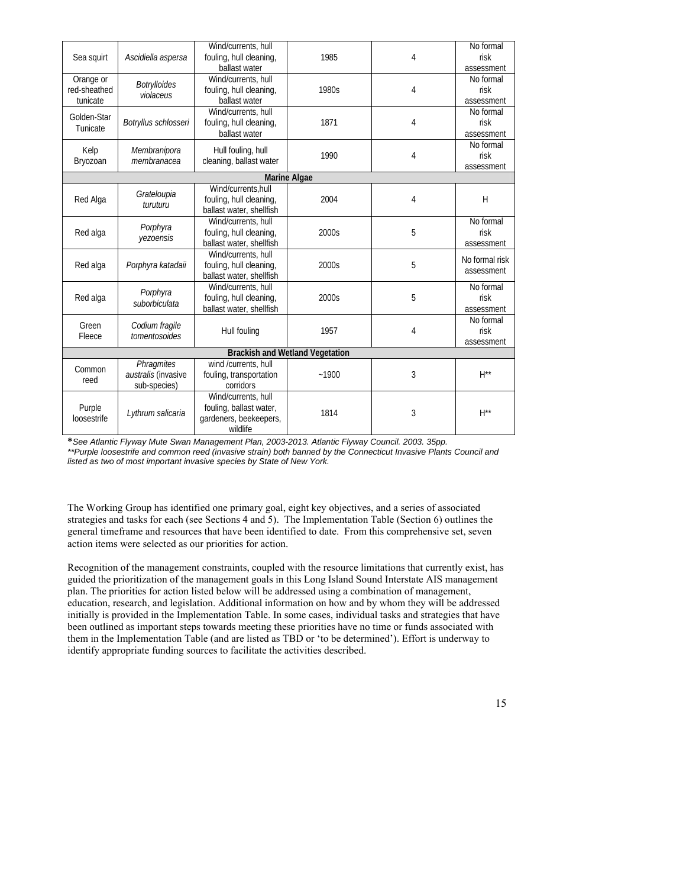| | | | | | |
|---|---|---|---|---|---|
| Sea squirt | *Ascidiella aspersa* | Wind/currents, hull fouling, hull cleaning, ballast water | 1985 | 4 | No formal risk assessment |
| Orange or red-sheathed tunicate | *Botrylloides violaceus* | Wind/currents, hull fouling, hull cleaning, ballast water | 1980s | 4 | No formal risk assessment |
| Golden-Star Tunicate | *Botryllus schlosseri* | Wind/currents, hull fouling, hull cleaning, ballast water | 1871 | 4 | No formal risk assessment |
| Kelp Bryozoan | *Membranipora membranacea* | Hull fouling, hull cleaning, ballast water | 1990 | 4 | No formal risk assessment |
| **Marine Algae** | | | | | |
| Red Alga | *Grateloupia turuturu* | Wind/currents,hull fouling, hull cleaning, ballast water, shellfish | 2004 | 4 | H |
| Red alga | *Porphyra yezoensis* | Wind/currents, hull fouling, hull cleaning, ballast water, shellfish | 2000s | 5 | No formal risk assessment |
| Red alga | *Porphyra katadaii* | Wind/currents, hull fouling, hull cleaning, ballast water, shellfish | 2000s | 5 | No formal risk assessment |
| Red alga | *Porphyra suborbiculata* | Wind/currents, hull fouling, hull cleaning, ballast water, shellfish | 2000s | 5 | No formal risk assessment |
| Green Fleece | *Codium fragile tomentosoides* | Hull fouling | 1957 | 4 | No formal risk assessment |
| **Brackish and Wetland Vegetation** | | | | | |
| Common reed | *Phragmites australis* (invasive sub-species) | wind /currents, hull fouling, transportation corridors | ~1900 | 3 | H** |
| Purple loosestrife | *Lythrum salicaria* | Wind/currents, hull fouling, ballast water, gardeners, beekeepers, wildlife | 1814 | 3 | H** |

*\*See Atlantic Flyway Mute Swan Management Plan, 2003-2013. Atlantic Flyway Council. 2003. 35pp.*
*\*\*Purple loosestrife and common reed (invasive strain) both banned by the Connecticut Invasive Plants Council and listed as two of most important invasive species by State of New York.*

The Working Group has identified one primary goal, eight key objectives, and a series of associated strategies and tasks for each (see Sections 4 and 5). The Implementation Table (Section 6) outlines the general timeframe and resources that have been identified to date. From this comprehensive set, seven action items were selected as our priorities for action.

Recognition of the management constraints, coupled with the resource limitations that currently exist, has guided the prioritization of the management goals in this Long Island Sound Interstate AIS management plan. The priorities for action listed below will be addressed using a combination of management, education, research, and legislation. Additional information on how and by whom they will be addressed initially is provided in the Implementation Table. In some cases, individual tasks and strategies that have been outlined as important steps towards meeting these priorities have no time or funds associated with them in the Implementation Table (and are listed as TBD or 'to be determined'). Effort is underway to identify appropriate funding sources to facilitate the activities described.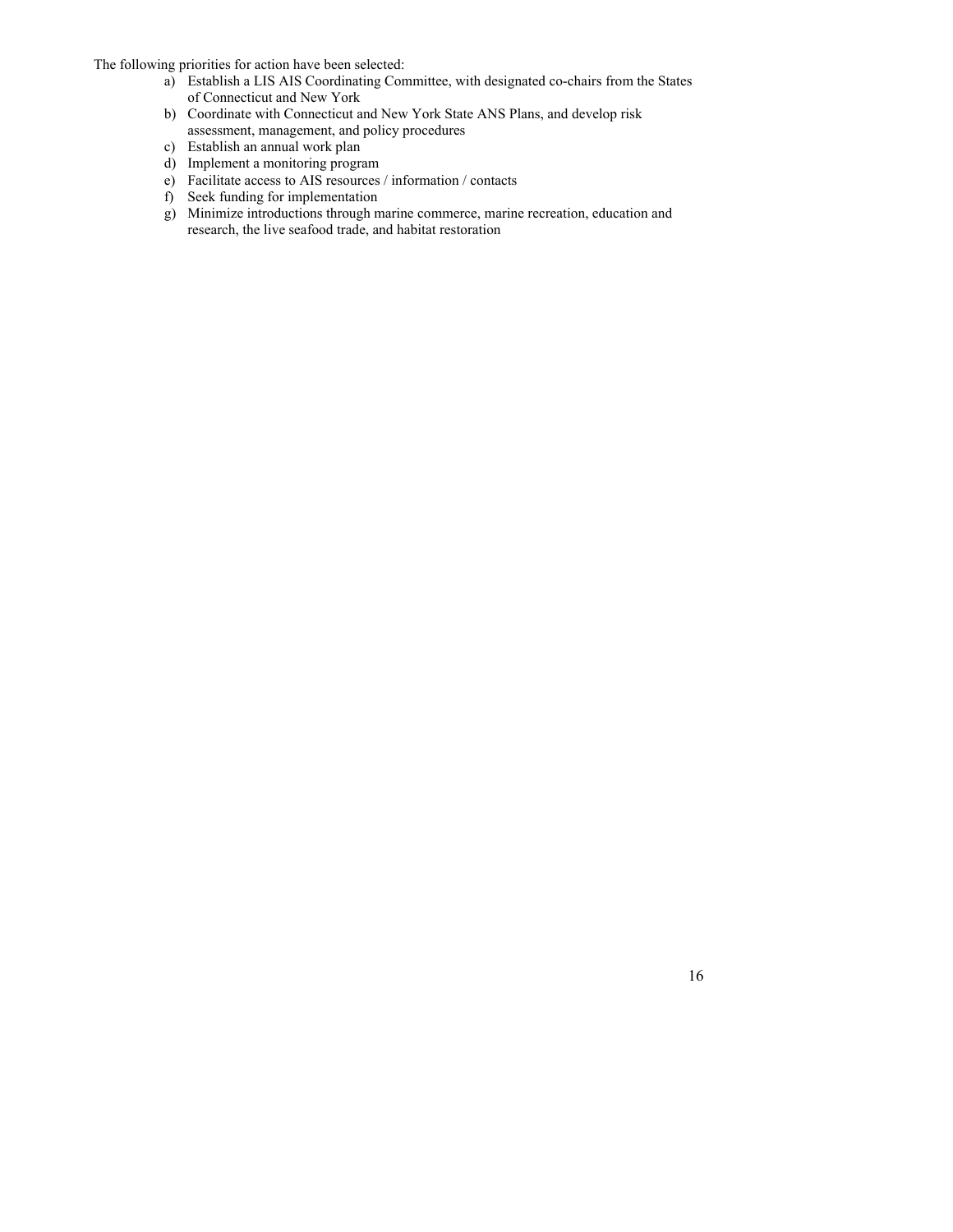The following priorities for action have been selected:

a) Establish a LIS AIS Coordinating Committee, with designated co-chairs from the States of Connecticut and New York
b) Coordinate with Connecticut and New York State ANS Plans, and develop risk assessment, management, and policy procedures
c) Establish an annual work plan
d) Implement a monitoring program
e) Facilitate access to AIS resources / information / contacts
f) Seek funding for implementation
g) Minimize introductions through marine commerce, marine recreation, education and research, the live seafood trade, and habitat restoration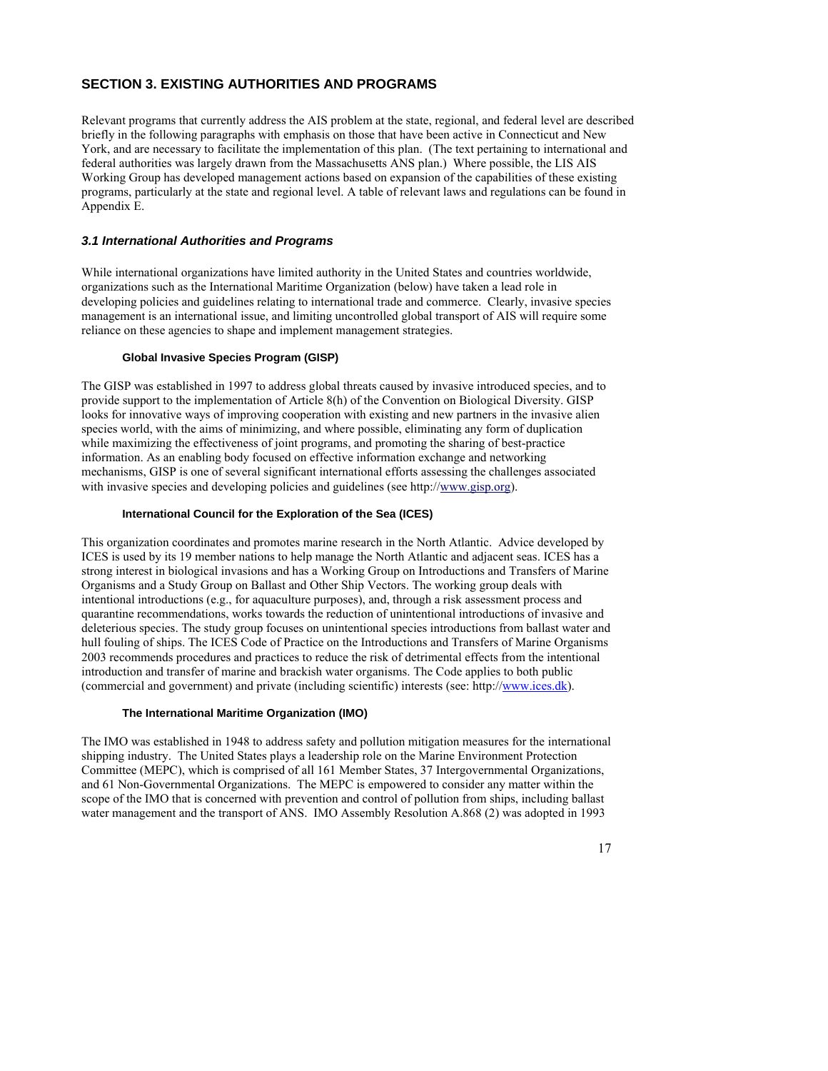## SECTION 3. EXISTING AUTHORITIES AND PROGRAMS

Relevant programs that currently address the AIS problem at the state, regional, and federal level are described briefly in the following paragraphs with emphasis on those that have been active in Connecticut and New York, and are necessary to facilitate the implementation of this plan. (The text pertaining to international and federal authorities was largely drawn from the Massachusetts ANS plan.) Where possible, the LIS AIS Working Group has developed management actions based on expansion of the capabilities of these existing programs, particularly at the state and regional level. A table of relevant laws and regulations can be found in Appendix E.

### *3.1 International Authorities and Programs*

While international organizations have limited authority in the United States and countries worldwide, organizations such as the International Maritime Organization (below) have taken a lead role in developing policies and guidelines relating to international trade and commerce. Clearly, invasive species management is an international issue, and limiting uncontrolled global transport of AIS will require some reliance on these agencies to shape and implement management strategies.

#### Global Invasive Species Program (GISP)

The GISP was established in 1997 to address global threats caused by invasive introduced species, and to provide support to the implementation of Article 8(h) of the Convention on Biological Diversity. GISP looks for innovative ways of improving cooperation with existing and new partners in the invasive alien species world, with the aims of minimizing, and where possible, eliminating any form of duplication while maximizing the effectiveness of joint programs, and promoting the sharing of best-practice information. As an enabling body focused on effective information exchange and networking mechanisms, GISP is one of several significant international efforts assessing the challenges associated with invasive species and developing policies and guidelines (see http://www.gisp.org).

#### International Council for the Exploration of the Sea (ICES)

This organization coordinates and promotes marine research in the North Atlantic. Advice developed by ICES is used by its 19 member nations to help manage the North Atlantic and adjacent seas. ICES has a strong interest in biological invasions and has a Working Group on Introductions and Transfers of Marine Organisms and a Study Group on Ballast and Other Ship Vectors. The working group deals with intentional introductions (e.g., for aquaculture purposes), and, through a risk assessment process and quarantine recommendations, works towards the reduction of unintentional introductions of invasive and deleterious species. The study group focuses on unintentional species introductions from ballast water and hull fouling of ships. The ICES Code of Practice on the Introductions and Transfers of Marine Organisms 2003 recommends procedures and practices to reduce the risk of detrimental effects from the intentional introduction and transfer of marine and brackish water organisms. The Code applies to both public (commercial and government) and private (including scientific) interests (see: http://www.ices.dk).

#### The International Maritime Organization (IMO)

The IMO was established in 1948 to address safety and pollution mitigation measures for the international shipping industry. The United States plays a leadership role on the Marine Environment Protection Committee (MEPC), which is comprised of all 161 Member States, 37 Intergovernmental Organizations, and 61 Non-Governmental Organizations. The MEPC is empowered to consider any matter within the scope of the IMO that is concerned with prevention and control of pollution from ships, including ballast water management and the transport of ANS. IMO Assembly Resolution A.868 (2) was adopted in 1993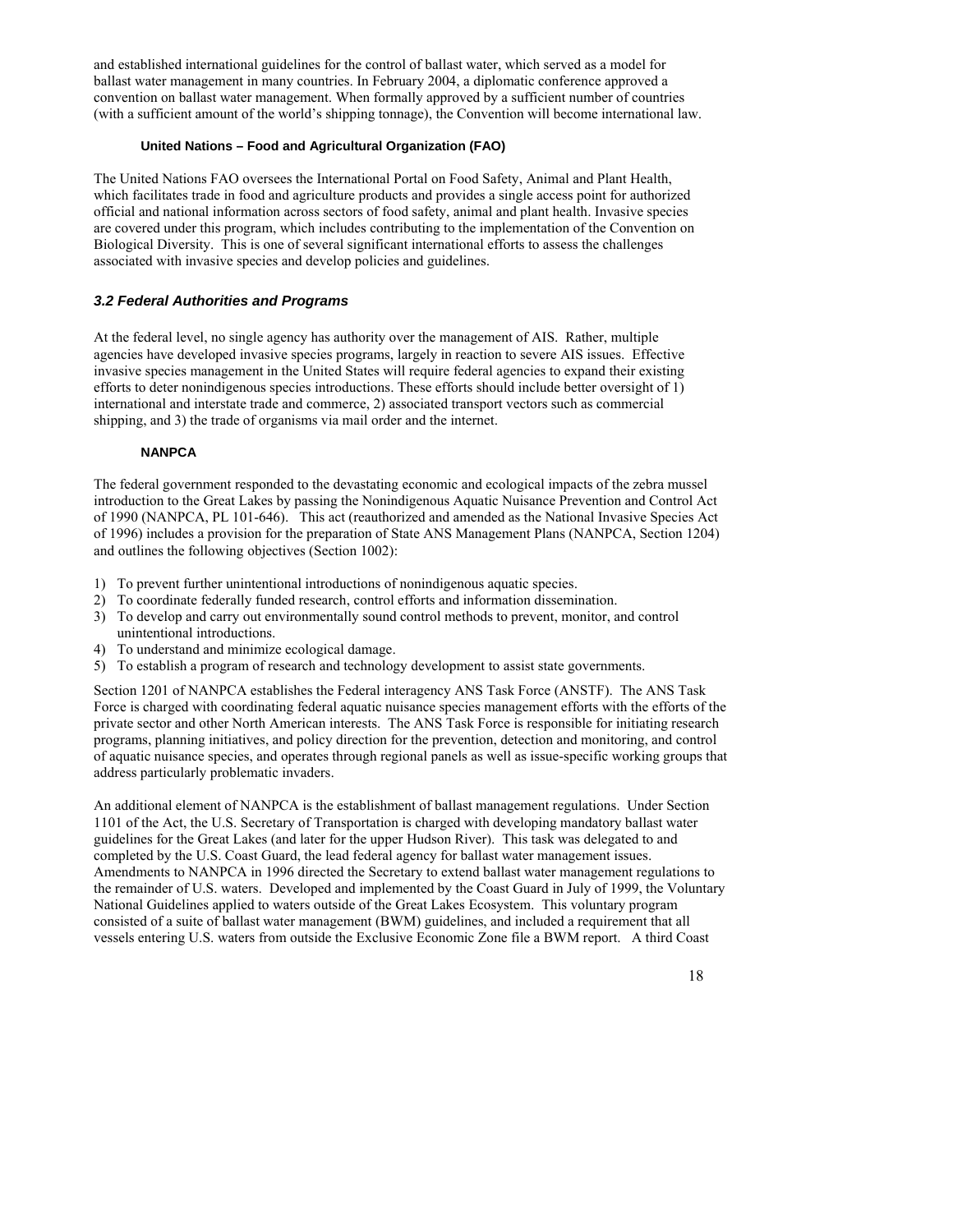and established international guidelines for the control of ballast water, which served as a model for ballast water management in many countries. In February 2004, a diplomatic conference approved a convention on ballast water management. When formally approved by a sufficient number of countries (with a sufficient amount of the world's shipping tonnage), the Convention will become international law.

#### United Nations – Food and Agricultural Organization (FAO)

The United Nations FAO oversees the International Portal on Food Safety, Animal and Plant Health, which facilitates trade in food and agriculture products and provides a single access point for authorized official and national information across sectors of food safety, animal and plant health. Invasive species are covered under this program, which includes contributing to the implementation of the Convention on Biological Diversity. This is one of several significant international efforts to assess the challenges associated with invasive species and develop policies and guidelines.

### *3.2 Federal Authorities and Programs*

At the federal level, no single agency has authority over the management of AIS. Rather, multiple agencies have developed invasive species programs, largely in reaction to severe AIS issues. Effective invasive species management in the United States will require federal agencies to expand their existing efforts to deter nonindigenous species introductions. These efforts should include better oversight of 1) international and interstate trade and commerce, 2) associated transport vectors such as commercial shipping, and 3) the trade of organisms via mail order and the internet.

#### NANPCA

The federal government responded to the devastating economic and ecological impacts of the zebra mussel introduction to the Great Lakes by passing the Nonindigenous Aquatic Nuisance Prevention and Control Act of 1990 (NANPCA, PL 101-646). This act (reauthorized and amended as the National Invasive Species Act of 1996) includes a provision for the preparation of State ANS Management Plans (NANPCA, Section 1204) and outlines the following objectives (Section 1002):

1) To prevent further unintentional introductions of nonindigenous aquatic species.
2) To coordinate federally funded research, control efforts and information dissemination.
3) To develop and carry out environmentally sound control methods to prevent, monitor, and control unintentional introductions.
4) To understand and minimize ecological damage.
5) To establish a program of research and technology development to assist state governments.

Section 1201 of NANPCA establishes the Federal interagency ANS Task Force (ANSTF). The ANS Task Force is charged with coordinating federal aquatic nuisance species management efforts with the efforts of the private sector and other North American interests. The ANS Task Force is responsible for initiating research programs, planning initiatives, and policy direction for the prevention, detection and monitoring, and control of aquatic nuisance species, and operates through regional panels as well as issue-specific working groups that address particularly problematic invaders.

An additional element of NANPCA is the establishment of ballast management regulations. Under Section 1101 of the Act, the U.S. Secretary of Transportation is charged with developing mandatory ballast water guidelines for the Great Lakes (and later for the upper Hudson River). This task was delegated to and completed by the U.S. Coast Guard, the lead federal agency for ballast water management issues. Amendments to NANPCA in 1996 directed the Secretary to extend ballast water management regulations to the remainder of U.S. waters. Developed and implemented by the Coast Guard in July of 1999, the Voluntary National Guidelines applied to waters outside of the Great Lakes Ecosystem. This voluntary program consisted of a suite of ballast water management (BWM) guidelines, and included a requirement that all vessels entering U.S. waters from outside the Exclusive Economic Zone file a BWM report. A third Coast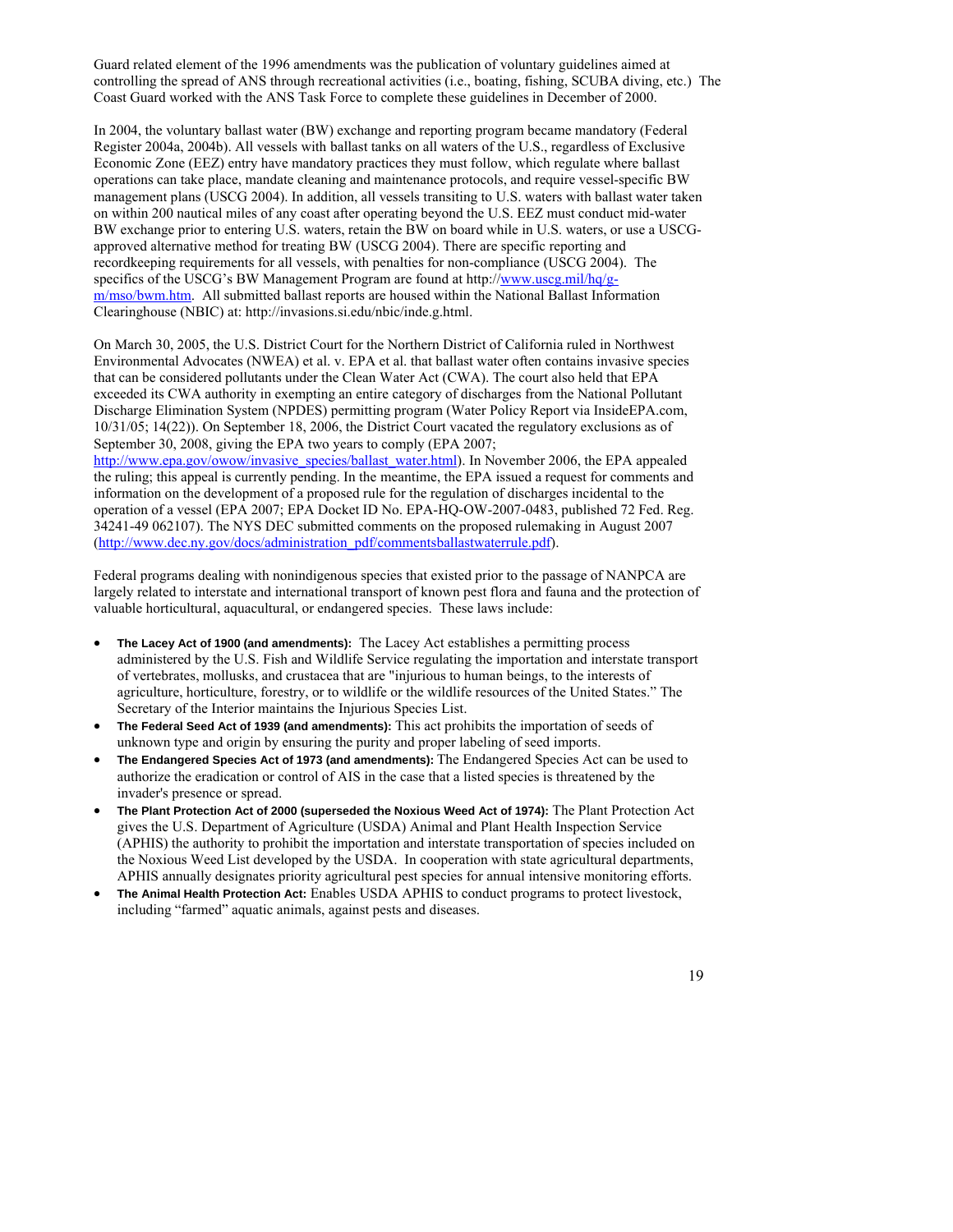Guard related element of the 1996 amendments was the publication of voluntary guidelines aimed at controlling the spread of ANS through recreational activities (i.e., boating, fishing, SCUBA diving, etc.) The Coast Guard worked with the ANS Task Force to complete these guidelines in December of 2000.

In 2004, the voluntary ballast water (BW) exchange and reporting program became mandatory (Federal Register 2004a, 2004b). All vessels with ballast tanks on all waters of the U.S., regardless of Exclusive Economic Zone (EEZ) entry have mandatory practices they must follow, which regulate where ballast operations can take place, mandate cleaning and maintenance protocols, and require vessel-specific BW management plans (USCG 2004). In addition, all vessels transiting to U.S. waters with ballast water taken on within 200 nautical miles of any coast after operating beyond the U.S. EEZ must conduct mid-water BW exchange prior to entering U.S. waters, retain the BW on board while in U.S. waters, or use a USCG-approved alternative method for treating BW (USCG 2004). There are specific reporting and recordkeeping requirements for all vessels, with penalties for non-compliance (USCG 2004). The specifics of the USCG's BW Management Program are found at http://www.uscg.mil/hq/g-m/mso/bwm.htm. All submitted ballast reports are housed within the National Ballast Information Clearinghouse (NBIC) at: http://invasions.si.edu/nbic/inde.g.html.

On March 30, 2005, the U.S. District Court for the Northern District of California ruled in Northwest Environmental Advocates (NWEA) et al. v. EPA et al. that ballast water often contains invasive species that can be considered pollutants under the Clean Water Act (CWA). The court also held that EPA exceeded its CWA authority in exempting an entire category of discharges from the National Pollutant Discharge Elimination System (NPDES) permitting program (Water Policy Report via InsideEPA.com, 10/31/05; 14(22)). On September 18, 2006, the District Court vacated the regulatory exclusions as of September 30, 2008, giving the EPA two years to comply (EPA 2007; http://www.epa.gov/owow/invasive_species/ballast_water.html). In November 2006, the EPA appealed the ruling; this appeal is currently pending. In the meantime, the EPA issued a request for comments and information on the development of a proposed rule for the regulation of discharges incidental to the operation of a vessel (EPA 2007; EPA Docket ID No. EPA-HQ-OW-2007-0483, published 72 Fed. Reg. 34241-49 062107). The NYS DEC submitted comments on the proposed rulemaking in August 2007 (http://www.dec.ny.gov/docs/administration_pdf/commentsballastwaterrule.pdf).

Federal programs dealing with nonindigenous species that existed prior to the passage of NANPCA are largely related to interstate and international transport of known pest flora and fauna and the protection of valuable horticultural, aquacultural, or endangered species. These laws include:

- **The Lacey Act of 1900 (and amendments):** The Lacey Act establishes a permitting process administered by the U.S. Fish and Wildlife Service regulating the importation and interstate transport of vertebrates, mollusks, and crustacea that are "injurious to human beings, to the interests of agriculture, horticulture, forestry, or to wildlife or the wildlife resources of the United States." The Secretary of the Interior maintains the Injurious Species List.
- **The Federal Seed Act of 1939 (and amendments):** This act prohibits the importation of seeds of unknown type and origin by ensuring the purity and proper labeling of seed imports.
- **The Endangered Species Act of 1973 (and amendments):** The Endangered Species Act can be used to authorize the eradication or control of AIS in the case that a listed species is threatened by the invader's presence or spread.
- **The Plant Protection Act of 2000 (superseded the Noxious Weed Act of 1974):** The Plant Protection Act gives the U.S. Department of Agriculture (USDA) Animal and Plant Health Inspection Service (APHIS) the authority to prohibit the importation and interstate transportation of species included on the Noxious Weed List developed by the USDA. In cooperation with state agricultural departments, APHIS annually designates priority agricultural pest species for annual intensive monitoring efforts.
- **The Animal Health Protection Act:** Enables USDA APHIS to conduct programs to protect livestock, including "farmed" aquatic animals, against pests and diseases.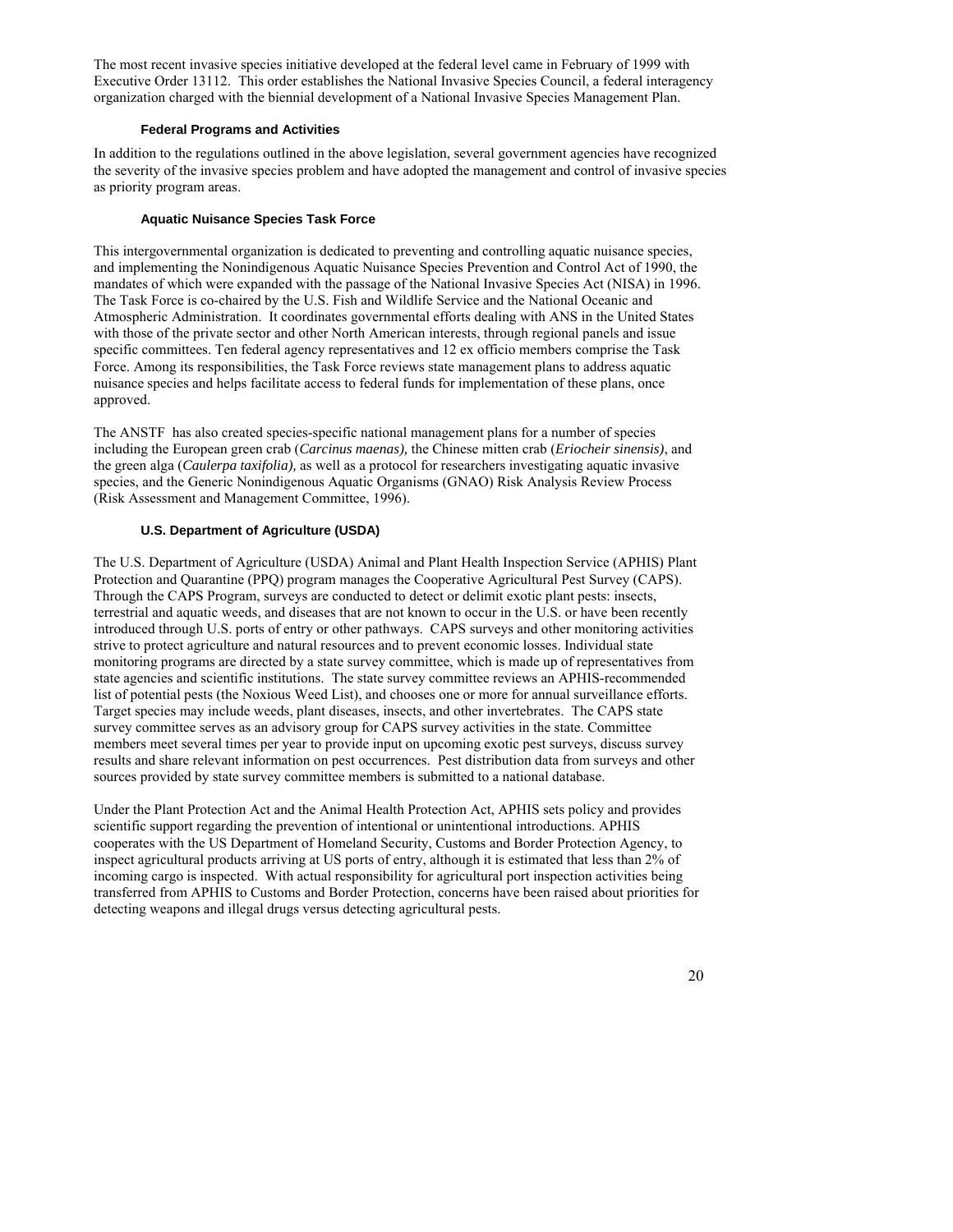The most recent invasive species initiative developed at the federal level came in February of 1999 with Executive Order 13112. This order establishes the National Invasive Species Council, a federal interagency organization charged with the biennial development of a National Invasive Species Management Plan.

### Federal Programs and Activities

In addition to the regulations outlined in the above legislation, several government agencies have recognized the severity of the invasive species problem and have adopted the management and control of invasive species as priority program areas.

### Aquatic Nuisance Species Task Force

This intergovernmental organization is dedicated to preventing and controlling aquatic nuisance species, and implementing the Nonindigenous Aquatic Nuisance Species Prevention and Control Act of 1990, the mandates of which were expanded with the passage of the National Invasive Species Act (NISA) in 1996. The Task Force is co-chaired by the U.S. Fish and Wildlife Service and the National Oceanic and Atmospheric Administration. It coordinates governmental efforts dealing with ANS in the United States with those of the private sector and other North American interests, through regional panels and issue specific committees. Ten federal agency representatives and 12 ex officio members comprise the Task Force. Among its responsibilities, the Task Force reviews state management plans to address aquatic nuisance species and helps facilitate access to federal funds for implementation of these plans, once approved.

The ANSTF has also created species-specific national management plans for a number of species including the European green crab (*Carcinus maenas),* the Chinese mitten crab (*Eriocheir sinensis)*, and the green alga (*Caulerpa taxifolia),* as well as a protocol for researchers investigating aquatic invasive species, and the Generic Nonindigenous Aquatic Organisms (GNAO) Risk Analysis Review Process (Risk Assessment and Management Committee, 1996).

### U.S. Department of Agriculture (USDA)

The U.S. Department of Agriculture (USDA) Animal and Plant Health Inspection Service (APHIS) Plant Protection and Quarantine (PPQ) program manages the Cooperative Agricultural Pest Survey (CAPS). Through the CAPS Program, surveys are conducted to detect or delimit exotic plant pests: insects, terrestrial and aquatic weeds, and diseases that are not known to occur in the U.S. or have been recently introduced through U.S. ports of entry or other pathways. CAPS surveys and other monitoring activities strive to protect agriculture and natural resources and to prevent economic losses. Individual state monitoring programs are directed by a state survey committee, which is made up of representatives from state agencies and scientific institutions. The state survey committee reviews an APHIS-recommended list of potential pests (the Noxious Weed List), and chooses one or more for annual surveillance efforts. Target species may include weeds, plant diseases, insects, and other invertebrates. The CAPS state survey committee serves as an advisory group for CAPS survey activities in the state. Committee members meet several times per year to provide input on upcoming exotic pest surveys, discuss survey results and share relevant information on pest occurrences. Pest distribution data from surveys and other sources provided by state survey committee members is submitted to a national database.

Under the Plant Protection Act and the Animal Health Protection Act, APHIS sets policy and provides scientific support regarding the prevention of intentional or unintentional introductions. APHIS cooperates with the US Department of Homeland Security, Customs and Border Protection Agency, to inspect agricultural products arriving at US ports of entry, although it is estimated that less than 2% of incoming cargo is inspected. With actual responsibility for agricultural port inspection activities being transferred from APHIS to Customs and Border Protection, concerns have been raised about priorities for detecting weapons and illegal drugs versus detecting agricultural pests.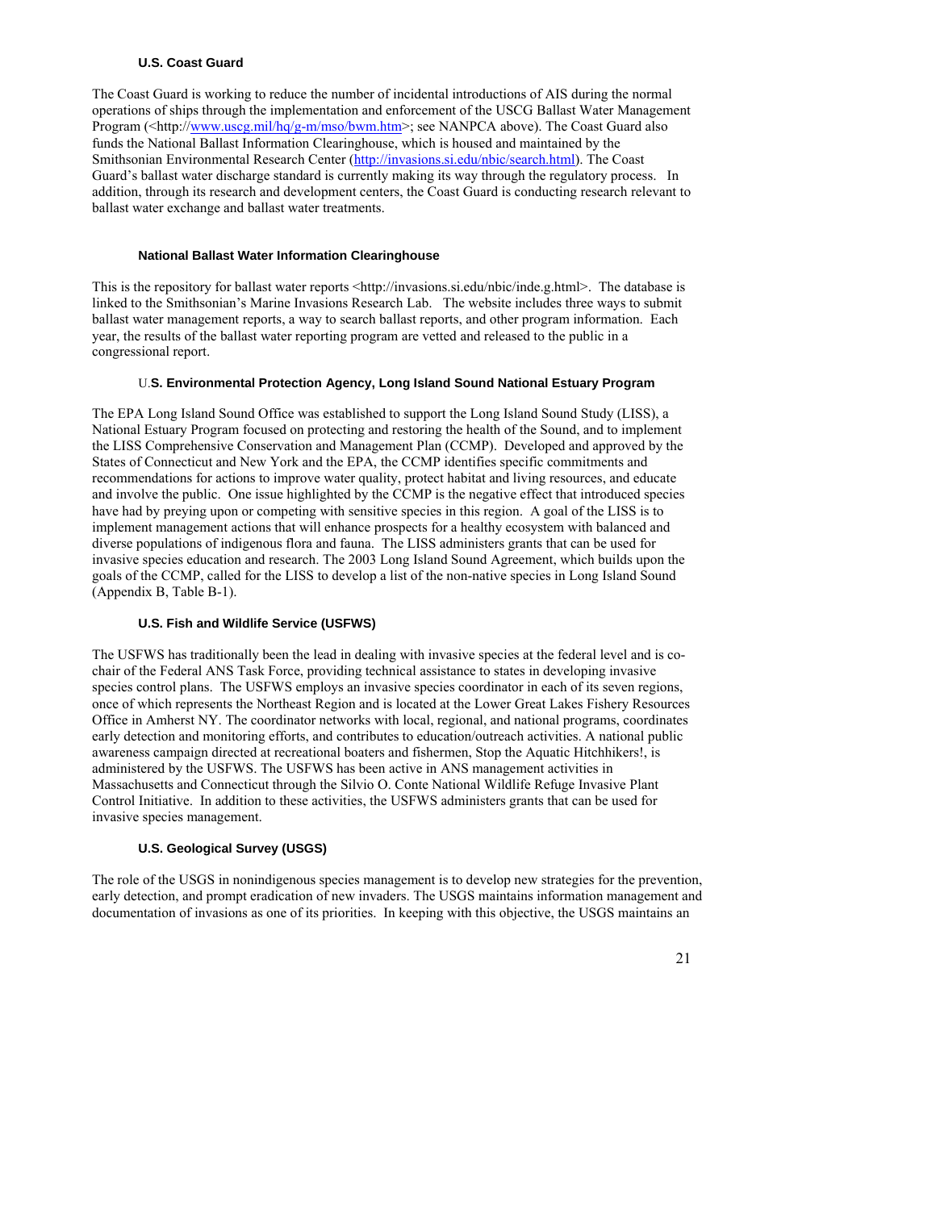#### U.S. Coast Guard

The Coast Guard is working to reduce the number of incidental introductions of AIS during the normal operations of ships through the implementation and enforcement of the USCG Ballast Water Management Program (<http://www.uscg.mil/hq/g-m/mso/bwm.htm>; see NANPCA above). The Coast Guard also funds the National Ballast Information Clearinghouse, which is housed and maintained by the Smithsonian Environmental Research Center (http://invasions.si.edu/nbic/search.html). The Coast Guard's ballast water discharge standard is currently making its way through the regulatory process. In addition, through its research and development centers, the Coast Guard is conducting research relevant to ballast water exchange and ballast water treatments.

#### National Ballast Water Information Clearinghouse

This is the repository for ballast water reports <http://invasions.si.edu/nbic/inde.g.html>. The database is linked to the Smithsonian's Marine Invasions Research Lab. The website includes three ways to submit ballast water management reports, a way to search ballast reports, and other program information. Each year, the results of the ballast water reporting program are vetted and released to the public in a congressional report.

#### U.S. Environmental Protection Agency, Long Island Sound National Estuary Program

The EPA Long Island Sound Office was established to support the Long Island Sound Study (LISS), a National Estuary Program focused on protecting and restoring the health of the Sound, and to implement the LISS Comprehensive Conservation and Management Plan (CCMP). Developed and approved by the States of Connecticut and New York and the EPA, the CCMP identifies specific commitments and recommendations for actions to improve water quality, protect habitat and living resources, and educate and involve the public. One issue highlighted by the CCMP is the negative effect that introduced species have had by preying upon or competing with sensitive species in this region. A goal of the LISS is to implement management actions that will enhance prospects for a healthy ecosystem with balanced and diverse populations of indigenous flora and fauna. The LISS administers grants that can be used for invasive species education and research. The 2003 Long Island Sound Agreement, which builds upon the goals of the CCMP, called for the LISS to develop a list of the non-native species in Long Island Sound (Appendix B, Table B-1).

#### U.S. Fish and Wildlife Service (USFWS)

The USFWS has traditionally been the lead in dealing with invasive species at the federal level and is co-chair of the Federal ANS Task Force, providing technical assistance to states in developing invasive species control plans. The USFWS employs an invasive species coordinator in each of its seven regions, once of which represents the Northeast Region and is located at the Lower Great Lakes Fishery Resources Office in Amherst NY. The coordinator networks with local, regional, and national programs, coordinates early detection and monitoring efforts, and contributes to education/outreach activities. A national public awareness campaign directed at recreational boaters and fishermen, Stop the Aquatic Hitchhikers!, is administered by the USFWS. The USFWS has been active in ANS management activities in Massachusetts and Connecticut through the Silvio O. Conte National Wildlife Refuge Invasive Plant Control Initiative. In addition to these activities, the USFWS administers grants that can be used for invasive species management.

#### U.S. Geological Survey (USGS)

The role of the USGS in nonindigenous species management is to develop new strategies for the prevention, early detection, and prompt eradication of new invaders. The USGS maintains information management and documentation of invasions as one of its priorities. In keeping with this objective, the USGS maintains an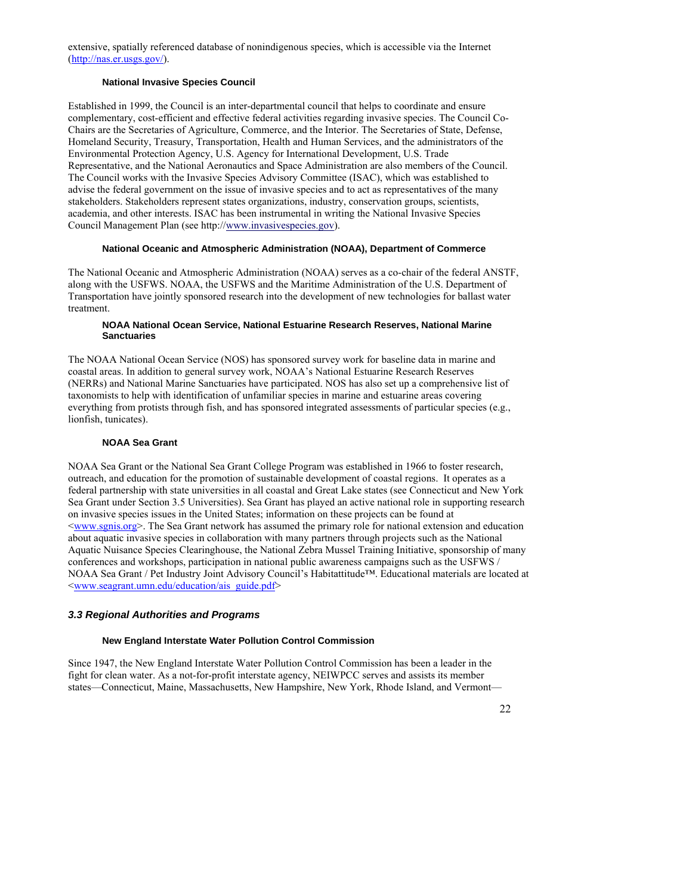extensive, spatially referenced database of nonindigenous species, which is accessible via the Internet (http://nas.er.usgs.gov/).

#### National Invasive Species Council

Established in 1999, the Council is an inter-departmental council that helps to coordinate and ensure complementary, cost-efficient and effective federal activities regarding invasive species. The Council Co-Chairs are the Secretaries of Agriculture, Commerce, and the Interior. The Secretaries of State, Defense, Homeland Security, Treasury, Transportation, Health and Human Services, and the administrators of the Environmental Protection Agency, U.S. Agency for International Development, U.S. Trade Representative, and the National Aeronautics and Space Administration are also members of the Council. The Council works with the Invasive Species Advisory Committee (ISAC), which was established to advise the federal government on the issue of invasive species and to act as representatives of the many stakeholders. Stakeholders represent states organizations, industry, conservation groups, scientists, academia, and other interests. ISAC has been instrumental in writing the National Invasive Species Council Management Plan (see http://www.invasivespecies.gov).

#### National Oceanic and Atmospheric Administration (NOAA), Department of Commerce

The National Oceanic and Atmospheric Administration (NOAA) serves as a co-chair of the federal ANSTF, along with the USFWS. NOAA, the USFWS and the Maritime Administration of the U.S. Department of Transportation have jointly sponsored research into the development of new technologies for ballast water treatment.

#### NOAA National Ocean Service, National Estuarine Research Reserves, National Marine Sanctuaries

The NOAA National Ocean Service (NOS) has sponsored survey work for baseline data in marine and coastal areas. In addition to general survey work, NOAA's National Estuarine Research Reserves (NERRs) and National Marine Sanctuaries have participated. NOS has also set up a comprehensive list of taxonomists to help with identification of unfamiliar species in marine and estuarine areas covering everything from protists through fish, and has sponsored integrated assessments of particular species (e.g., lionfish, tunicates).

#### NOAA Sea Grant

NOAA Sea Grant or the National Sea Grant College Program was established in 1966 to foster research, outreach, and education for the promotion of sustainable development of coastal regions. It operates as a federal partnership with state universities in all coastal and Great Lake states (see Connecticut and New York Sea Grant under Section 3.5 Universities). Sea Grant has played an active national role in supporting research on invasive species issues in the United States; information on these projects can be found at <www.sgnis.org>. The Sea Grant network has assumed the primary role for national extension and education about aquatic invasive species in collaboration with many partners through projects such as the National Aquatic Nuisance Species Clearinghouse, the National Zebra Mussel Training Initiative, sponsorship of many conferences and workshops, participation in national public awareness campaigns such as the USFWS / NOAA Sea Grant / Pet Industry Joint Advisory Council's Habitattitude™. Educational materials are located at <www.seagrant.umn.edu/education/ais_guide.pdf>

### *3.3 Regional Authorities and Programs*

#### New England Interstate Water Pollution Control Commission

Since 1947, the New England Interstate Water Pollution Control Commission has been a leader in the fight for clean water. As a not-for-profit interstate agency, NEIWPCC serves and assists its member states—Connecticut, Maine, Massachusetts, New Hampshire, New York, Rhode Island, and Vermont—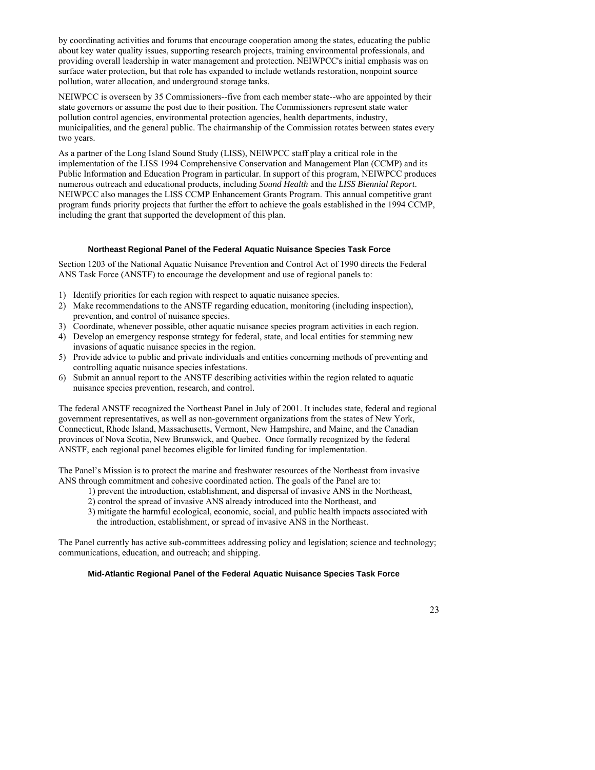by coordinating activities and forums that encourage cooperation among the states, educating the public about key water quality issues, supporting research projects, training environmental professionals, and providing overall leadership in water management and protection. NEIWPCC's initial emphasis was on surface water protection, but that role has expanded to include wetlands restoration, nonpoint source pollution, water allocation, and underground storage tanks.

NEIWPCC is overseen by 35 Commissioners--five from each member state--who are appointed by their state governors or assume the post due to their position. The Commissioners represent state water pollution control agencies, environmental protection agencies, health departments, industry, municipalities, and the general public. The chairmanship of the Commission rotates between states every two years.

As a partner of the Long Island Sound Study (LISS), NEIWPCC staff play a critical role in the implementation of the LISS 1994 Comprehensive Conservation and Management Plan (CCMP) and its Public Information and Education Program in particular. In support of this program, NEIWPCC produces numerous outreach and educational products, including *Sound Health* and the *LISS Biennial Report*. NEIWPCC also manages the LISS CCMP Enhancement Grants Program. This annual competitive grant program funds priority projects that further the effort to achieve the goals established in the 1994 CCMP, including the grant that supported the development of this plan.

### Northeast Regional Panel of the Federal Aquatic Nuisance Species Task Force

Section 1203 of the National Aquatic Nuisance Prevention and Control Act of 1990 directs the Federal ANS Task Force (ANSTF) to encourage the development and use of regional panels to:

1) Identify priorities for each region with respect to aquatic nuisance species.
2) Make recommendations to the ANSTF regarding education, monitoring (including inspection), prevention, and control of nuisance species.
3) Coordinate, whenever possible, other aquatic nuisance species program activities in each region.
4) Develop an emergency response strategy for federal, state, and local entities for stemming new invasions of aquatic nuisance species in the region.
5) Provide advice to public and private individuals and entities concerning methods of preventing and controlling aquatic nuisance species infestations.
6) Submit an annual report to the ANSTF describing activities within the region related to aquatic nuisance species prevention, research, and control.

The federal ANSTF recognized the Northeast Panel in July of 2001. It includes state, federal and regional government representatives, as well as non-government organizations from the states of New York, Connecticut, Rhode Island, Massachusetts, Vermont, New Hampshire, and Maine, and the Canadian provinces of Nova Scotia, New Brunswick, and Quebec. Once formally recognized by the federal ANSTF, each regional panel becomes eligible for limited funding for implementation.

The Panel's Mission is to protect the marine and freshwater resources of the Northeast from invasive ANS through commitment and cohesive coordinated action. The goals of the Panel are to:

1) prevent the introduction, establishment, and dispersal of invasive ANS in the Northeast,
2) control the spread of invasive ANS already introduced into the Northeast, and
3) mitigate the harmful ecological, economic, social, and public health impacts associated with the introduction, establishment, or spread of invasive ANS in the Northeast.

The Panel currently has active sub-committees addressing policy and legislation; science and technology; communications, education, and outreach; and shipping.

### Mid-Atlantic Regional Panel of the Federal Aquatic Nuisance Species Task Force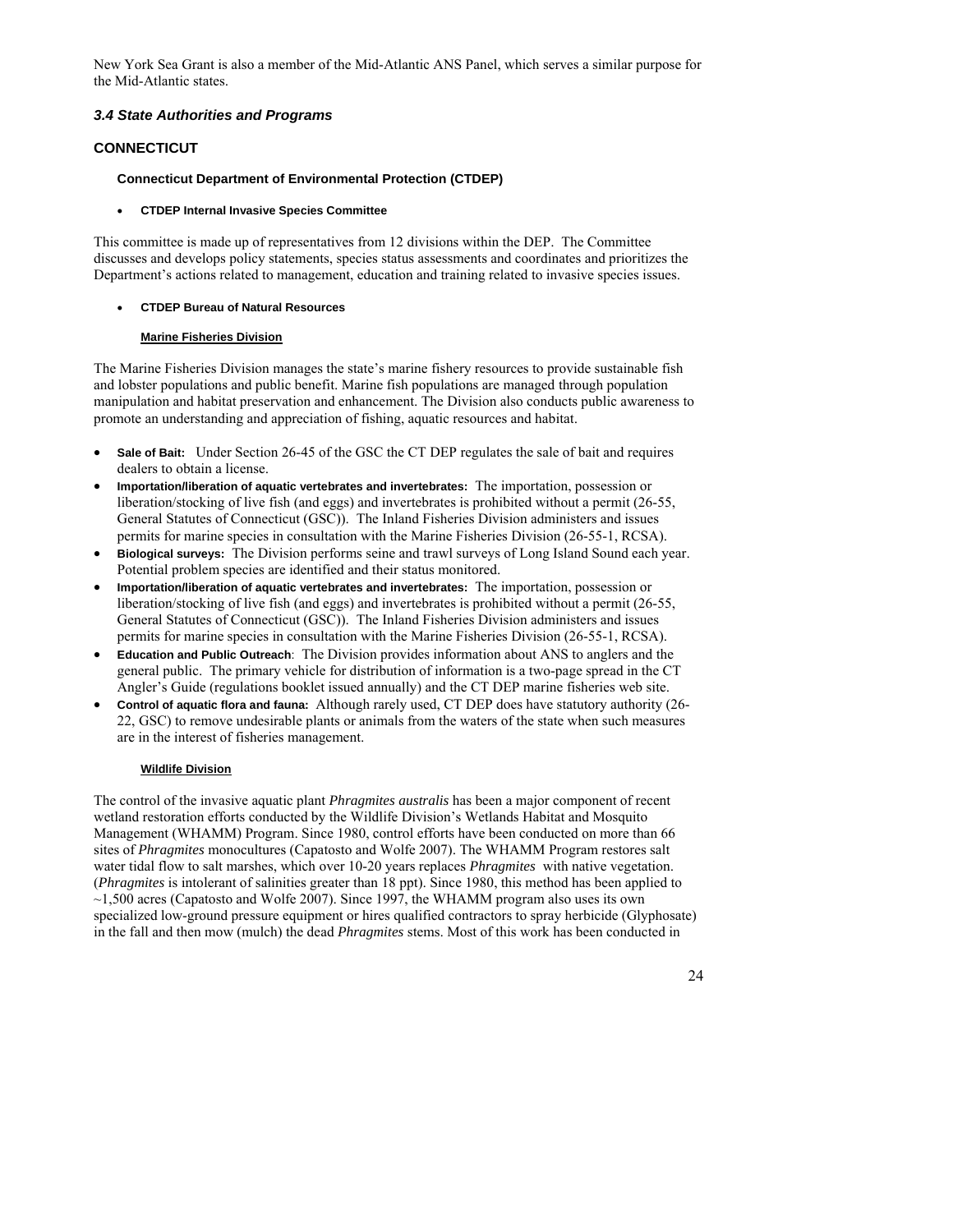New York Sea Grant is also a member of the Mid-Atlantic ANS Panel, which serves a similar purpose for the Mid-Atlantic states.

### *3.4 State Authorities and Programs*

## CONNECTICUT

#### Connecticut Department of Environmental Protection (CTDEP)

- **CTDEP Internal Invasive Species Committee**

This committee is made up of representatives from 12 divisions within the DEP. The Committee discusses and develops policy statements, species status assessments and coordinates and prioritizes the Department's actions related to management, education and training related to invasive species issues.

- **CTDEP Bureau of Natural Resources**

**Marine Fisheries Division**

The Marine Fisheries Division manages the state's marine fishery resources to provide sustainable fish and lobster populations and public benefit. Marine fish populations are managed through population manipulation and habitat preservation and enhancement. The Division also conducts public awareness to promote an understanding and appreciation of fishing, aquatic resources and habitat.

- **Sale of Bait:** Under Section 26-45 of the GSC the CT DEP regulates the sale of bait and requires dealers to obtain a license.
- **Importation/liberation of aquatic vertebrates and invertebrates:** The importation, possession or liberation/stocking of live fish (and eggs) and invertebrates is prohibited without a permit (26-55, General Statutes of Connecticut (GSC)). The Inland Fisheries Division administers and issues permits for marine species in consultation with the Marine Fisheries Division (26-55-1, RCSA).
- **Biological surveys:** The Division performs seine and trawl surveys of Long Island Sound each year. Potential problem species are identified and their status monitored.
- **Importation/liberation of aquatic vertebrates and invertebrates:** The importation, possession or liberation/stocking of live fish (and eggs) and invertebrates is prohibited without a permit (26-55, General Statutes of Connecticut (GSC)). The Inland Fisheries Division administers and issues permits for marine species in consultation with the Marine Fisheries Division (26-55-1, RCSA).
- **Education and Public Outreach**: The Division provides information about ANS to anglers and the general public. The primary vehicle for distribution of information is a two-page spread in the CT Angler's Guide (regulations booklet issued annually) and the CT DEP marine fisheries web site.
- **Control of aquatic flora and fauna:** Although rarely used, CT DEP does have statutory authority (26-22, GSC) to remove undesirable plants or animals from the waters of the state when such measures are in the interest of fisheries management.

**Wildlife Division**

The control of the invasive aquatic plant *Phragmites australis* has been a major component of recent wetland restoration efforts conducted by the Wildlife Division's Wetlands Habitat and Mosquito Management (WHAMM) Program. Since 1980, control efforts have been conducted on more than 66 sites of *Phragmites* monocultures (Capatosto and Wolfe 2007). The WHAMM Program restores salt water tidal flow to salt marshes, which over 10-20 years replaces *Phragmites* with native vegetation. (*Phragmites* is intolerant of salinities greater than 18 ppt). Since 1980, this method has been applied to ~1,500 acres (Capatosto and Wolfe 2007). Since 1997, the WHAMM program also uses its own specialized low-ground pressure equipment or hires qualified contractors to spray herbicide (Glyphosate) in the fall and then mow (mulch) the dead *Phragmites* stems. Most of this work has been conducted in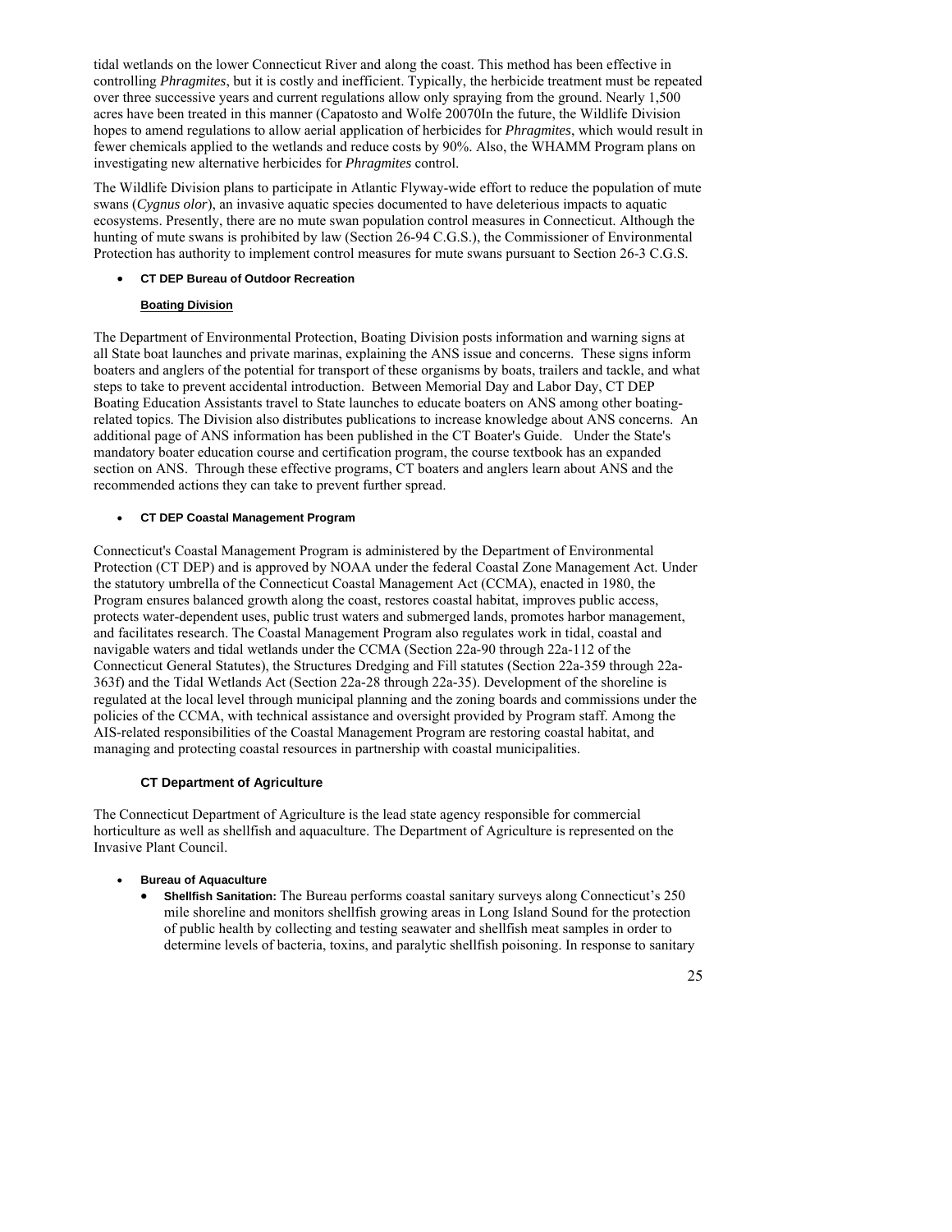tidal wetlands on the lower Connecticut River and along the coast. This method has been effective in controlling *Phragmites*, but it is costly and inefficient. Typically, the herbicide treatment must be repeated over three successive years and current regulations allow only spraying from the ground. Nearly 1,500 acres have been treated in this manner (Capatosto and Wolfe 20070In the future, the Wildlife Division hopes to amend regulations to allow aerial application of herbicides for *Phragmites*, which would result in fewer chemicals applied to the wetlands and reduce costs by 90%. Also, the WHAMM Program plans on investigating new alternative herbicides for *Phragmites* control.

The Wildlife Division plans to participate in Atlantic Flyway-wide effort to reduce the population of mute swans (*Cygnus olor*), an invasive aquatic species documented to have deleterious impacts to aquatic ecosystems. Presently, there are no mute swan population control measures in Connecticut. Although the hunting of mute swans is prohibited by law (Section 26-94 C.G.S.), the Commissioner of Environmental Protection has authority to implement control measures for mute swans pursuant to Section 26-3 C.G.S.

- **CT DEP Bureau of Outdoor Recreation**

  **Boating Division**

The Department of Environmental Protection, Boating Division posts information and warning signs at all State boat launches and private marinas, explaining the ANS issue and concerns. These signs inform boaters and anglers of the potential for transport of these organisms by boats, trailers and tackle, and what steps to take to prevent accidental introduction. Between Memorial Day and Labor Day, CT DEP Boating Education Assistants travel to State launches to educate boaters on ANS among other boating-related topics. The Division also distributes publications to increase knowledge about ANS concerns. An additional page of ANS information has been published in the CT Boater's Guide. Under the State's mandatory boater education course and certification program, the course textbook has an expanded section on ANS. Through these effective programs, CT boaters and anglers learn about ANS and the recommended actions they can take to prevent further spread.

- **CT DEP Coastal Management Program**

Connecticut's Coastal Management Program is administered by the Department of Environmental Protection (CT DEP) and is approved by NOAA under the federal Coastal Zone Management Act. Under the statutory umbrella of the Connecticut Coastal Management Act (CCMA), enacted in 1980, the Program ensures balanced growth along the coast, restores coastal habitat, improves public access, protects water-dependent uses, public trust waters and submerged lands, promotes harbor management, and facilitates research. The Coastal Management Program also regulates work in tidal, coastal and navigable waters and tidal wetlands under the CCMA (Section 22a-90 through 22a-112 of the Connecticut General Statutes), the Structures Dredging and Fill statutes (Section 22a-359 through 22a-363f) and the Tidal Wetlands Act (Section 22a-28 through 22a-35). Development of the shoreline is regulated at the local level through municipal planning and the zoning boards and commissions under the policies of the CCMA, with technical assistance and oversight provided by Program staff. Among the AIS-related responsibilities of the Coastal Management Program are restoring coastal habitat, and managing and protecting coastal resources in partnership with coastal municipalities.

### CT Department of Agriculture

The Connecticut Department of Agriculture is the lead state agency responsible for commercial horticulture as well as shellfish and aquaculture. The Department of Agriculture is represented on the Invasive Plant Council.

- **Bureau of Aquaculture**
  - **Shellfish Sanitation:** The Bureau performs coastal sanitary surveys along Connecticut's 250 mile shoreline and monitors shellfish growing areas in Long Island Sound for the protection of public health by collecting and testing seawater and shellfish meat samples in order to determine levels of bacteria, toxins, and paralytic shellfish poisoning. In response to sanitary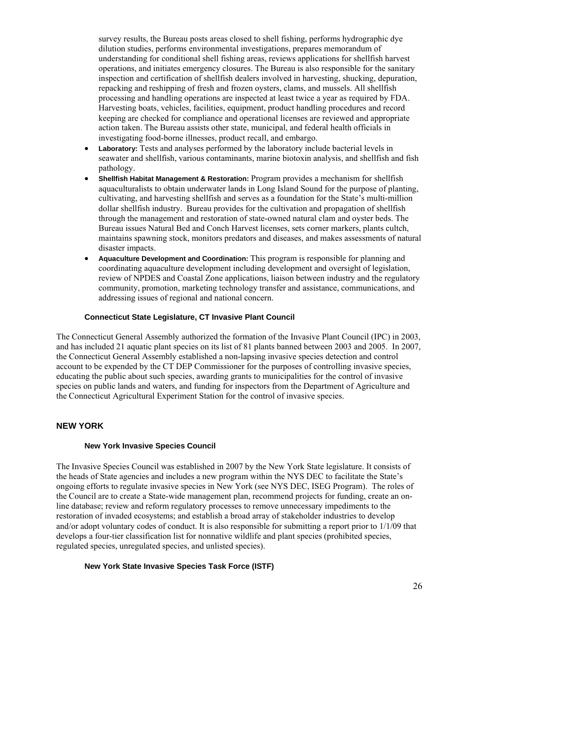survey results, the Bureau posts areas closed to shell fishing, performs hydrographic dye dilution studies, performs environmental investigations, prepares memorandum of understanding for conditional shell fishing areas, reviews applications for shellfish harvest operations, and initiates emergency closures. The Bureau is also responsible for the sanitary inspection and certification of shellfish dealers involved in harvesting, shucking, depuration, repacking and reshipping of fresh and frozen oysters, clams, and mussels. All shellfish processing and handling operations are inspected at least twice a year as required by FDA. Harvesting boats, vehicles, facilities, equipment, product handling procedures and record keeping are checked for compliance and operational licenses are reviewed and appropriate action taken. The Bureau assists other state, municipal, and federal health officials in investigating food-borne illnesses, product recall, and embargo.

- **Laboratory:** Tests and analyses performed by the laboratory include bacterial levels in seawater and shellfish, various contaminants, marine biotoxin analysis, and shellfish and fish pathology.
- **Shellfish Habitat Management & Restoration:** Program provides a mechanism for shellfish aquaculturalists to obtain underwater lands in Long Island Sound for the purpose of planting, cultivating, and harvesting shellfish and serves as a foundation for the State's multi-million dollar shellfish industry. Bureau provides for the cultivation and propagation of shellfish through the management and restoration of state-owned natural clam and oyster beds. The Bureau issues Natural Bed and Conch Harvest licenses, sets corner markers, plants cultch, maintains spawning stock, monitors predators and diseases, and makes assessments of natural disaster impacts.
- **Aquaculture Development and Coordination:** This program is responsible for planning and coordinating aquaculture development including development and oversight of legislation, review of NPDES and Coastal Zone applications, liaison between industry and the regulatory community, promotion, marketing technology transfer and assistance, communications, and addressing issues of regional and national concern.

### Connecticut State Legislature, CT Invasive Plant Council

The Connecticut General Assembly authorized the formation of the Invasive Plant Council (IPC) in 2003, and has included 21 aquatic plant species on its list of 81 plants banned between 2003 and 2005. In 2007, the Connecticut General Assembly established a non-lapsing invasive species detection and control account to be expended by the CT DEP Commissioner for the purposes of controlling invasive species, educating the public about such species, awarding grants to municipalities for the control of invasive species on public lands and waters, and funding for inspectors from the Department of Agriculture and the Connecticut Agricultural Experiment Station for the control of invasive species.

## NEW YORK

### New York Invasive Species Council

The Invasive Species Council was established in 2007 by the New York State legislature. It consists of the heads of State agencies and includes a new program within the NYS DEC to facilitate the State's ongoing efforts to regulate invasive species in New York (see NYS DEC, ISEG Program). The roles of the Council are to create a State-wide management plan, recommend projects for funding, create an on-line database; review and reform regulatory processes to remove unnecessary impediments to the restoration of invaded ecosystems; and establish a broad array of stakeholder industries to develop and/or adopt voluntary codes of conduct. It is also responsible for submitting a report prior to 1/1/09 that develops a four-tier classification list for nonnative wildlife and plant species (prohibited species, regulated species, unregulated species, and unlisted species).

### New York State Invasive Species Task Force (ISTF)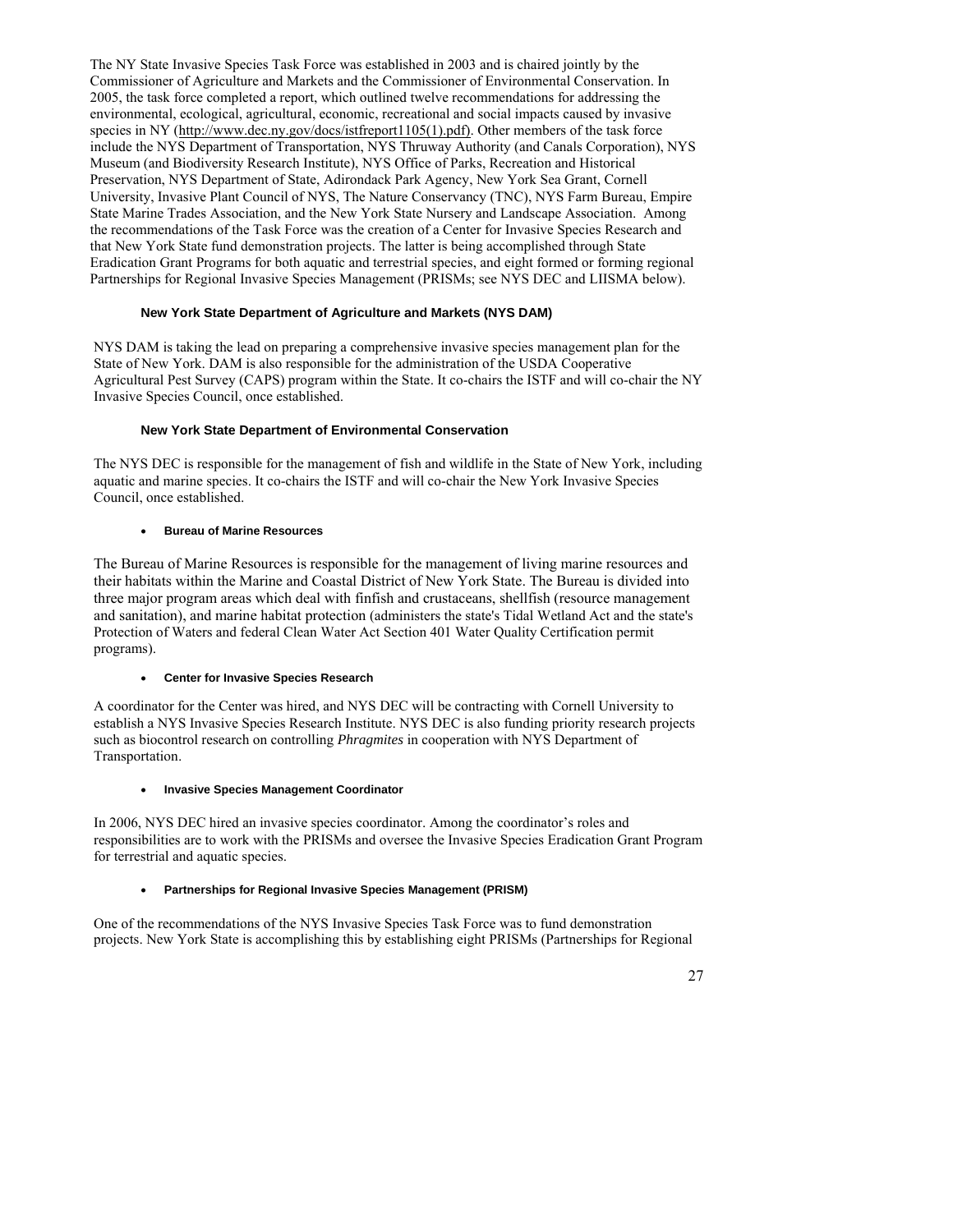The NY State Invasive Species Task Force was established in 2003 and is chaired jointly by the Commissioner of Agriculture and Markets and the Commissioner of Environmental Conservation. In 2005, the task force completed a report, which outlined twelve recommendations for addressing the environmental, ecological, agricultural, economic, recreational and social impacts caused by invasive species in NY (http://www.dec.ny.gov/docs/istfreport1105(1).pdf). Other members of the task force include the NYS Department of Transportation, NYS Thruway Authority (and Canals Corporation), NYS Museum (and Biodiversity Research Institute), NYS Office of Parks, Recreation and Historical Preservation, NYS Department of State, Adirondack Park Agency, New York Sea Grant, Cornell University, Invasive Plant Council of NYS, The Nature Conservancy (TNC), NYS Farm Bureau, Empire State Marine Trades Association, and the New York State Nursery and Landscape Association. Among the recommendations of the Task Force was the creation of a Center for Invasive Species Research and that New York State fund demonstration projects. The latter is being accomplished through State Eradication Grant Programs for both aquatic and terrestrial species, and eight formed or forming regional Partnerships for Regional Invasive Species Management (PRISMs; see NYS DEC and LIISMA below).

#### New York State Department of Agriculture and Markets (NYS DAM)

NYS DAM is taking the lead on preparing a comprehensive invasive species management plan for the State of New York. DAM is also responsible for the administration of the USDA Cooperative Agricultural Pest Survey (CAPS) program within the State. It co-chairs the ISTF and will co-chair the NY Invasive Species Council, once established.

#### New York State Department of Environmental Conservation

The NYS DEC is responsible for the management of fish and wildlife in the State of New York, including aquatic and marine species. It co-chairs the ISTF and will co-chair the New York Invasive Species Council, once established.

- **Bureau of Marine Resources**

The Bureau of Marine Resources is responsible for the management of living marine resources and their habitats within the Marine and Coastal District of New York State. The Bureau is divided into three major program areas which deal with finfish and crustaceans, shellfish (resource management and sanitation), and marine habitat protection (administers the state's Tidal Wetland Act and the state's Protection of Waters and federal Clean Water Act Section 401 Water Quality Certification permit programs).

- **Center for Invasive Species Research**

A coordinator for the Center was hired, and NYS DEC will be contracting with Cornell University to establish a NYS Invasive Species Research Institute. NYS DEC is also funding priority research projects such as biocontrol research on controlling *Phragmites* in cooperation with NYS Department of Transportation.

- **Invasive Species Management Coordinator**

In 2006, NYS DEC hired an invasive species coordinator. Among the coordinator's roles and responsibilities are to work with the PRISMs and oversee the Invasive Species Eradication Grant Program for terrestrial and aquatic species.

- **Partnerships for Regional Invasive Species Management (PRISM)**

One of the recommendations of the NYS Invasive Species Task Force was to fund demonstration projects. New York State is accomplishing this by establishing eight PRISMs (Partnerships for Regional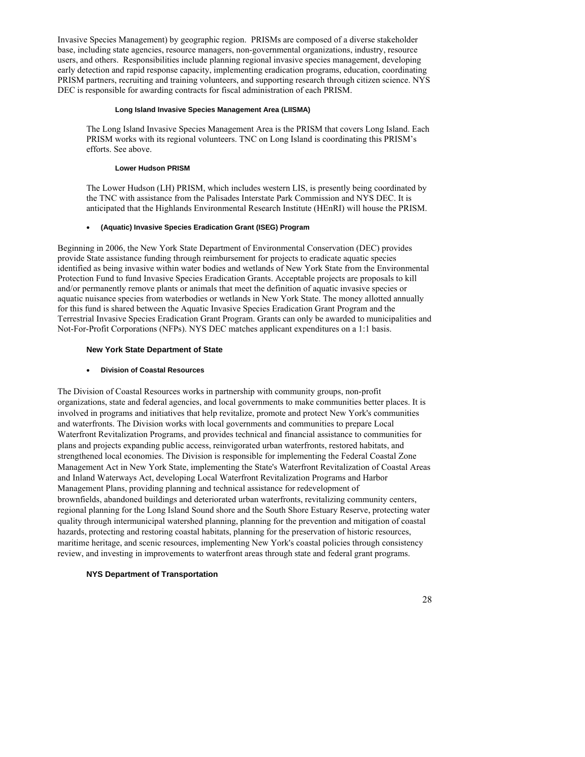Invasive Species Management) by geographic region. PRISMs are composed of a diverse stakeholder base, including state agencies, resource managers, non-governmental organizations, industry, resource users, and others. Responsibilities include planning regional invasive species management, developing early detection and rapid response capacity, implementing eradication programs, education, coordinating PRISM partners, recruiting and training volunteers, and supporting research through citizen science. NYS DEC is responsible for awarding contracts for fiscal administration of each PRISM.

##### Long Island Invasive Species Management Area (LIISMA)

The Long Island Invasive Species Management Area is the PRISM that covers Long Island. Each PRISM works with its regional volunteers. TNC on Long Island is coordinating this PRISM's efforts. See above.

##### Lower Hudson PRISM

The Lower Hudson (LH) PRISM, which includes western LIS, is presently being coordinated by the TNC with assistance from the Palisades Interstate Park Commission and NYS DEC. It is anticipated that the Highlands Environmental Research Institute (HEnRI) will house the PRISM.

- **(Aquatic) Invasive Species Eradication Grant (ISEG) Program**

Beginning in 2006, the New York State Department of Environmental Conservation (DEC) provides provide State assistance funding through reimbursement for projects to eradicate aquatic species identified as being invasive within water bodies and wetlands of New York State from the Environmental Protection Fund to fund Invasive Species Eradication Grants. Acceptable projects are proposals to kill and/or permanently remove plants or animals that meet the definition of aquatic invasive species or aquatic nuisance species from waterbodies or wetlands in New York State. The money allotted annually for this fund is shared between the Aquatic Invasive Species Eradication Grant Program and the Terrestrial Invasive Species Eradication Grant Program. Grants can only be awarded to municipalities and Not-For-Profit Corporations (NFPs). NYS DEC matches applicant expenditures on a 1:1 basis.

#### New York State Department of State

- **Division of Coastal Resources**

The Division of Coastal Resources works in partnership with community groups, non-profit organizations, state and federal agencies, and local governments to make communities better places. It is involved in programs and initiatives that help revitalize, promote and protect New York's communities and waterfronts. The Division works with local governments and communities to prepare Local Waterfront Revitalization Programs, and provides technical and financial assistance to communities for plans and projects expanding public access, reinvigorated urban waterfronts, restored habitats, and strengthened local economies. The Division is responsible for implementing the Federal Coastal Zone Management Act in New York State, implementing the State's Waterfront Revitalization of Coastal Areas and Inland Waterways Act, developing Local Waterfront Revitalization Programs and Harbor Management Plans, providing planning and technical assistance for redevelopment of brownfields, abandoned buildings and deteriorated urban waterfronts, revitalizing community centers, regional planning for the Long Island Sound shore and the South Shore Estuary Reserve, protecting water quality through intermunicipal watershed planning, planning for the prevention and mitigation of coastal hazards, protecting and restoring coastal habitats, planning for the preservation of historic resources, maritime heritage, and scenic resources, implementing New York's coastal policies through consistency review, and investing in improvements to waterfront areas through state and federal grant programs.

#### NYS Department of Transportation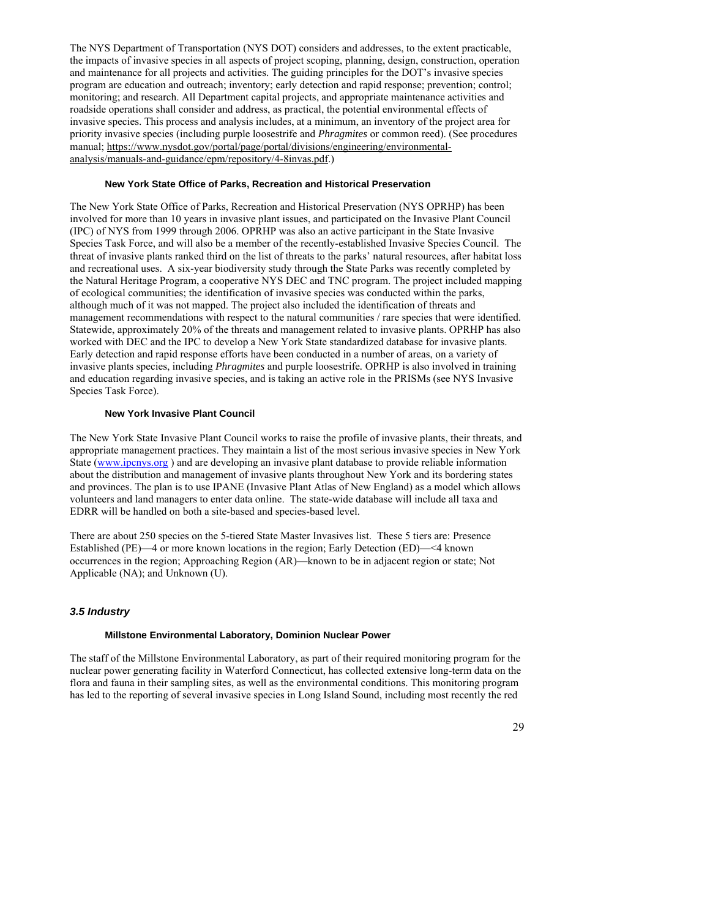The NYS Department of Transportation (NYS DOT) considers and addresses, to the extent practicable, the impacts of invasive species in all aspects of project scoping, planning, design, construction, operation and maintenance for all projects and activities. The guiding principles for the DOT's invasive species program are education and outreach; inventory; early detection and rapid response; prevention; control; monitoring; and research. All Department capital projects, and appropriate maintenance activities and roadside operations shall consider and address, as practical, the potential environmental effects of invasive species. This process and analysis includes, at a minimum, an inventory of the project area for priority invasive species (including purple loosestrife and *Phragmites* or common reed). (See procedures manual; https://www.nysdot.gov/portal/page/portal/divisions/engineering/environmental-analysis/manuals-and-guidance/epm/repository/4-8invas.pdf.)

#### New York State Office of Parks, Recreation and Historical Preservation

The New York State Office of Parks, Recreation and Historical Preservation (NYS OPRHP) has been involved for more than 10 years in invasive plant issues, and participated on the Invasive Plant Council (IPC) of NYS from 1999 through 2006. OPRHP was also an active participant in the State Invasive Species Task Force, and will also be a member of the recently-established Invasive Species Council. The threat of invasive plants ranked third on the list of threats to the parks' natural resources, after habitat loss and recreational uses. A six-year biodiversity study through the State Parks was recently completed by the Natural Heritage Program, a cooperative NYS DEC and TNC program. The project included mapping of ecological communities; the identification of invasive species was conducted within the parks, although much of it was not mapped. The project also included the identification of threats and management recommendations with respect to the natural communities / rare species that were identified. Statewide, approximately 20% of the threats and management related to invasive plants. OPRHP has also worked with DEC and the IPC to develop a New York State standardized database for invasive plants. Early detection and rapid response efforts have been conducted in a number of areas, on a variety of invasive plants species, including *Phragmites* and purple loosestrife. OPRHP is also involved in training and education regarding invasive species, and is taking an active role in the PRISMs (see NYS Invasive Species Task Force).

#### New York Invasive Plant Council

The New York State Invasive Plant Council works to raise the profile of invasive plants, their threats, and appropriate management practices. They maintain a list of the most serious invasive species in New York State (www.ipcnys.org ) and are developing an invasive plant database to provide reliable information about the distribution and management of invasive plants throughout New York and its bordering states and provinces. The plan is to use IPANE (Invasive Plant Atlas of New England) as a model which allows volunteers and land managers to enter data online. The state-wide database will include all taxa and EDRR will be handled on both a site-based and species-based level.

There are about 250 species on the 5-tiered State Master Invasives list. These 5 tiers are: Presence Established (PE)—4 or more known locations in the region; Early Detection (ED)—<4 known occurrences in the region; Approaching Region (AR)—known to be in adjacent region or state; Not Applicable (NA); and Unknown (U).

### *3.5 Industry*

#### Millstone Environmental Laboratory, Dominion Nuclear Power

The staff of the Millstone Environmental Laboratory, as part of their required monitoring program for the nuclear power generating facility in Waterford Connecticut, has collected extensive long-term data on the flora and fauna in their sampling sites, as well as the environmental conditions. This monitoring program has led to the reporting of several invasive species in Long Island Sound, including most recently the red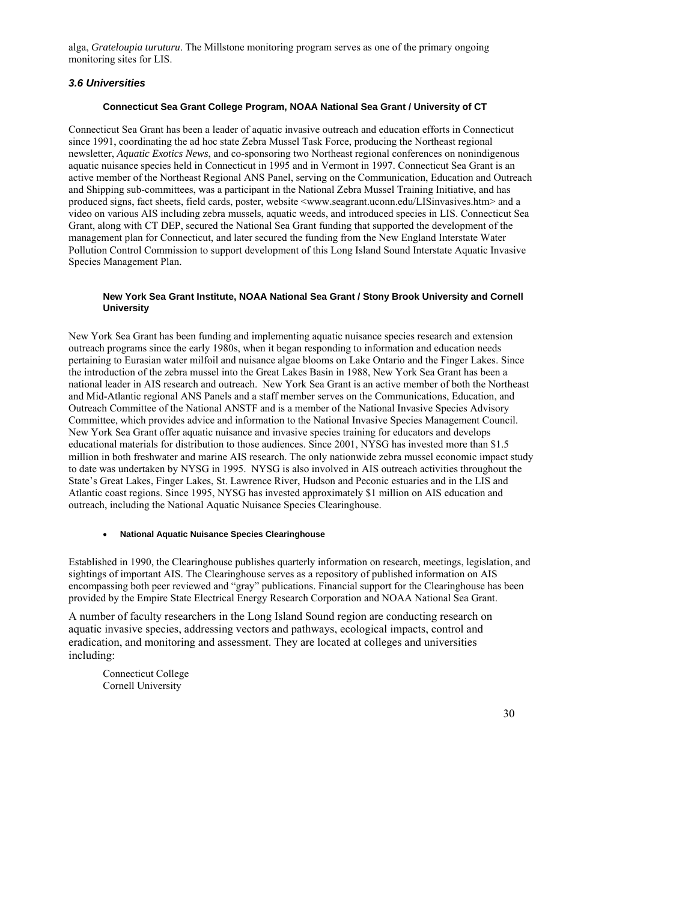alga, *Grateloupia turuturu*. The Millstone monitoring program serves as one of the primary ongoing monitoring sites for LIS.

### *3.6 Universities*

#### Connecticut Sea Grant College Program, NOAA National Sea Grant / University of CT

Connecticut Sea Grant has been a leader of aquatic invasive outreach and education efforts in Connecticut since 1991, coordinating the ad hoc state Zebra Mussel Task Force, producing the Northeast regional newsletter, *Aquatic Exotics News*, and co-sponsoring two Northeast regional conferences on nonindigenous aquatic nuisance species held in Connecticut in 1995 and in Vermont in 1997. Connecticut Sea Grant is an active member of the Northeast Regional ANS Panel, serving on the Communication, Education and Outreach and Shipping sub-committees, was a participant in the National Zebra Mussel Training Initiative, and has produced signs, fact sheets, field cards, poster, website <www.seagrant.uconn.edu/LISinvasives.htm> and a video on various AIS including zebra mussels, aquatic weeds, and introduced species in LIS. Connecticut Sea Grant, along with CT DEP, secured the National Sea Grant funding that supported the development of the management plan for Connecticut, and later secured the funding from the New England Interstate Water Pollution Control Commission to support development of this Long Island Sound Interstate Aquatic Invasive Species Management Plan.

#### New York Sea Grant Institute, NOAA National Sea Grant / Stony Brook University and Cornell University

New York Sea Grant has been funding and implementing aquatic nuisance species research and extension outreach programs since the early 1980s, when it began responding to information and education needs pertaining to Eurasian water milfoil and nuisance algae blooms on Lake Ontario and the Finger Lakes. Since the introduction of the zebra mussel into the Great Lakes Basin in 1988, New York Sea Grant has been a national leader in AIS research and outreach. New York Sea Grant is an active member of both the Northeast and Mid-Atlantic regional ANS Panels and a staff member serves on the Communications, Education, and Outreach Committee of the National ANSTF and is a member of the National Invasive Species Advisory Committee, which provides advice and information to the National Invasive Species Management Council. New York Sea Grant offer aquatic nuisance and invasive species training for educators and develops educational materials for distribution to those audiences. Since 2001, NYSG has invested more than $1.5 million in both freshwater and marine AIS research. The only nationwide zebra mussel economic impact study to date was undertaken by NYSG in 1995. NYSG is also involved in AIS outreach activities throughout the State's Great Lakes, Finger Lakes, St. Lawrence River, Hudson and Peconic estuaries and in the LIS and Atlantic coast regions. Since 1995, NYSG has invested approximately $1 million on AIS education and outreach, including the National Aquatic Nuisance Species Clearinghouse.

- **National Aquatic Nuisance Species Clearinghouse**

Established in 1990, the Clearinghouse publishes quarterly information on research, meetings, legislation, and sightings of important AIS. The Clearinghouse serves as a repository of published information on AIS encompassing both peer reviewed and "gray" publications. Financial support for the Clearinghouse has been provided by the Empire State Electrical Energy Research Corporation and NOAA National Sea Grant.

A number of faculty researchers in the Long Island Sound region are conducting research on aquatic invasive species, addressing vectors and pathways, ecological impacts, control and eradication, and monitoring and assessment. They are located at colleges and universities including:

Connecticut College
Cornell University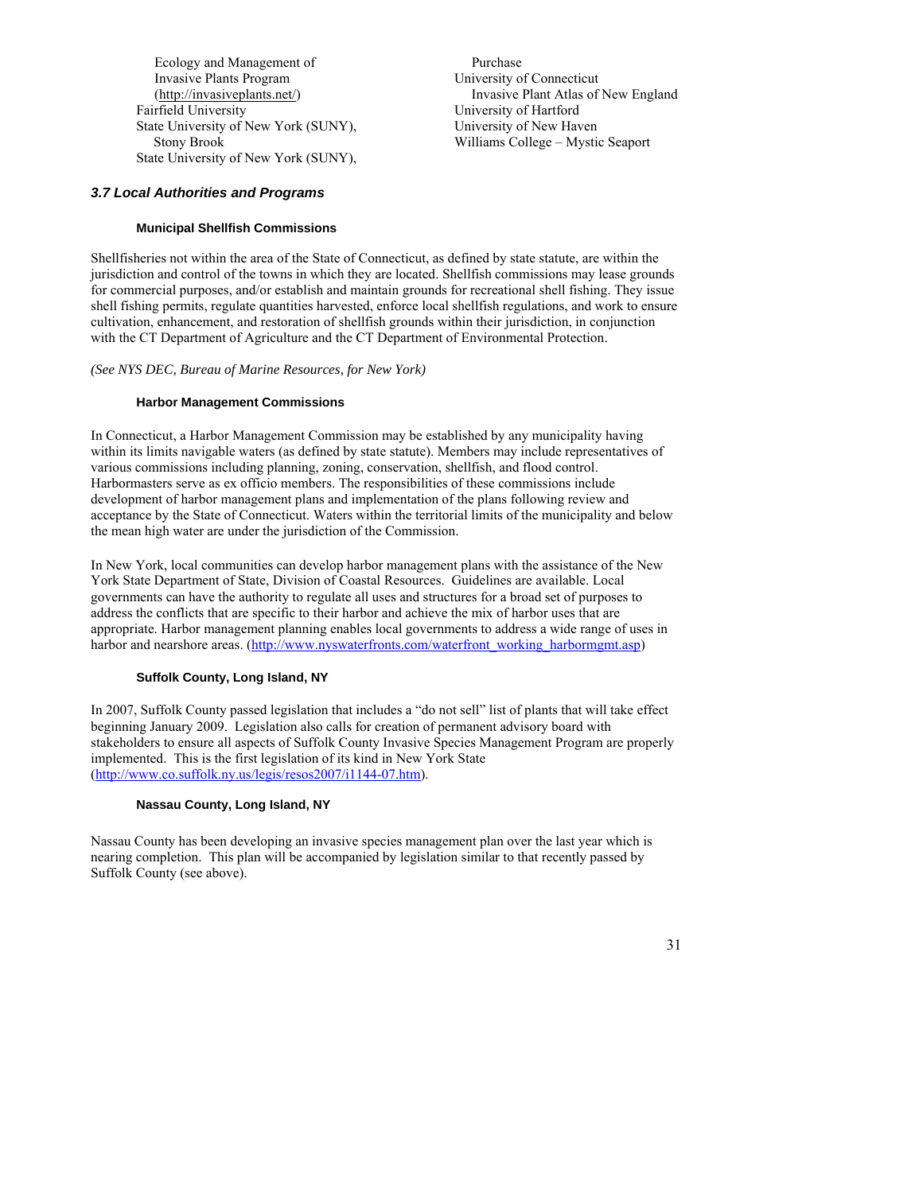Ecology and Management of Invasive Plants Program (http://invasiveplants.net/)
Fairfield University
State University of New York (SUNY), Stony Brook
State University of New York (SUNY), Purchase
University of Connecticut
Invasive Plant Atlas of New England
University of Hartford
University of New Haven
Williams College – Mystic Seaport

### *3.7 Local Authorities and Programs*

#### Municipal Shellfish Commissions

Shellfisheries not within the area of the State of Connecticut, as defined by state statute, are within the jurisdiction and control of the towns in which they are located. Shellfish commissions may lease grounds for commercial purposes, and/or establish and maintain grounds for recreational shell fishing. They issue shell fishing permits, regulate quantities harvested, enforce local shellfish regulations, and work to ensure cultivation, enhancement, and restoration of shellfish grounds within their jurisdiction, in conjunction with the CT Department of Agriculture and the CT Department of Environmental Protection.

*(See NYS DEC, Bureau of Marine Resources, for New York)*

#### Harbor Management Commissions

In Connecticut, a Harbor Management Commission may be established by any municipality having within its limits navigable waters (as defined by state statute). Members may include representatives of various commissions including planning, zoning, conservation, shellfish, and flood control. Harbormasters serve as ex officio members. The responsibilities of these commissions include development of harbor management plans and implementation of the plans following review and acceptance by the State of Connecticut. Waters within the territorial limits of the municipality and below the mean high water are under the jurisdiction of the Commission.

In New York, local communities can develop harbor management plans with the assistance of the New York State Department of State, Division of Coastal Resources. Guidelines are available. Local governments can have the authority to regulate all uses and structures for a broad set of purposes to address the conflicts that are specific to their harbor and achieve the mix of harbor uses that are appropriate. Harbor management planning enables local governments to address a wide range of uses in harbor and nearshore areas. (http://www.nyswaterfronts.com/waterfront_working_harbormgmt.asp)

#### Suffolk County, Long Island, NY

In 2007, Suffolk County passed legislation that includes a "do not sell" list of plants that will take effect beginning January 2009. Legislation also calls for creation of permanent advisory board with stakeholders to ensure all aspects of Suffolk County Invasive Species Management Program are properly implemented. This is the first legislation of its kind in New York State (http://www.co.suffolk.ny.us/legis/resos2007/i1144-07.htm).

#### Nassau County, Long Island, NY

Nassau County has been developing an invasive species management plan over the last year which is nearing completion. This plan will be accompanied by legislation similar to that recently passed by Suffolk County (see above).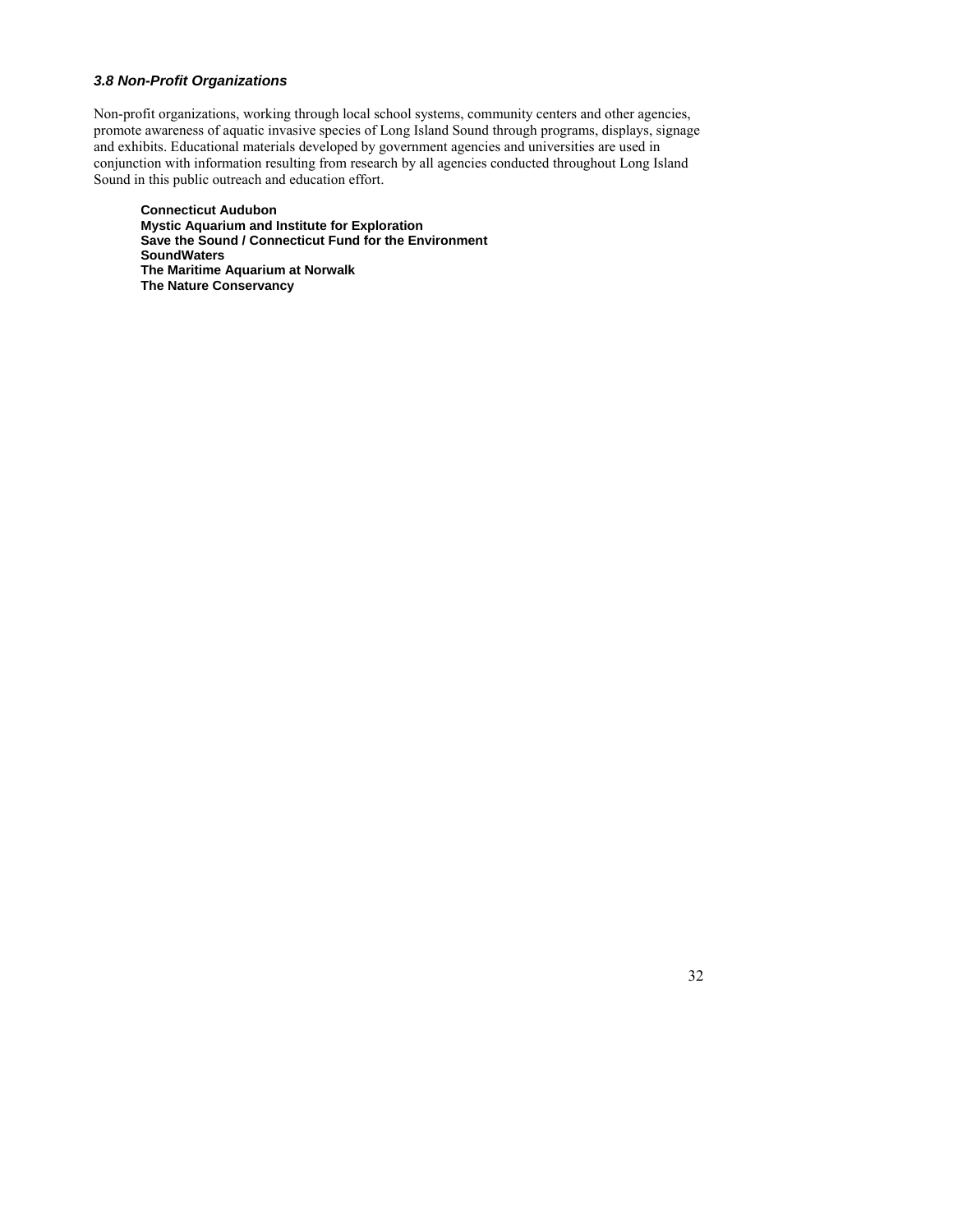### *3.8 Non-Profit Organizations*

Non-profit organizations, working through local school systems, community centers and other agencies, promote awareness of aquatic invasive species of Long Island Sound through programs, displays, signage and exhibits. Educational materials developed by government agencies and universities are used in conjunction with information resulting from research by all agencies conducted throughout Long Island Sound in this public outreach and education effort.

**Connecticut Audubon**
**Mystic Aquarium and Institute for Exploration**
**Save the Sound / Connecticut Fund for the Environment**
**SoundWaters**
**The Maritime Aquarium at Norwalk**
**The Nature Conservancy**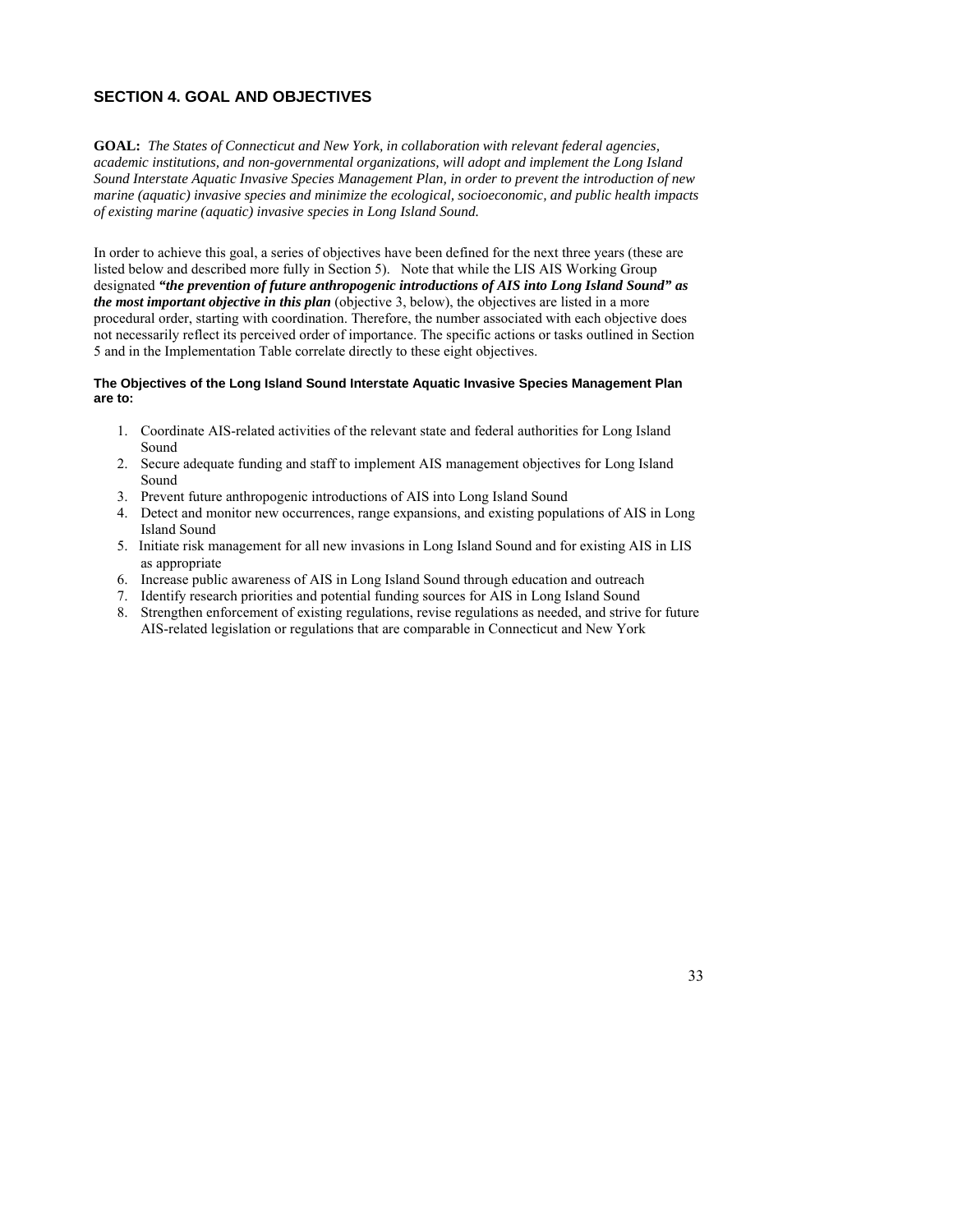## SECTION 4. GOAL AND OBJECTIVES

**GOAL:** *The States of Connecticut and New York, in collaboration with relevant federal agencies, academic institutions, and non-governmental organizations, will adopt and implement the Long Island Sound Interstate Aquatic Invasive Species Management Plan, in order to prevent the introduction of new marine (aquatic) invasive species and minimize the ecological, socioeconomic, and public health impacts of existing marine (aquatic) invasive species in Long Island Sound.*

In order to achieve this goal, a series of objectives have been defined for the next three years (these are listed below and described more fully in Section 5). Note that while the LIS AIS Working Group designated ***"the prevention of future anthropogenic introductions of AIS into Long Island Sound" as the most important objective in this plan*** (objective 3, below), the objectives are listed in a more procedural order, starting with coordination. Therefore, the number associated with each objective does not necessarily reflect its perceived order of importance. The specific actions or tasks outlined in Section 5 and in the Implementation Table correlate directly to these eight objectives.

**The Objectives of the Long Island Sound Interstate Aquatic Invasive Species Management Plan are to:**

1. Coordinate AIS-related activities of the relevant state and federal authorities for Long Island Sound
2. Secure adequate funding and staff to implement AIS management objectives for Long Island Sound
3. Prevent future anthropogenic introductions of AIS into Long Island Sound
4. Detect and monitor new occurrences, range expansions, and existing populations of AIS in Long Island Sound
5. Initiate risk management for all new invasions in Long Island Sound and for existing AIS in LIS as appropriate
6. Increase public awareness of AIS in Long Island Sound through education and outreach
7. Identify research priorities and potential funding sources for AIS in Long Island Sound
8. Strengthen enforcement of existing regulations, revise regulations as needed, and strive for future AIS-related legislation or regulations that are comparable in Connecticut and New York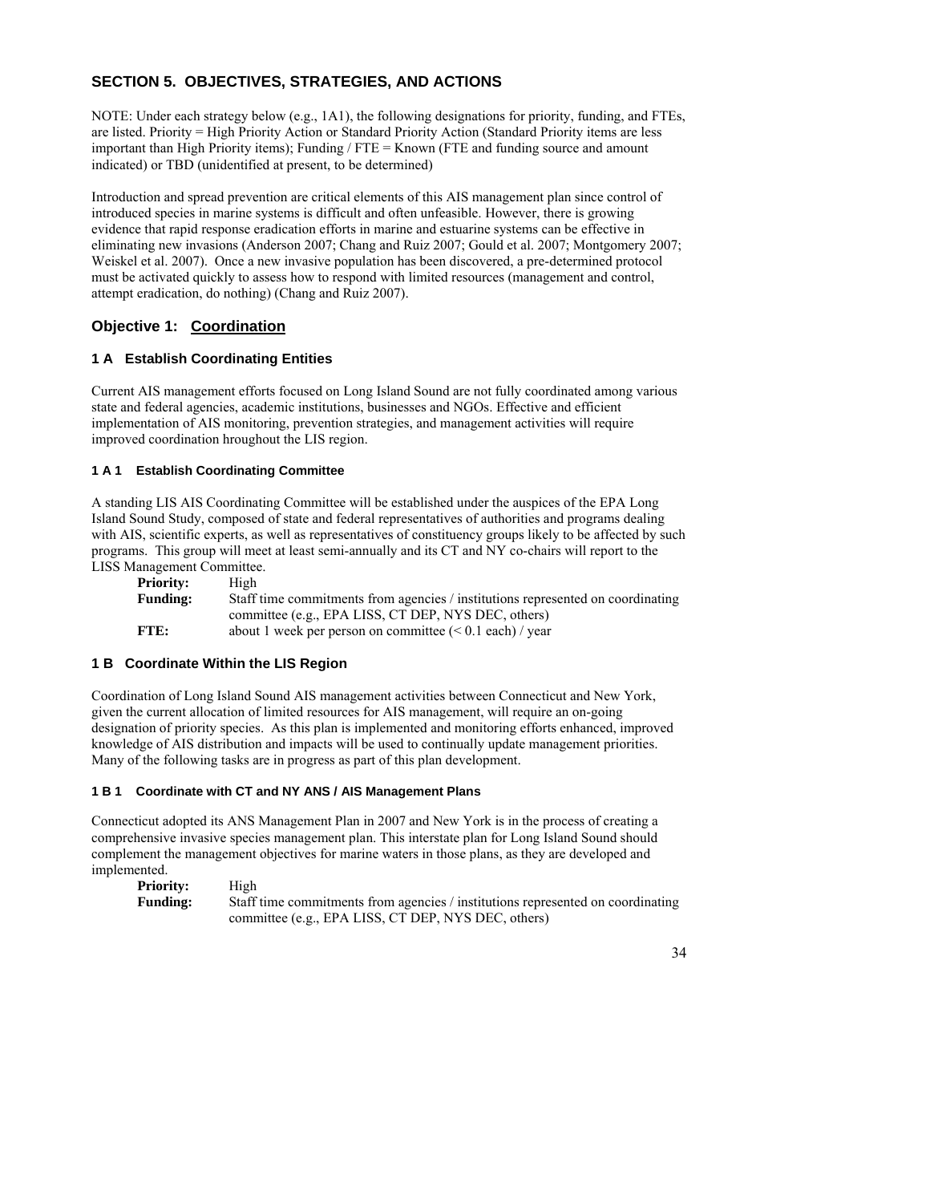## SECTION 5. OBJECTIVES, STRATEGIES, AND ACTIONS

NOTE: Under each strategy below (e.g., 1A1), the following designations for priority, funding, and FTEs, are listed. Priority = High Priority Action or Standard Priority Action (Standard Priority items are less important than High Priority items); Funding / FTE = Known (FTE and funding source and amount indicated) or TBD (unidentified at present, to be determined)

Introduction and spread prevention are critical elements of this AIS management plan since control of introduced species in marine systems is difficult and often unfeasible. However, there is growing evidence that rapid response eradication efforts in marine and estuarine systems can be effective in eliminating new invasions (Anderson 2007; Chang and Ruiz 2007; Gould et al. 2007; Montgomery 2007; Weiskel et al. 2007). Once a new invasive population has been discovered, a pre-determined protocol must be activated quickly to assess how to respond with limited resources (management and control, attempt eradication, do nothing) (Chang and Ruiz 2007).

### Objective 1: Coordination

#### 1 A Establish Coordinating Entities

Current AIS management efforts focused on Long Island Sound are not fully coordinated among various state and federal agencies, academic institutions, businesses and NGOs. Effective and efficient implementation of AIS monitoring, prevention strategies, and management activities will require improved coordination hroughout the LIS region.

##### 1 A 1 Establish Coordinating Committee

A standing LIS AIS Coordinating Committee will be established under the auspices of the EPA Long Island Sound Study, composed of state and federal representatives of authorities and programs dealing with AIS, scientific experts, as well as representatives of constituency groups likely to be affected by such programs. This group will meet at least semi-annually and its CT and NY co-chairs will report to the LISS Management Committee.

**Priority:** High
**Funding:** Staff time commitments from agencies / institutions represented on coordinating committee (e.g., EPA LISS, CT DEP, NYS DEC, others)
**FTE:** about 1 week per person on committee (< 0.1 each) / year

#### 1 B Coordinate Within the LIS Region

Coordination of Long Island Sound AIS management activities between Connecticut and New York, given the current allocation of limited resources for AIS management, will require an on-going designation of priority species. As this plan is implemented and monitoring efforts enhanced, improved knowledge of AIS distribution and impacts will be used to continually update management priorities. Many of the following tasks are in progress as part of this plan development.

##### 1 B 1 Coordinate with CT and NY ANS / AIS Management Plans

Connecticut adopted its ANS Management Plan in 2007 and New York is in the process of creating a comprehensive invasive species management plan. This interstate plan for Long Island Sound should complement the management objectives for marine waters in those plans, as they are developed and implemented.

**Priority:** High
**Funding:** Staff time commitments from agencies / institutions represented on coordinating committee (e.g., EPA LISS, CT DEP, NYS DEC, others)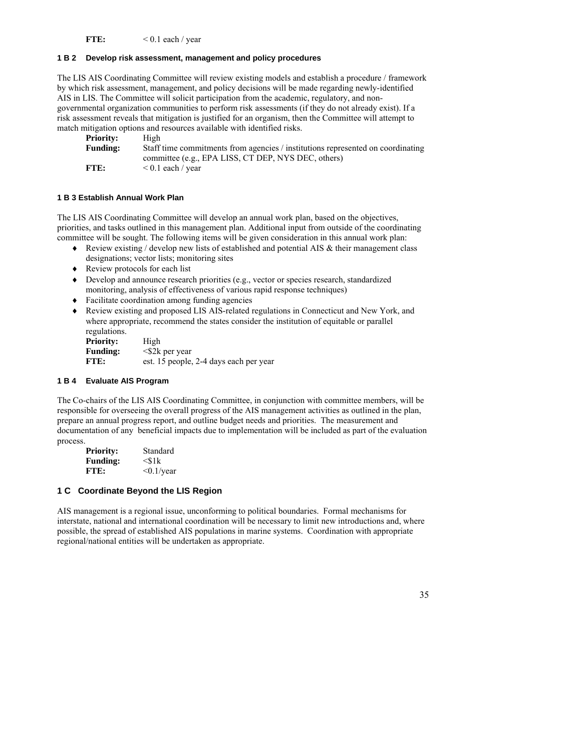**FTE:** < 0.1 each / year

#### 1 B 2 Develop risk assessment, management and policy procedures

The LIS AIS Coordinating Committee will review existing models and establish a procedure / framework by which risk assessment, management, and policy decisions will be made regarding newly-identified AIS in LIS. The Committee will solicit participation from the academic, regulatory, and non-governmental organization communities to perform risk assessments (if they do not already exist). If a risk assessment reveals that mitigation is justified for an organism, then the Committee will attempt to match mitigation options and resources available with identified risks.

**Priority:** High
**Funding:** Staff time commitments from agencies / institutions represented on coordinating committee (e.g., EPA LISS, CT DEP, NYS DEC, others)
**FTE:** < 0.1 each / year

#### 1 B 3 Establish Annual Work Plan

The LIS AIS Coordinating Committee will develop an annual work plan, based on the objectives, priorities, and tasks outlined in this management plan. Additional input from outside of the coordinating committee will be sought. The following items will be given consideration in this annual work plan:

- Review existing / develop new lists of established and potential AIS & their management class designations; vector lists; monitoring sites
- Review protocols for each list
- Develop and announce research priorities (e.g., vector or species research, standardized monitoring, analysis of effectiveness of various rapid response techniques)
- Facilitate coordination among funding agencies
- Review existing and proposed LIS AIS-related regulations in Connecticut and New York, and where appropriate, recommend the states consider the institution of equitable or parallel regulations.

**Priority:** High
**Funding:** <$2k per year
**FTE:** est. 15 people, 2-4 days each per year

#### 1 B 4 Evaluate AIS Program

The Co-chairs of the LIS AIS Coordinating Committee, in conjunction with committee members, will be responsible for overseeing the overall progress of the AIS management activities as outlined in the plan, prepare an annual progress report, and outline budget needs and priorities. The measurement and documentation of any beneficial impacts due to implementation will be included as part of the evaluation process.

**Priority:** Standard
**Funding:** <$1k
**FTE:** <0.1/year

### 1 C Coordinate Beyond the LIS Region

AIS management is a regional issue, unconforming to political boundaries. Formal mechanisms for interstate, national and international coordination will be necessary to limit new introductions and, where possible, the spread of established AIS populations in marine systems. Coordination with appropriate regional/national entities will be undertaken as appropriate.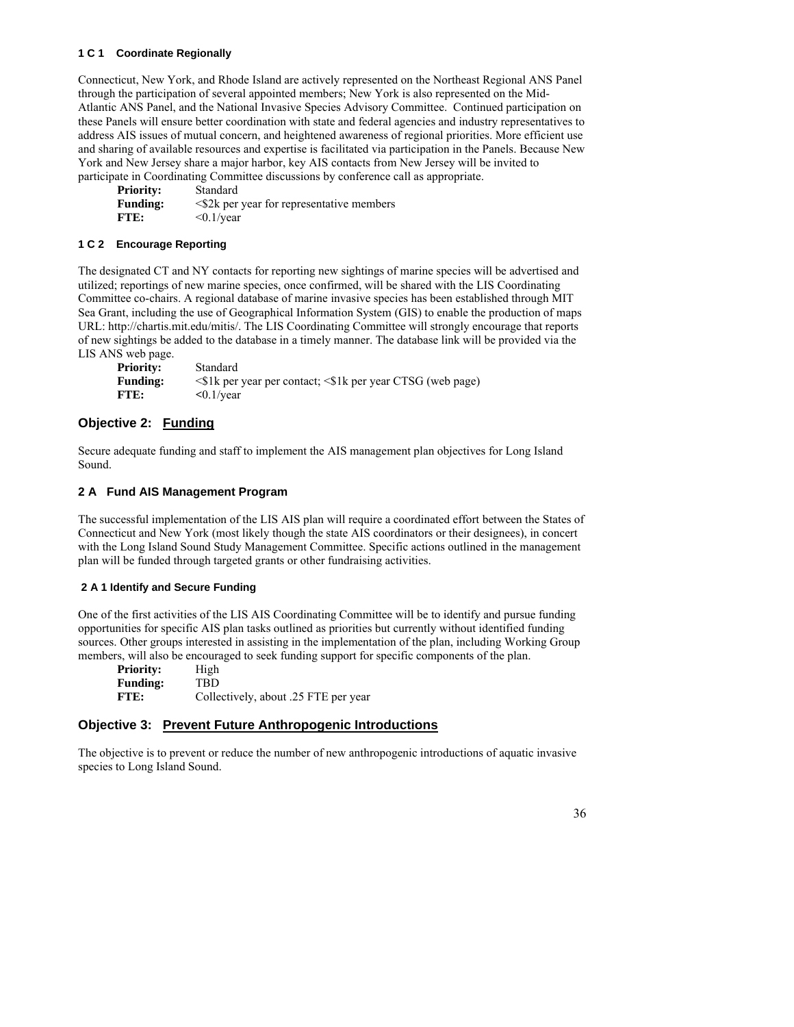#### 1 C 1 Coordinate Regionally

Connecticut, New York, and Rhode Island are actively represented on the Northeast Regional ANS Panel through the participation of several appointed members; New York is also represented on the Mid-Atlantic ANS Panel, and the National Invasive Species Advisory Committee. Continued participation on these Panels will ensure better coordination with state and federal agencies and industry representatives to address AIS issues of mutual concern, and heightened awareness of regional priorities. More efficient use and sharing of available resources and expertise is facilitated via participation in the Panels. Because New York and New Jersey share a major harbor, key AIS contacts from New Jersey will be invited to participate in Coordinating Committee discussions by conference call as appropriate.

**Priority:** Standard
**Funding:** <$2k per year for representative members
**FTE:** <0.1/year

#### 1 C 2 Encourage Reporting

The designated CT and NY contacts for reporting new sightings of marine species will be advertised and utilized; reportings of new marine species, once confirmed, will be shared with the LIS Coordinating Committee co-chairs. A regional database of marine invasive species has been established through MIT Sea Grant, including the use of Geographical Information System (GIS) to enable the production of maps URL: http://chartis.mit.edu/mitis/. The LIS Coordinating Committee will strongly encourage that reports of new sightings be added to the database in a timely manner. The database link will be provided via the LIS ANS web page.

**Priority:** Standard
**Funding:** <$1k per year per contact; <$1k per year CTSG (web page)
**FTE:** <0.1/year

## Objective 2: Funding

Secure adequate funding and staff to implement the AIS management plan objectives for Long Island Sound.

### 2 A Fund AIS Management Program

The successful implementation of the LIS AIS plan will require a coordinated effort between the States of Connecticut and New York (most likely though the state AIS coordinators or their designees), in concert with the Long Island Sound Study Management Committee. Specific actions outlined in the management plan will be funded through targeted grants or other fundraising activities.

#### 2 A 1 Identify and Secure Funding

One of the first activities of the LIS AIS Coordinating Committee will be to identify and pursue funding opportunities for specific AIS plan tasks outlined as priorities but currently without identified funding sources. Other groups interested in assisting in the implementation of the plan, including Working Group members, will also be encouraged to seek funding support for specific components of the plan.

**Priority:** High
**Funding:** TBD
**FTE:** Collectively, about .25 FTE per year

## Objective 3: Prevent Future Anthropogenic Introductions

The objective is to prevent or reduce the number of new anthropogenic introductions of aquatic invasive species to Long Island Sound.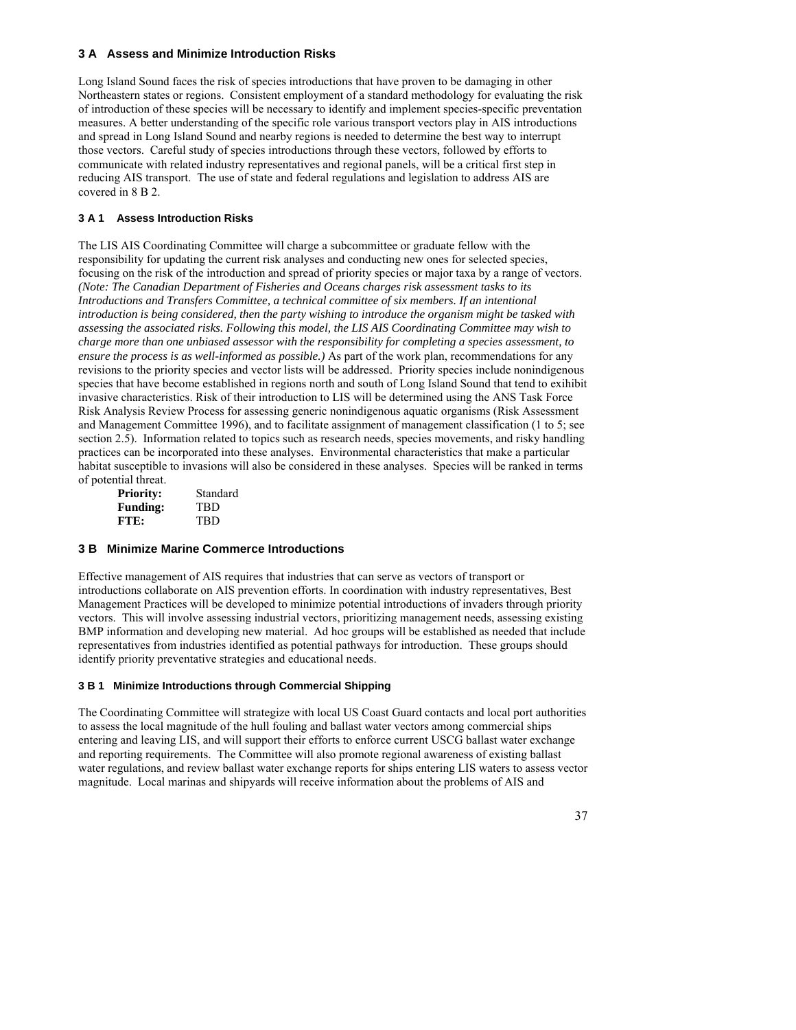### 3 A Assess and Minimize Introduction Risks

Long Island Sound faces the risk of species introductions that have proven to be damaging in other Northeastern states or regions. Consistent employment of a standard methodology for evaluating the risk of introduction of these species will be necessary to identify and implement species-specific preventation measures. A better understanding of the specific role various transport vectors play in AIS introductions and spread in Long Island Sound and nearby regions is needed to determine the best way to interrupt those vectors. Careful study of species introductions through these vectors, followed by efforts to communicate with related industry representatives and regional panels, will be a critical first step in reducing AIS transport. The use of state and federal regulations and legislation to address AIS are covered in 8 B 2.

#### 3 A 1 Assess Introduction Risks

The LIS AIS Coordinating Committee will charge a subcommittee or graduate fellow with the responsibility for updating the current risk analyses and conducting new ones for selected species, focusing on the risk of the introduction and spread of priority species or major taxa by a range of vectors. *(Note: The Canadian Department of Fisheries and Oceans charges risk assessment tasks to its Introductions and Transfers Committee, a technical committee of six members. If an intentional introduction is being considered, then the party wishing to introduce the organism might be tasked with assessing the associated risks. Following this model, the LIS AIS Coordinating Committee may wish to charge more than one unbiased assessor with the responsibility for completing a species assessment, to ensure the process is as well-informed as possible.)* As part of the work plan, recommendations for any revisions to the priority species and vector lists will be addressed. Priority species include nonindigenous species that have become established in regions north and south of Long Island Sound that tend to exihibit invasive characteristics. Risk of their introduction to LIS will be determined using the ANS Task Force Risk Analysis Review Process for assessing generic nonindigenous aquatic organisms (Risk Assessment and Management Committee 1996), and to facilitate assignment of management classification (1 to 5; see section 2.5). Information related to topics such as research needs, species movements, and risky handling practices can be incorporated into these analyses. Environmental characteristics that make a particular habitat susceptible to invasions will also be considered in these analyses. Species will be ranked in terms of potential threat.

**Priority:** Standard
**Funding:** TBD
**FTE:** TBD

### 3 B Minimize Marine Commerce Introductions

Effective management of AIS requires that industries that can serve as vectors of transport or introductions collaborate on AIS prevention efforts. In coordination with industry representatives, Best Management Practices will be developed to minimize potential introductions of invaders through priority vectors. This will involve assessing industrial vectors, prioritizing management needs, assessing existing BMP information and developing new material. Ad hoc groups will be established as needed that include representatives from industries identified as potential pathways for introduction. These groups should identify priority preventative strategies and educational needs.

#### 3 B 1 Minimize Introductions through Commercial Shipping

The Coordinating Committee will strategize with local US Coast Guard contacts and local port authorities to assess the local magnitude of the hull fouling and ballast water vectors among commercial ships entering and leaving LIS, and will support their efforts to enforce current USCG ballast water exchange and reporting requirements. The Committee will also promote regional awareness of existing ballast water regulations, and review ballast water exchange reports for ships entering LIS waters to assess vector magnitude. Local marinas and shipyards will receive information about the problems of AIS and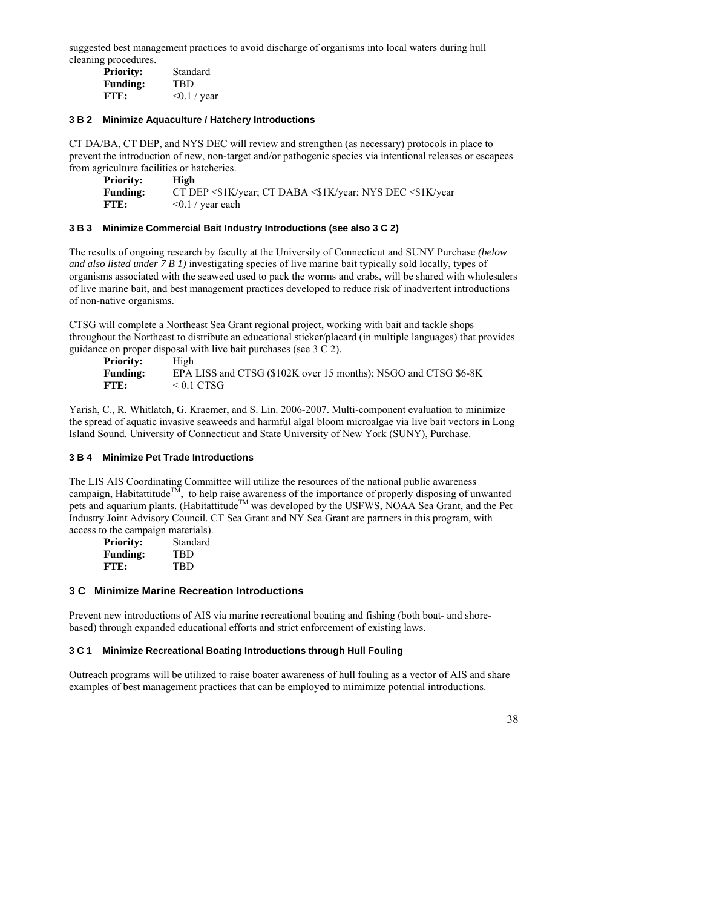suggested best management practices to avoid discharge of organisms into local waters during hull cleaning procedures.

**Priority:** Standard
**Funding:** TBD
**FTE:** <0.1 / year

#### 3 B 2 Minimize Aquaculture / Hatchery Introductions

CT DA/BA, CT DEP, and NYS DEC will review and strengthen (as necessary) protocols in place to prevent the introduction of new, non-target and/or pathogenic species via intentional releases or escapees from agriculture facilities or hatcheries.

**Priority:** **High**
**Funding:** CT DEP <$1K/year; CT DABA <$1K/year; NYS DEC <$1K/year
**FTE:** <0.1 / year each

#### 3 B 3 Minimize Commercial Bait Industry Introductions (see also 3 C 2)

The results of ongoing research by faculty at the University of Connecticut and SUNY Purchase *(below and also listed under 7 B 1)* investigating species of live marine bait typically sold locally, types of organisms associated with the seaweed used to pack the worms and crabs, will be shared with wholesalers of live marine bait, and best management practices developed to reduce risk of inadvertent introductions of non-native organisms.

CTSG will complete a Northeast Sea Grant regional project, working with bait and tackle shops throughout the Northeast to distribute an educational sticker/placard (in multiple languages) that provides guidance on proper disposal with live bait purchases (see 3 C 2).

**Priority:** High
**Funding:** EPA LISS and CTSG ($102K over 15 months); NSGO and CTSG $6-8K
**FTE:** < 0.1 CTSG

Yarish, C., R. Whitlatch, G. Kraemer, and S. Lin. 2006-2007. Multi-component evaluation to minimize the spread of aquatic invasive seaweeds and harmful algal bloom microalgae via live bait vectors in Long Island Sound. University of Connecticut and State University of New York (SUNY), Purchase.

#### 3 B 4 Minimize Pet Trade Introductions

The LIS AIS Coordinating Committee will utilize the resources of the national public awareness campaign, Habitattitude™, to help raise awareness of the importance of properly disposing of unwanted pets and aquarium plants. (Habitattitude™ was developed by the USFWS, NOAA Sea Grant, and the Pet Industry Joint Advisory Council. CT Sea Grant and NY Sea Grant are partners in this program, with access to the campaign materials).

**Priority:** Standard
**Funding:** TBD
**FTE:** TBD

### 3 C Minimize Marine Recreation Introductions

Prevent new introductions of AIS via marine recreational boating and fishing (both boat- and shore-based) through expanded educational efforts and strict enforcement of existing laws.

#### 3 C 1 Minimize Recreational Boating Introductions through Hull Fouling

Outreach programs will be utilized to raise boater awareness of hull fouling as a vector of AIS and share examples of best management practices that can be employed to mimimize potential introductions.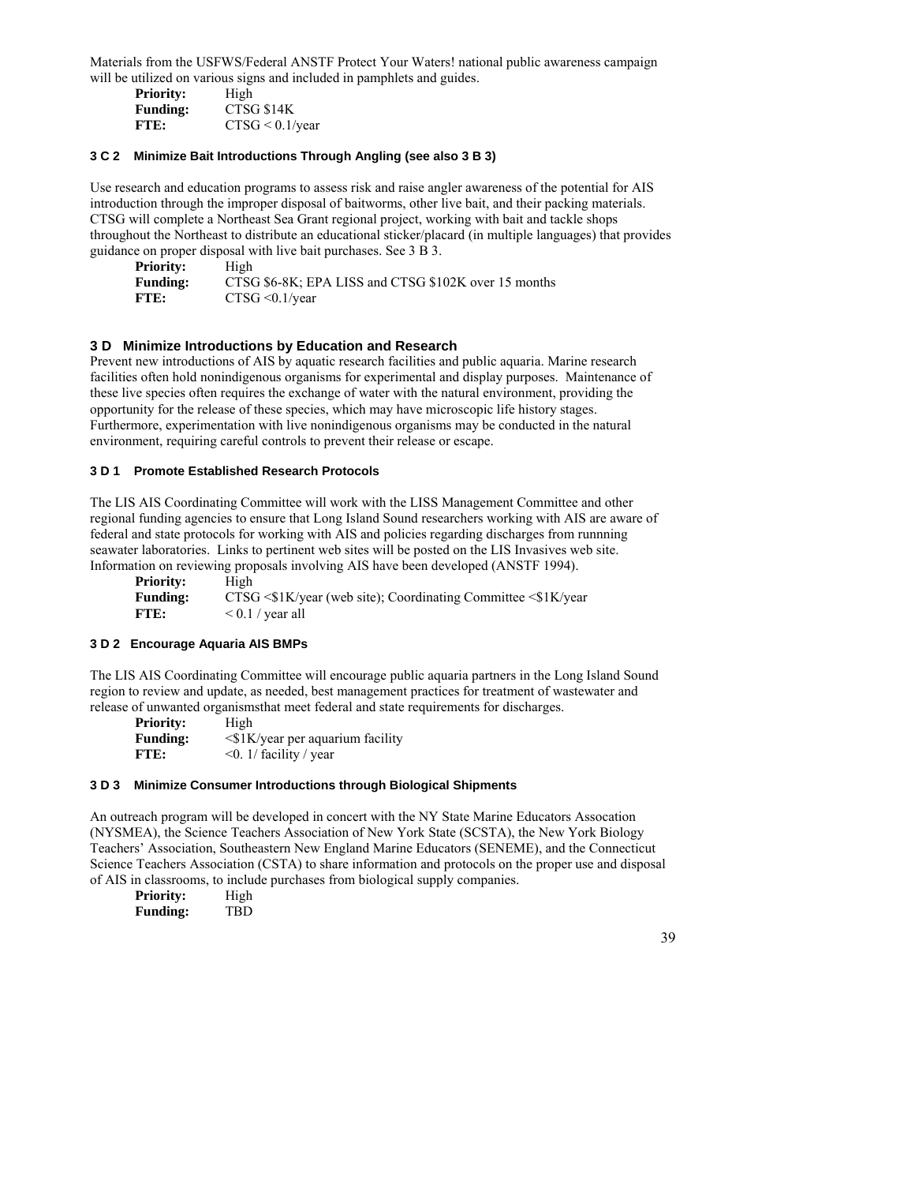Materials from the USFWS/Federal ANSTF Protect Your Waters! national public awareness campaign will be utilized on various signs and included in pamphlets and guides.

**Priority:** High
**Funding:** CTSG \$14K
**FTE:** CTSG < 0.1/year

#### 3 C 2 Minimize Bait Introductions Through Angling (see also 3 B 3)

Use research and education programs to assess risk and raise angler awareness of the potential for AIS introduction through the improper disposal of baitworms, other live bait, and their packing materials. CTSG will complete a Northeast Sea Grant regional project, working with bait and tackle shops throughout the Northeast to distribute an educational sticker/placard (in multiple languages) that provides guidance on proper disposal with live bait purchases. See 3 B 3.

**Priority:** High
**Funding:** CTSG \$6-8K; EPA LISS and CTSG \$102K over 15 months
**FTE:** CTSG <0.1/year

### 3 D Minimize Introductions by Education and Research

Prevent new introductions of AIS by aquatic research facilities and public aquaria. Marine research facilities often hold nonindigenous organisms for experimental and display purposes. Maintenance of these live species often requires the exchange of water with the natural environment, providing the opportunity for the release of these species, which may have microscopic life history stages. Furthermore, experimentation with live nonindigenous organisms may be conducted in the natural environment, requiring careful controls to prevent their release or escape.

#### 3 D 1 Promote Established Research Protocols

The LIS AIS Coordinating Committee will work with the LISS Management Committee and other regional funding agencies to ensure that Long Island Sound researchers working with AIS are aware of federal and state protocols for working with AIS and policies regarding discharges from runnning seawater laboratories. Links to pertinent web sites will be posted on the LIS Invasives web site. Information on reviewing proposals involving AIS have been developed (ANSTF 1994).

**Priority:** High
**Funding:** CTSG <\$1K/year (web site); Coordinating Committee <\$1K/year
**FTE:** < 0.1 / year all

#### 3 D 2 Encourage Aquaria AIS BMPs

The LIS AIS Coordinating Committee will encourage public aquaria partners in the Long Island Sound region to review and update, as needed, best management practices for treatment of wastewater and release of unwanted organismsthat meet federal and state requirements for discharges.

**Priority:** High
**Funding:** <\$1K/year per aquarium facility
**FTE:** <0. 1/ facility / year

#### 3 D 3 Minimize Consumer Introductions through Biological Shipments

An outreach program will be developed in concert with the NY State Marine Educators Assocation (NYSMEA), the Science Teachers Association of New York State (SCSTA), the New York Biology Teachers' Association, Southeastern New England Marine Educators (SENEME), and the Connecticut Science Teachers Association (CSTA) to share information and protocols on the proper use and disposal of AIS in classrooms, to include purchases from biological supply companies.

**Priority:** High
**Funding:** TBD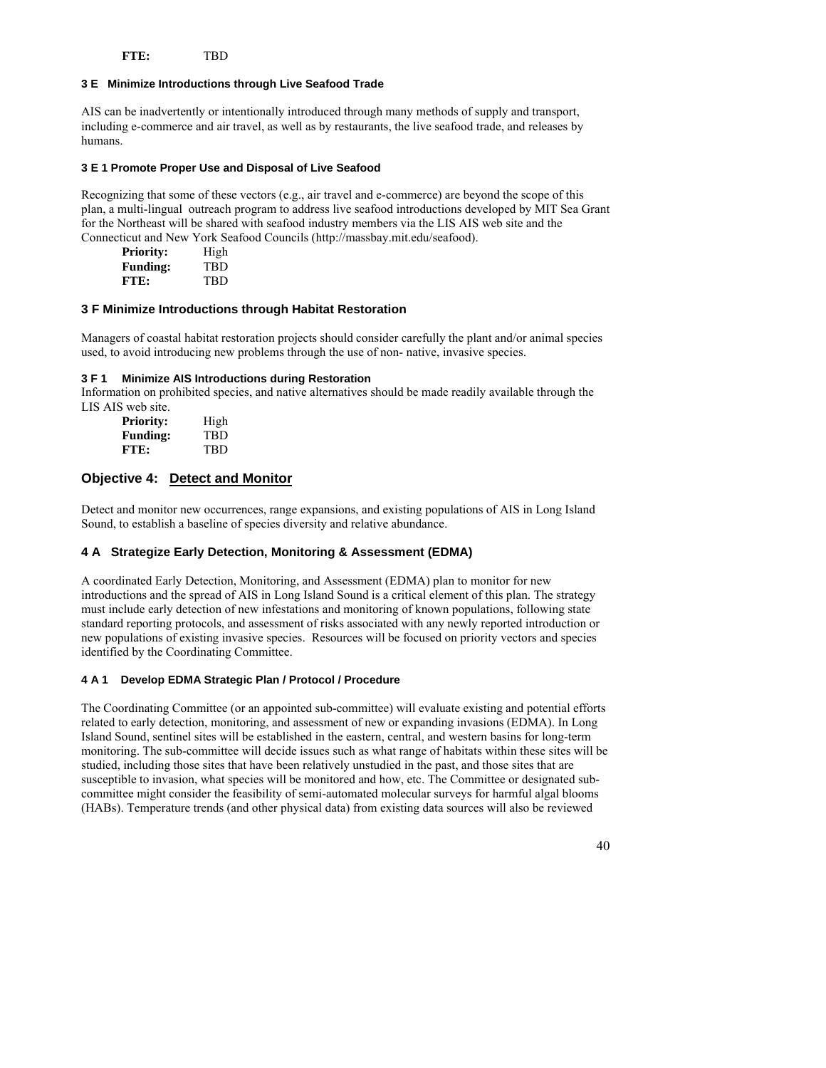**FTE:** TBD

#### 3 E Minimize Introductions through Live Seafood Trade

AIS can be inadvertently or intentionally introduced through many methods of supply and transport, including e-commerce and air travel, as well as by restaurants, the live seafood trade, and releases by humans.

##### 3 E 1 Promote Proper Use and Disposal of Live Seafood

Recognizing that some of these vectors (e.g., air travel and e-commerce) are beyond the scope of this plan, a multi-lingual outreach program to address live seafood introductions developed by MIT Sea Grant for the Northeast will be shared with seafood industry members via the LIS AIS web site and the Connecticut and New York Seafood Councils (http://massbay.mit.edu/seafood).

**Priority:** High
**Funding:** TBD
**FTE:** TBD

### 3 F Minimize Introductions through Habitat Restoration

Managers of coastal habitat restoration projects should consider carefully the plant and/or animal species used, to avoid introducing new problems through the use of non- native, invasive species.

##### 3 F 1 Minimize AIS Introductions during Restoration

Information on prohibited species, and native alternatives should be made readily available through the LIS AIS web site.

**Priority:** High
**Funding:** TBD
**FTE:** TBD

## Objective 4: Detect and Monitor

Detect and monitor new occurrences, range expansions, and existing populations of AIS in Long Island Sound, to establish a baseline of species diversity and relative abundance.

### 4 A Strategize Early Detection, Monitoring & Assessment (EDMA)

A coordinated Early Detection, Monitoring, and Assessment (EDMA) plan to monitor for new introductions and the spread of AIS in Long Island Sound is a critical element of this plan. The strategy must include early detection of new infestations and monitoring of known populations, following state standard reporting protocols, and assessment of risks associated with any newly reported introduction or new populations of existing invasive species. Resources will be focused on priority vectors and species identified by the Coordinating Committee.

##### 4 A 1 Develop EDMA Strategic Plan / Protocol / Procedure

The Coordinating Committee (or an appointed sub-committee) will evaluate existing and potential efforts related to early detection, monitoring, and assessment of new or expanding invasions (EDMA). In Long Island Sound, sentinel sites will be established in the eastern, central, and western basins for long-term monitoring. The sub-committee will decide issues such as what range of habitats within these sites will be studied, including those sites that have been relatively unstudied in the past, and those sites that are susceptible to invasion, what species will be monitored and how, etc. The Committee or designated sub-committee might consider the feasibility of semi-automated molecular surveys for harmful algal blooms (HABs). Temperature trends (and other physical data) from existing data sources will also be reviewed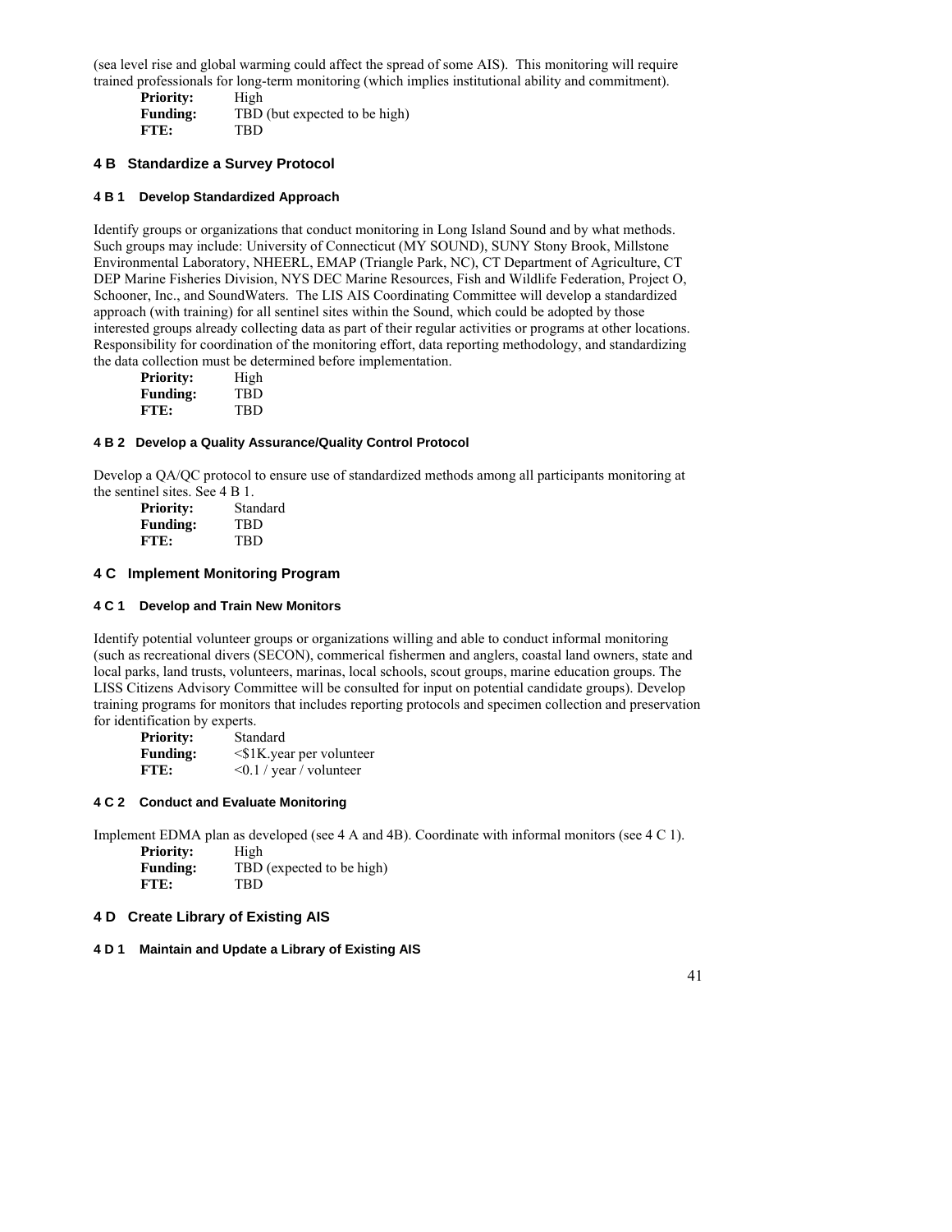(sea level rise and global warming could affect the spread of some AIS). This monitoring will require trained professionals for long-term monitoring (which implies institutional ability and commitment).

**Priority:** High
**Funding:** TBD (but expected to be high)
**FTE:** TBD

## 4 B Standardize a Survey Protocol

### 4 B 1 Develop Standardized Approach

Identify groups or organizations that conduct monitoring in Long Island Sound and by what methods. Such groups may include: University of Connecticut (MY SOUND), SUNY Stony Brook, Millstone Environmental Laboratory, NHEERL, EMAP (Triangle Park, NC), CT Department of Agriculture, CT DEP Marine Fisheries Division, NYS DEC Marine Resources, Fish and Wildlife Federation, Project O, Schooner, Inc., and SoundWaters. The LIS AIS Coordinating Committee will develop a standardized approach (with training) for all sentinel sites within the Sound, which could be adopted by those interested groups already collecting data as part of their regular activities or programs at other locations. Responsibility for coordination of the monitoring effort, data reporting methodology, and standardizing the data collection must be determined before implementation.

**Priority:** High
**Funding:** TBD
**FTE:** TBD

### 4 B 2 Develop a Quality Assurance/Quality Control Protocol

Develop a QA/QC protocol to ensure use of standardized methods among all participants monitoring at the sentinel sites. See 4 B 1.

**Priority:** Standard
**Funding:** TBD
**FTE:** TBD

## 4 C Implement Monitoring Program

### 4 C 1 Develop and Train New Monitors

Identify potential volunteer groups or organizations willing and able to conduct informal monitoring (such as recreational divers (SECON), commerical fishermen and anglers, coastal land owners, state and local parks, land trusts, volunteers, marinas, local schools, scout groups, marine education groups. The LISS Citizens Advisory Committee will be consulted for input on potential candidate groups). Develop training programs for monitors that includes reporting protocols and specimen collection and preservation for identification by experts.

**Priority:** Standard
**Funding:** <$1K.year per volunteer
**FTE:** <0.1 / year / volunteer

### 4 C 2 Conduct and Evaluate Monitoring

Implement EDMA plan as developed (see 4 A and 4B). Coordinate with informal monitors (see 4 C 1).

**Priority:** High
**Funding:** TBD (expected to be high)
**FTE:** TBD

## 4 D Create Library of Existing AIS

### 4 D 1 Maintain and Update a Library of Existing AIS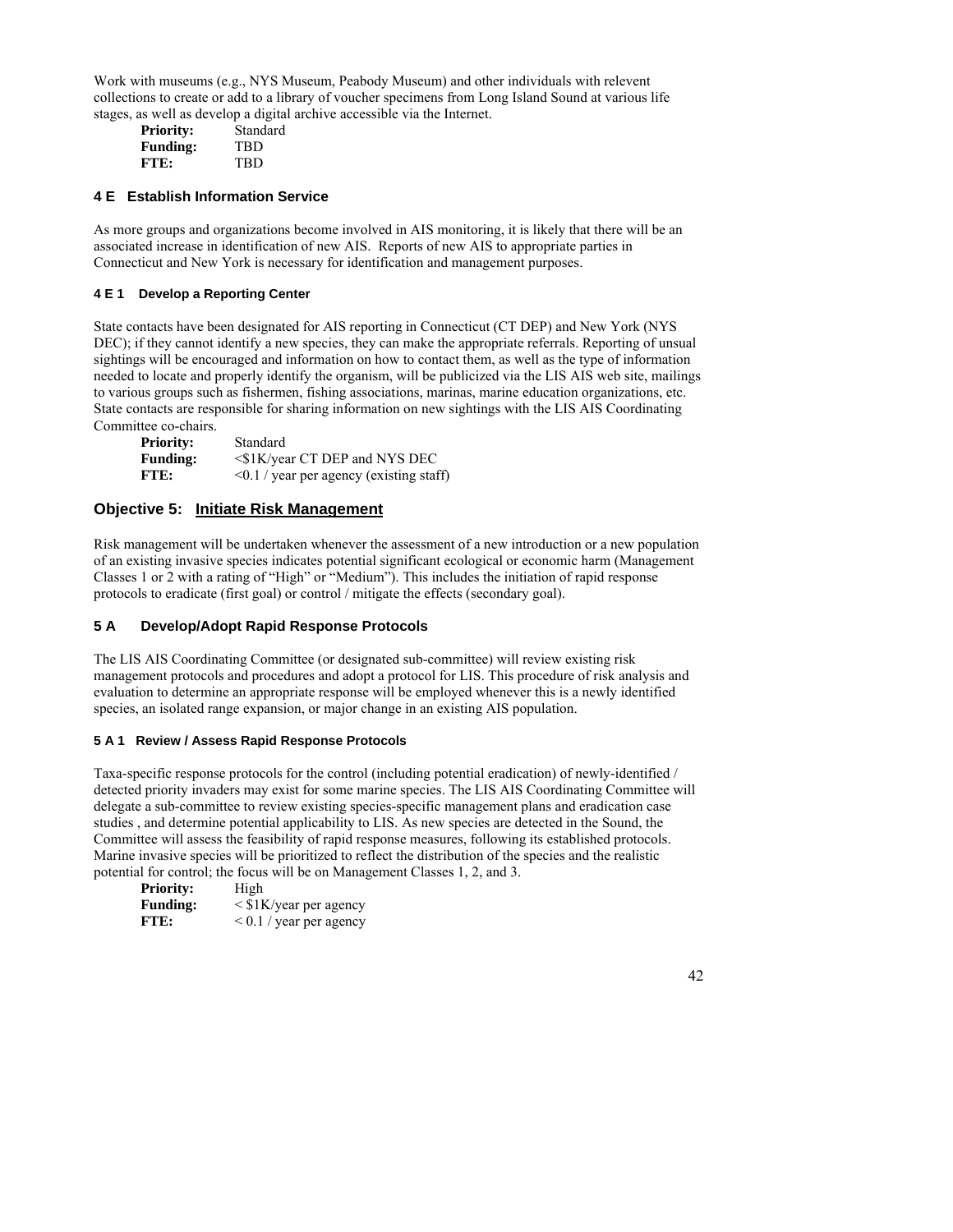Work with museums (e.g., NYS Museum, Peabody Museum) and other individuals with relevent collections to create or add to a library of voucher specimens from Long Island Sound at various life stages, as well as develop a digital archive accessible via the Internet.

**Priority:** Standard
**Funding:** TBD
**FTE:** TBD

### 4 E Establish Information Service

As more groups and organizations become involved in AIS monitoring, it is likely that there will be an associated increase in identification of new AIS. Reports of new AIS to appropriate parties in Connecticut and New York is necessary for identification and management purposes.

#### 4 E 1 Develop a Reporting Center

State contacts have been designated for AIS reporting in Connecticut (CT DEP) and New York (NYS DEC); if they cannot identify a new species, they can make the appropriate referrals. Reporting of unsual sightings will be encouraged and information on how to contact them, as well as the type of information needed to locate and properly identify the organism, will be publicized via the LIS AIS web site, mailings to various groups such as fishermen, fishing associations, marinas, marine education organizations, etc. State contacts are responsible for sharing information on new sightings with the LIS AIS Coordinating Committee co-chairs.

**Priority:** Standard
**Funding:** <$1K/year CT DEP and NYS DEC
**FTE:** <0.1 / year per agency (existing staff)

## Objective 5: Initiate Risk Management

Risk management will be undertaken whenever the assessment of a new introduction or a new population of an existing invasive species indicates potential significant ecological or economic harm (Management Classes 1 or 2 with a rating of "High" or "Medium"). This includes the initiation of rapid response protocols to eradicate (first goal) or control / mitigate the effects (secondary goal).

### 5 A Develop/Adopt Rapid Response Protocols

The LIS AIS Coordinating Committee (or designated sub-committee) will review existing risk management protocols and procedures and adopt a protocol for LIS. This procedure of risk analysis and evaluation to determine an appropriate response will be employed whenever this is a newly identified species, an isolated range expansion, or major change in an existing AIS population.

#### 5 A 1 Review / Assess Rapid Response Protocols

Taxa-specific response protocols for the control (including potential eradication) of newly-identified / detected priority invaders may exist for some marine species. The LIS AIS Coordinating Committee will delegate a sub-committee to review existing species-specific management plans and eradication case studies , and determine potential applicability to LIS. As new species are detected in the Sound, the Committee will assess the feasibility of rapid response measures, following its established protocols. Marine invasive species will be prioritized to reflect the distribution of the species and the realistic potential for control; the focus will be on Management Classes 1, 2, and 3.

**Priority:** High
**Funding:** < $1K/year per agency
**FTE:** < 0.1 / year per agency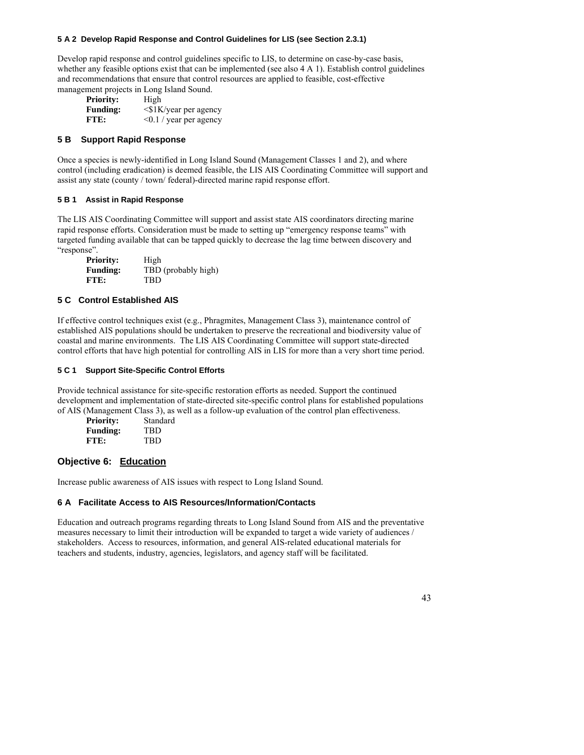#### 5 A 2 Develop Rapid Response and Control Guidelines for LIS (see Section 2.3.1)

Develop rapid response and control guidelines specific to LIS, to determine on case-by-case basis, whether any feasible options exist that can be implemented (see also 4 A 1). Establish control guidelines and recommendations that ensure that control resources are applied to feasible, cost-effective management projects in Long Island Sound.

**Priority:** High
**Funding:** <$1K/year per agency
**FTE:** <0.1 / year per agency

### 5 B Support Rapid Response

Once a species is newly-identified in Long Island Sound (Management Classes 1 and 2), and where control (including eradication) is deemed feasible, the LIS AIS Coordinating Committee will support and assist any state (county / town/ federal)-directed marine rapid response effort.

#### 5 B 1 Assist in Rapid Response

The LIS AIS Coordinating Committee will support and assist state AIS coordinators directing marine rapid response efforts. Consideration must be made to setting up "emergency response teams" with targeted funding available that can be tapped quickly to decrease the lag time between discovery and "response".

**Priority:** High
**Funding:** TBD (probably high)
**FTE:** TBD

### 5 C Control Established AIS

If effective control techniques exist (e.g., Phragmites, Management Class 3), maintenance control of established AIS populations should be undertaken to preserve the recreational and biodiversity value of coastal and marine environments. The LIS AIS Coordinating Committee will support state-directed control efforts that have high potential for controlling AIS in LIS for more than a very short time period.

#### 5 C 1 Support Site-Specific Control Efforts

Provide technical assistance for site-specific restoration efforts as needed. Support the continued development and implementation of state-directed site-specific control plans for established populations of AIS (Management Class 3), as well as a follow-up evaluation of the control plan effectiveness.

**Priority:** Standard
**Funding:** TBD
**FTE:** TBD

## Objective 6: Education

Increase public awareness of AIS issues with respect to Long Island Sound.

### 6 A Facilitate Access to AIS Resources/Information/Contacts

Education and outreach programs regarding threats to Long Island Sound from AIS and the preventative measures necessary to limit their introduction will be expanded to target a wide variety of audiences / stakeholders. Access to resources, information, and general AIS-related educational materials for teachers and students, industry, agencies, legislators, and agency staff will be facilitated.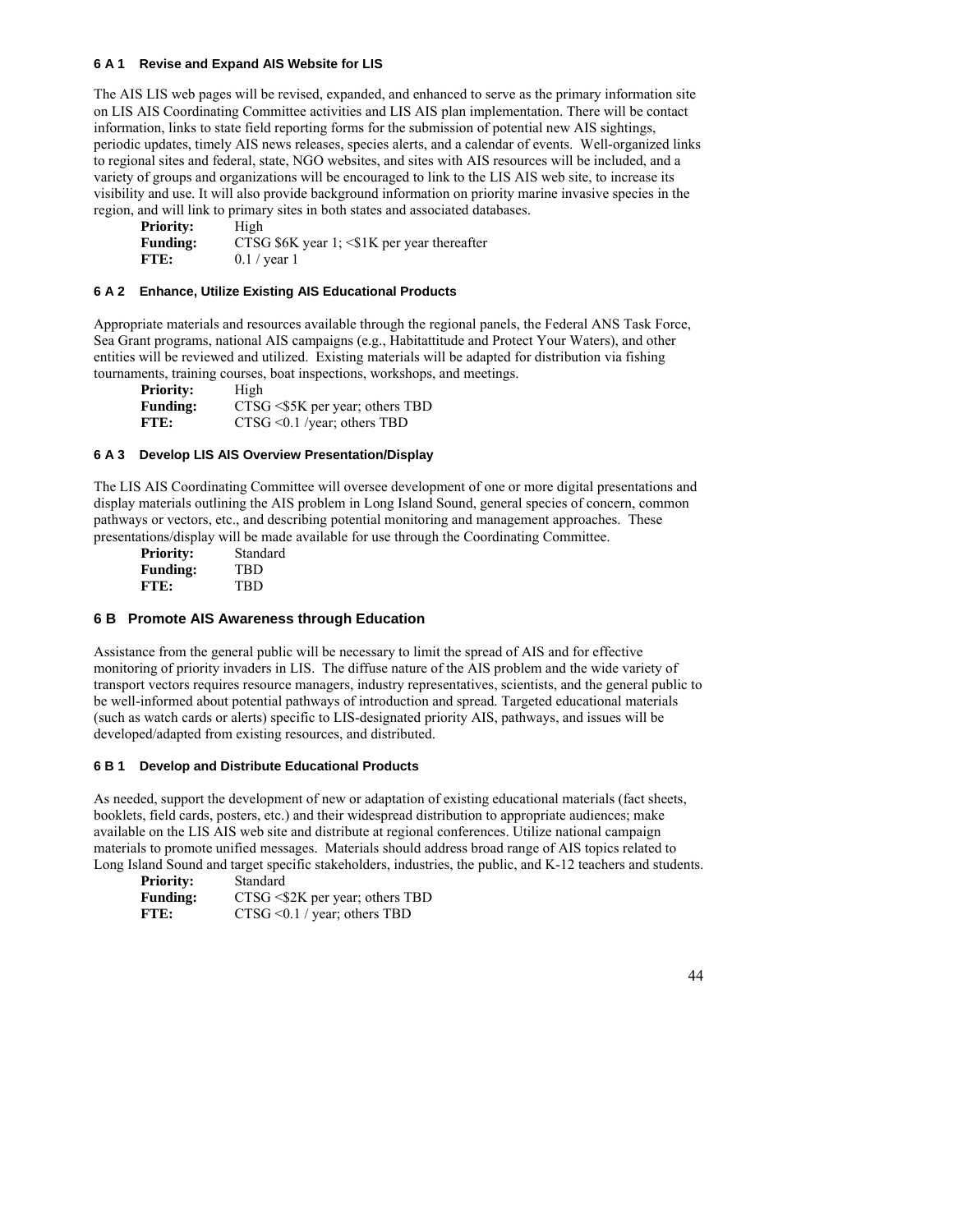#### 6 A 1 Revise and Expand AIS Website for LIS

The AIS LIS web pages will be revised, expanded, and enhanced to serve as the primary information site on LIS AIS Coordinating Committee activities and LIS AIS plan implementation. There will be contact information, links to state field reporting forms for the submission of potential new AIS sightings, periodic updates, timely AIS news releases, species alerts, and a calendar of events. Well-organized links to regional sites and federal, state, NGO websites, and sites with AIS resources will be included, and a variety of groups and organizations will be encouraged to link to the LIS AIS web site, to increase its visibility and use. It will also provide background information on priority marine invasive species in the region, and will link to primary sites in both states and associated databases.

**Priority:** High
**Funding:** CTSG $6K year 1; <$1K per year thereafter
**FTE:** 0.1 / year 1

#### 6 A 2 Enhance, Utilize Existing AIS Educational Products

Appropriate materials and resources available through the regional panels, the Federal ANS Task Force, Sea Grant programs, national AIS campaigns (e.g., Habitattitude and Protect Your Waters), and other entities will be reviewed and utilized. Existing materials will be adapted for distribution via fishing tournaments, training courses, boat inspections, workshops, and meetings.

**Priority:** High
**Funding:** CTSG <$5K per year; others TBD
**FTE:** CTSG <0.1 /year; others TBD

#### 6 A 3 Develop LIS AIS Overview Presentation/Display

The LIS AIS Coordinating Committee will oversee development of one or more digital presentations and display materials outlining the AIS problem in Long Island Sound, general species of concern, common pathways or vectors, etc., and describing potential monitoring and management approaches. These presentations/display will be made available for use through the Coordinating Committee.

**Priority:** Standard
**Funding:** TBD
**FTE:** TBD

### 6 B Promote AIS Awareness through Education

Assistance from the general public will be necessary to limit the spread of AIS and for effective monitoring of priority invaders in LIS. The diffuse nature of the AIS problem and the wide variety of transport vectors requires resource managers, industry representatives, scientists, and the general public to be well-informed about potential pathways of introduction and spread. Targeted educational materials (such as watch cards or alerts) specific to LIS-designated priority AIS, pathways, and issues will be developed/adapted from existing resources, and distributed.

#### 6 B 1 Develop and Distribute Educational Products

As needed, support the development of new or adaptation of existing educational materials (fact sheets, booklets, field cards, posters, etc.) and their widespread distribution to appropriate audiences; make available on the LIS AIS web site and distribute at regional conferences. Utilize national campaign materials to promote unified messages. Materials should address broad range of AIS topics related to Long Island Sound and target specific stakeholders, industries, the public, and K-12 teachers and students.

**Priority:** Standard
**Funding:** CTSG <$2K per year; others TBD
**FTE:** CTSG <0.1 / year; others TBD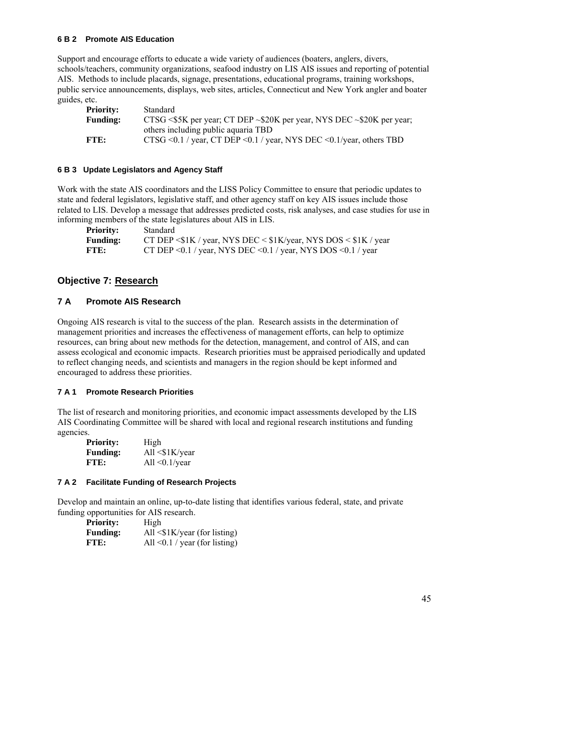#### 6 B 2 Promote AIS Education

Support and encourage efforts to educate a wide variety of audiences (boaters, anglers, divers, schools/teachers, community organizations, seafood industry on LIS AIS issues and reporting of potential AIS. Methods to include placards, signage, presentations, educational programs, training workshops, public service announcements, displays, web sites, articles, Connecticut and New York angler and boater guides, etc.

**Priority:** Standard
**Funding:** CTSG <\$5K per year; CT DEP ~\$20K per year, NYS DEC ~\$20K per year; others including public aquaria TBD
**FTE:** CTSG <0.1 / year, CT DEP <0.1 / year, NYS DEC <0.1/year, others TBD

#### 6 B 3 Update Legislators and Agency Staff

Work with the state AIS coordinators and the LISS Policy Committee to ensure that periodic updates to state and federal legislators, legislative staff, and other agency staff on key AIS issues include those related to LIS. Develop a message that addresses predicted costs, risk analyses, and case studies for use in informing members of the state legislatures about AIS in LIS.

**Priority:** Standard
**Funding:** CT DEP <\$1K / year, NYS DEC < \$1K/year, NYS DOS < \$1K / year
**FTE:** CT DEP <0.1 / year, NYS DEC <0.1 / year, NYS DOS <0.1 / year

## Objective 7: <u>Research</u>

### 7 A Promote AIS Research

Ongoing AIS research is vital to the success of the plan. Research assists in the determination of management priorities and increases the effectiveness of management efforts, can help to optimize resources, can bring about new methods for the detection, management, and control of AIS, and can assess ecological and economic impacts. Research priorities must be appraised periodically and updated to reflect changing needs, and scientists and managers in the region should be kept informed and encouraged to address these priorities.

#### 7 A 1 Promote Research Priorities

The list of research and monitoring priorities, and economic impact assessments developed by the LIS AIS Coordinating Committee will be shared with local and regional research institutions and funding agencies.

**Priority:** High
**Funding:** All <\$1K/year
**FTE:** All <0.1/year

#### 7 A 2 Facilitate Funding of Research Projects

Develop and maintain an online, up-to-date listing that identifies various federal, state, and private funding opportunities for AIS research.

**Priority:** High
**Funding:** All <\$1K/year (for listing)
**FTE:** All <0.1 / year (for listing)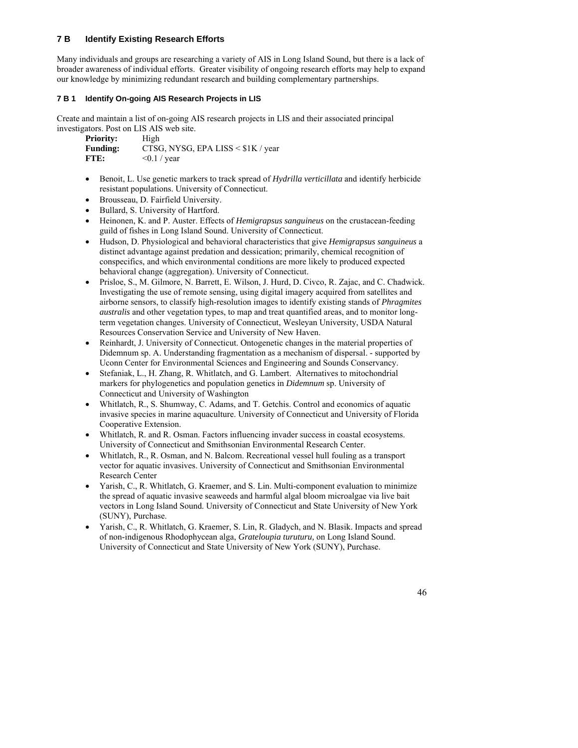## 7 B Identify Existing Research Efforts

Many individuals and groups are researching a variety of AIS in Long Island Sound, but there is a lack of broader awareness of individual efforts. Greater visibility of ongoing research efforts may help to expand our knowledge by minimizing redundant research and building complementary partnerships.

### 7 B 1 Identify On-going AIS Research Projects in LIS

Create and maintain a list of on-going AIS research projects in LIS and their associated principal investigators. Post on LIS AIS web site.

**Priority:** High
**Funding:** CTSG, NYSG, EPA LISS < $1K / year
**FTE:** <0.1 / year

- Benoit, L. Use genetic markers to track spread of *Hydrilla verticillata* and identify herbicide resistant populations. University of Connecticut.
- Brousseau, D. Fairfield University.
- Bullard, S. University of Hartford.
- Heinonen, K. and P. Auster. Effects of *Hemigrapsus sanguineus* on the crustacean-feeding guild of fishes in Long Island Sound. University of Connecticut.
- Hudson, D. Physiological and behavioral characteristics that give *Hemigrapsus sanguineus* a distinct advantage against predation and dessication; primarily, chemical recognition of conspecifics, and which environmental conditions are more likely to produced expected behavioral change (aggregation). University of Connecticut.
- Prisloe, S., M. Gilmore, N. Barrett, E. Wilson, J. Hurd, D. Civco, R. Zajac, and C. Chadwick. Investigating the use of remote sensing, using digital imagery acquired from satellites and airborne sensors, to classify high-resolution images to identify existing stands of *Phragmites australis* and other vegetation types, to map and treat quantified areas, and to monitor long-term vegetation changes. University of Connecticut, Wesleyan University, USDA Natural Resources Conservation Service and University of New Haven.
- Reinhardt, J. University of Connecticut. Ontogenetic changes in the material properties of Didemnum sp. A. Understanding fragmentation as a mechanism of dispersal. - supported by Uconn Center for Environmental Sciences and Engineering and Sounds Conservancy.
- Stefaniak, L., H. Zhang, R. Whitlatch, and G. Lambert. Alternatives to mitochondrial markers for phylogenetics and population genetics in *Didemnum* sp. University of Connecticut and University of Washington
- Whitlatch, R., S. Shumway, C. Adams, and T. Getchis. Control and economics of aquatic invasive species in marine aquaculture. University of Connecticut and University of Florida Cooperative Extension.
- Whitlatch, R. and R. Osman. Factors influencing invader success in coastal ecosystems. University of Connecticut and Smithsonian Environmental Research Center.
- Whitlatch, R., R. Osman, and N. Balcom. Recreational vessel hull fouling as a transport vector for aquatic invasives. University of Connecticut and Smithsonian Environmental Research Center
- Yarish, C., R. Whitlatch, G. Kraemer, and S. Lin. Multi-component evaluation to minimize the spread of aquatic invasive seaweeds and harmful algal bloom microalgae via live bait vectors in Long Island Sound. University of Connecticut and State University of New York (SUNY), Purchase.
- Yarish, C., R. Whitlatch, G. Kraemer, S. Lin, R. Gladych, and N. Blasik. Impacts and spread of non-indigenous Rhodophycean alga, *Grateloupia turuturu,* on Long Island Sound. University of Connecticut and State University of New York (SUNY), Purchase.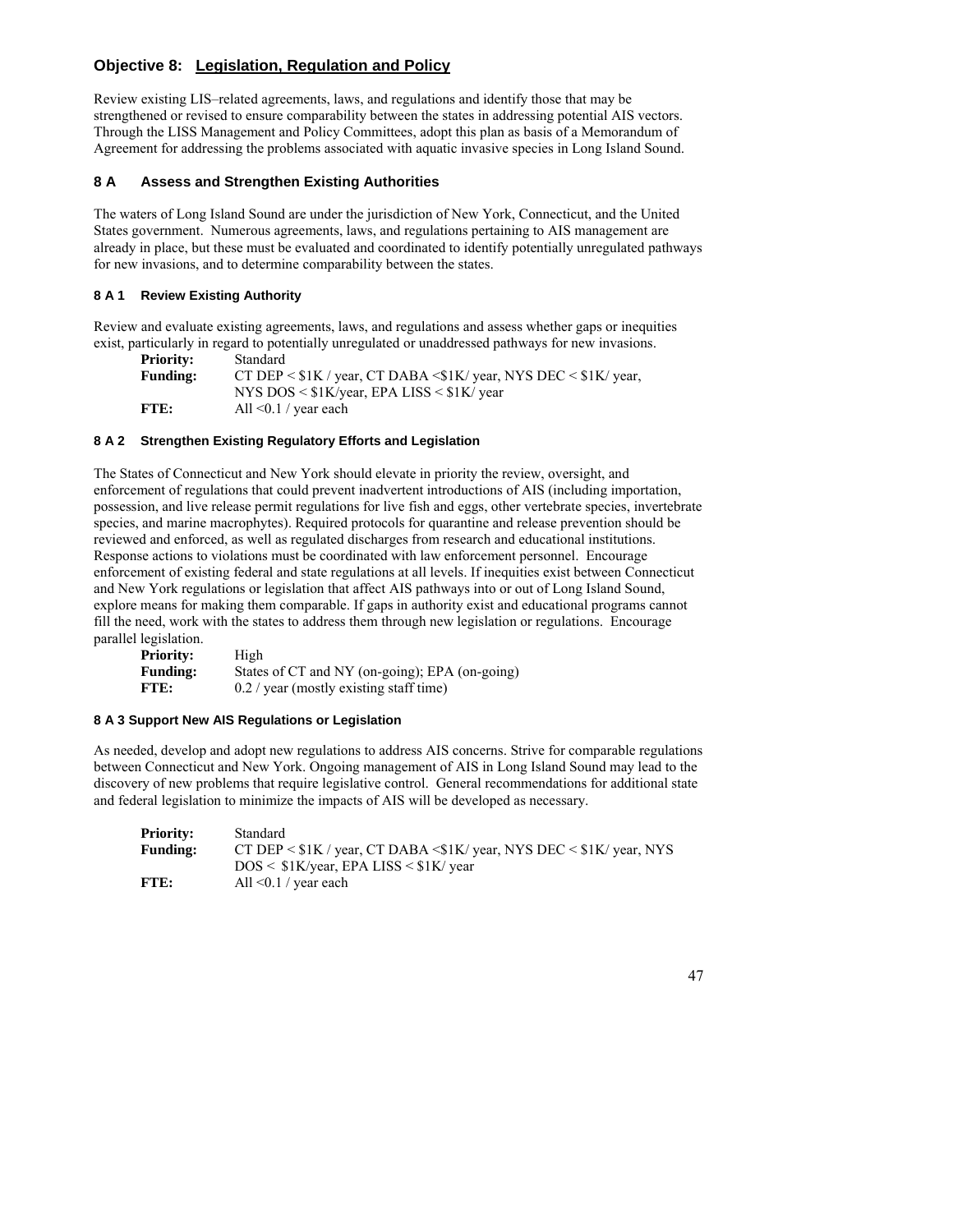## Objective 8: Legislation, Regulation and Policy

Review existing LIS–related agreements, laws, and regulations and identify those that may be strengthened or revised to ensure comparability between the states in addressing potential AIS vectors. Through the LISS Management and Policy Committees, adopt this plan as basis of a Memorandum of Agreement for addressing the problems associated with aquatic invasive species in Long Island Sound.

### 8 A Assess and Strengthen Existing Authorities

The waters of Long Island Sound are under the jurisdiction of New York, Connecticut, and the United States government. Numerous agreements, laws, and regulations pertaining to AIS management are already in place, but these must be evaluated and coordinated to identify potentially unregulated pathways for new invasions, and to determine comparability between the states.

#### 8 A 1 Review Existing Authority

Review and evaluate existing agreements, laws, and regulations and assess whether gaps or inequities exist, particularly in regard to potentially unregulated or unaddressed pathways for new invasions.

**Priority:** Standard
**Funding:** CT DEP < $1K / year, CT DABA <$1K/ year, NYS DEC < $1K/ year, NYS DOS < $1K/year, EPA LISS < $1K/ year
**FTE:** All <0.1 / year each

#### 8 A 2 Strengthen Existing Regulatory Efforts and Legislation

The States of Connecticut and New York should elevate in priority the review, oversight, and enforcement of regulations that could prevent inadvertent introductions of AIS (including importation, possession, and live release permit regulations for live fish and eggs, other vertebrate species, invertebrate species, and marine macrophytes). Required protocols for quarantine and release prevention should be reviewed and enforced, as well as regulated discharges from research and educational institutions. Response actions to violations must be coordinated with law enforcement personnel. Encourage enforcement of existing federal and state regulations at all levels. If inequities exist between Connecticut and New York regulations or legislation that affect AIS pathways into or out of Long Island Sound, explore means for making them comparable. If gaps in authority exist and educational programs cannot fill the need, work with the states to address them through new legislation or regulations. Encourage parallel legislation.

**Priority:** High
**Funding:** States of CT and NY (on-going); EPA (on-going)
**FTE:** 0.2 / year (mostly existing staff time)

#### 8 A 3 Support New AIS Regulations or Legislation

As needed, develop and adopt new regulations to address AIS concerns. Strive for comparable regulations between Connecticut and New York. Ongoing management of AIS in Long Island Sound may lead to the discovery of new problems that require legislative control. General recommendations for additional state and federal legislation to minimize the impacts of AIS will be developed as necessary.

**Priority:** Standard
**Funding:** CT DEP < $1K / year, CT DABA <$1K/ year, NYS DEC < $1K/ year, NYS DOS < $1K/year, EPA LISS < $1K/ year
**FTE:** All <0.1 / year each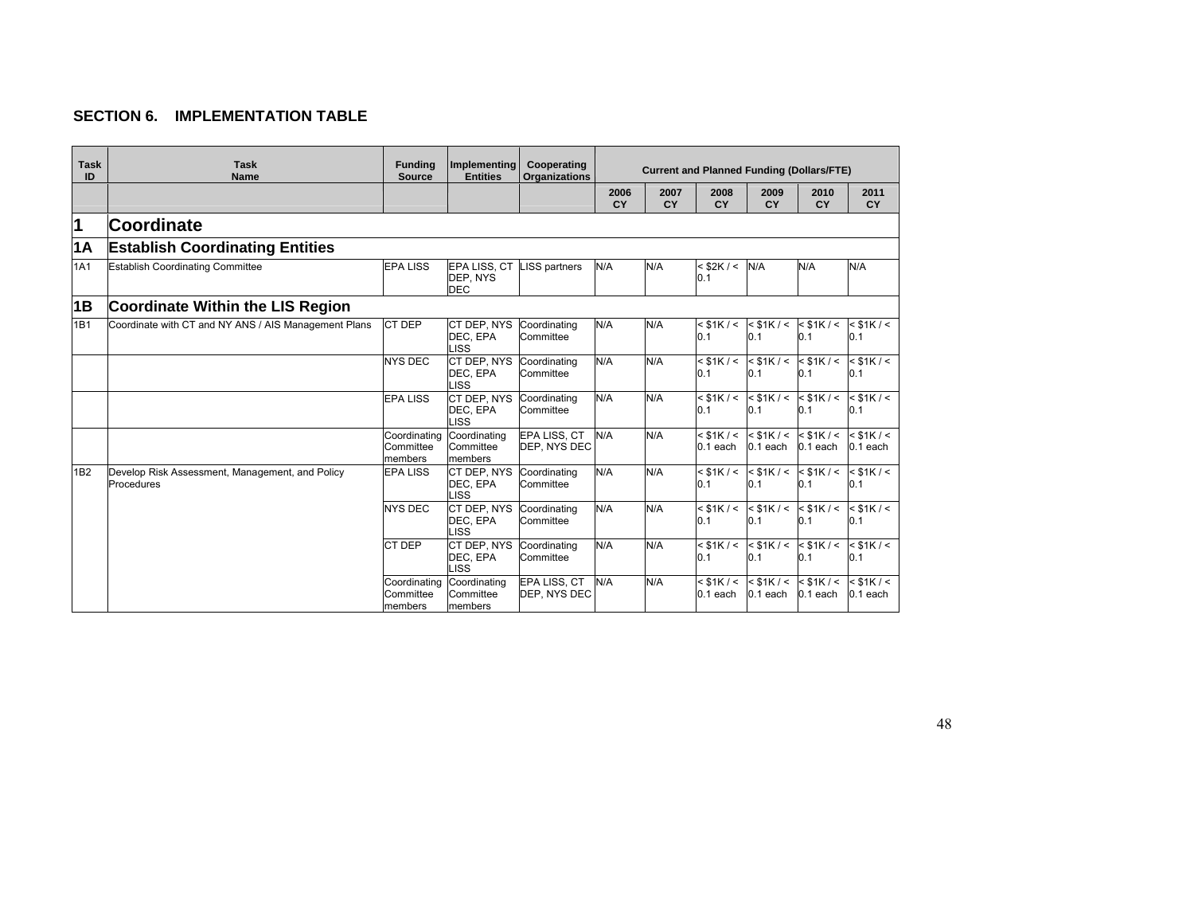## SECTION 6. IMPLEMENTATION TABLE

| Task ID | Task Name | Funding Source | Implementing Entities | Cooperating Organizations | Current and Planned Funding (Dollars/FTE) | | | | | |
|---|---|---|---|---|---|---|---|---|---|---|
| | | | | | 2006 CY | 2007 CY | 2008 CY | 2009 CY | 2010 CY | 2011 CY |
| **1** | **Coordinate** | | | | | | | | | |
| **1A** | **Establish Coordinating Entities** | | | | | | | | | |
| 1A1 | Establish Coordinating Committee | EPA LISS | EPA LISS, CT DEP, NYS DEC | LISS partners | N/A | N/A | < $2K / < 0.1 | N/A | N/A | N/A |
| **1B** | **Coordinate Within the LIS Region** | | | | | | | | | |
| 1B1 | Coordinate with CT and NY ANS / AIS Management Plans | CT DEP | CT DEP, NYS DEC, EPA LISS | Coordinating Committee | N/A | N/A | < $1K / < 0.1 | < $1K / < 0.1 | < $1K / < 0.1 | < $1K / < 0.1 |
| | | NYS DEC | CT DEP, NYS DEC, EPA LISS | Coordinating Committee | N/A | N/A | < $1K / < 0.1 | < $1K / < 0.1 | < $1K / < 0.1 | < $1K / < 0.1 |
| | | EPA LISS | CT DEP, NYS DEC, EPA LISS | Coordinating Committee | N/A | N/A | < $1K / < 0.1 | < $1K / < 0.1 | < $1K / < 0.1 | < $1K / < 0.1 |
| | | Coordinating Committee members | Coordinating Committee members | EPA LISS, CT DEP, NYS DEC | N/A | N/A | < $1K / < 0.1 each | < $1K / < 0.1 each | < $1K / < 0.1 each | < $1K / < 0.1 each |
| 1B2 | Develop Risk Assessment, Management, and Policy Procedures | EPA LISS | CT DEP, NYS DEC, EPA LISS | Coordinating Committee | N/A | N/A | < $1K / < 0.1 | < $1K / < 0.1 | < $1K / < 0.1 | < $1K / < 0.1 |
| | | NYS DEC | CT DEP, NYS DEC, EPA LISS | Coordinating Committee | N/A | N/A | < $1K / < 0.1 | < $1K / < 0.1 | < $1K / < 0.1 | < $1K / < 0.1 |
| | | CT DEP | CT DEP, NYS DEC, EPA LISS | Coordinating Committee | N/A | N/A | < $1K / < 0.1 | < $1K / < 0.1 | < $1K / < 0.1 | < $1K / < 0.1 |
| | | Coordinating Committee members | Coordinating Committee members | EPA LISS, CT DEP, NYS DEC | N/A | N/A | < $1K / < 0.1 each | < $1K / < 0.1 each | < $1K / < 0.1 each | < $1K / < 0.1 each |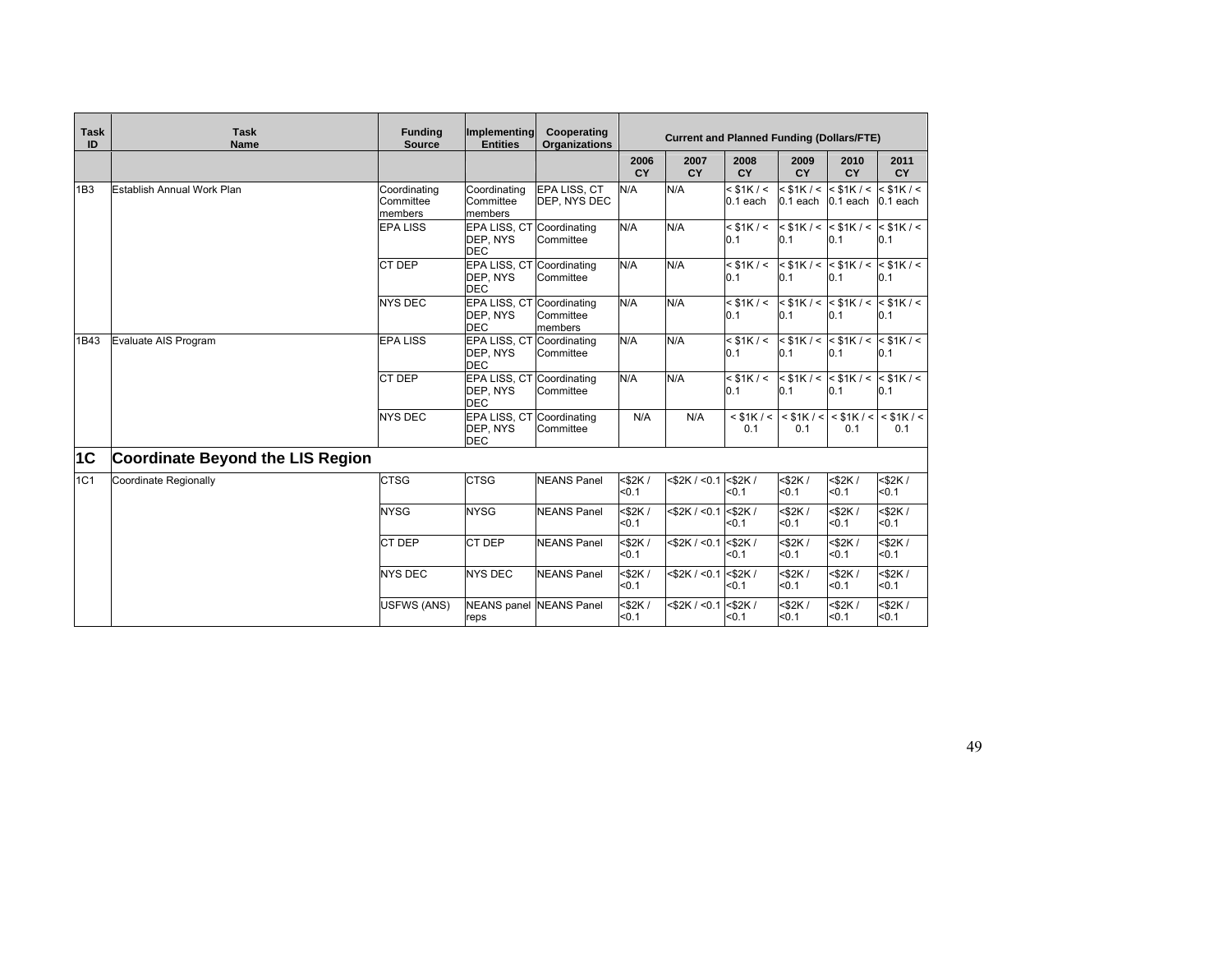| Task ID | Task Name | Funding Source | Implementing Entities | Cooperating Organizations | Current and Planned Funding (Dollars/FTE) | | | | | |
|---|---|---|---|---|---|---|---|---|---|---|
| | | | | | 2006 CY | 2007 CY | 2008 CY | 2009 CY | 2010 CY | 2011 CY |
| 1B3 | Establish Annual Work Plan | Coordinating Committee members | Coordinating Committee members | EPA LISS, CT DEP, NYS DEC | N/A | N/A | < $1K / < 0.1 each | < $1K / < 0.1 each | < $1K / < 0.1 each | < $1K / < 0.1 each |
| | | EPA LISS | EPA LISS, CT DEP, NYS DEC | Coordinating Committee | N/A | N/A | < $1K / < 0.1 | < $1K / < 0.1 | < $1K / < 0.1 | < $1K / < 0.1 |
| | | CT DEP | EPA LISS, CT DEP, NYS DEC | Coordinating Committee | N/A | N/A | < $1K / < 0.1 | < $1K / < 0.1 | < $1K / < 0.1 | < $1K / < 0.1 |
| | | NYS DEC | EPA LISS, CT DEP, NYS DEC | Coordinating Committee members | N/A | N/A | < $1K / < 0.1 | < $1K / < 0.1 | < $1K / < 0.1 | < $1K / < 0.1 |
| 1B43 | Evaluate AIS Program | EPA LISS | EPA LISS, CT DEP, NYS DEC | Coordinating Committee | N/A | N/A | < $1K / < 0.1 | < $1K / < 0.1 | < $1K / < 0.1 | < $1K / < 0.1 |
| | | CT DEP | EPA LISS, CT DEP, NYS DEC | Coordinating Committee | N/A | N/A | < $1K / < 0.1 | < $1K / < 0.1 | < $1K / < 0.1 | < $1K / < 0.1 |
| | | NYS DEC | EPA LISS, CT DEP, NYS DEC | Coordinating Committee | N/A | N/A | < $1K / < 0.1 | < $1K / < 0.1 | < $1K / < 0.1 | < $1K / < 0.1 |
| **1C** | **Coordinate Beyond the LIS Region** | | | | | | | | | |
| 1C1 | Coordinate Regionally | CTSG | CTSG | NEANS Panel | <$2K / <0.1 | <$2K / <0.1 | <$2K / <0.1 | <$2K / <0.1 | <$2K / <0.1 | <$2K / <0.1 |
| | | NYSG | NYSG | NEANS Panel | <$2K / <0.1 | <$2K / <0.1 | <$2K / <0.1 | <$2K / <0.1 | <$2K / <0.1 | <$2K / <0.1 |
| | | CT DEP | CT DEP | NEANS Panel | <$2K / <0.1 | <$2K / <0.1 | <$2K / <0.1 | <$2K / <0.1 | <$2K / <0.1 | <$2K / <0.1 |
| | | NYS DEC | NYS DEC | NEANS Panel | <$2K / <0.1 | <$2K / <0.1 | <$2K / <0.1 | <$2K / <0.1 | <$2K / <0.1 | <$2K / <0.1 |
| | | USFWS (ANS) | NEANS panel reps | NEANS Panel | <$2K / <0.1 | <$2K / <0.1 | <$2K / <0.1 | <$2K / <0.1 | <$2K / <0.1 | <$2K / <0.1 |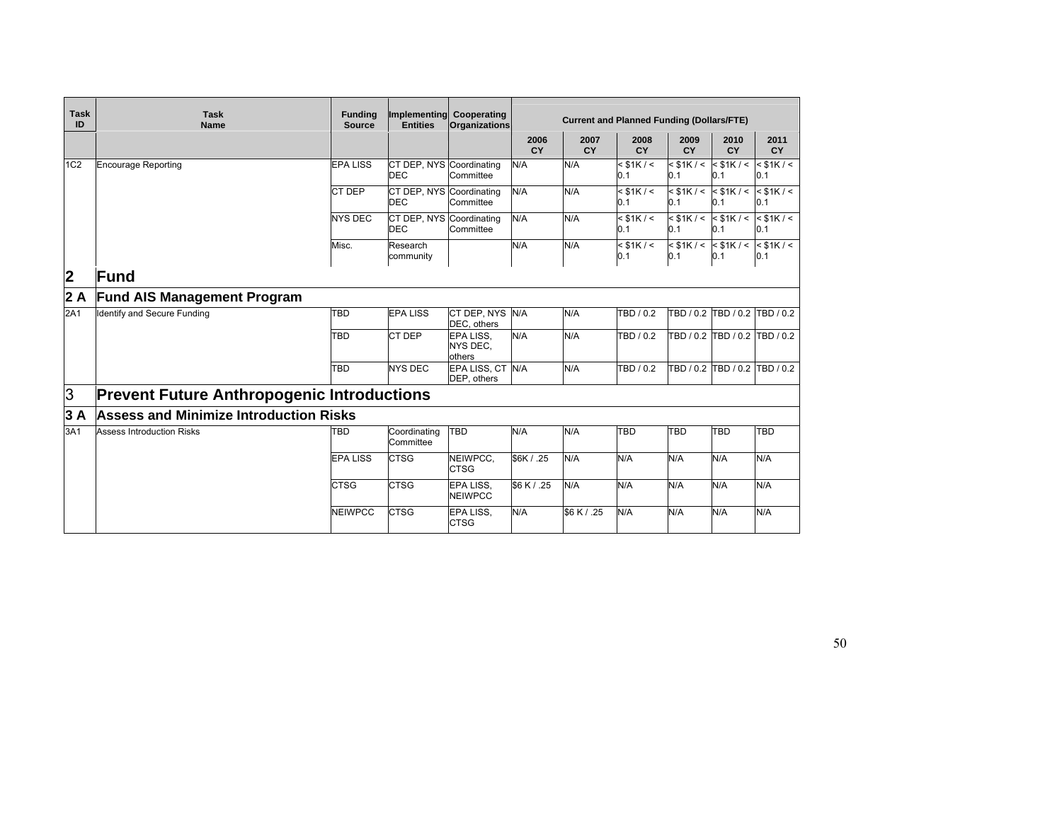| Task ID | Task Name | Funding Source | Implementing Entities | Cooperating Organizations | Current and Planned Funding (Dollars/FTE) | | | | | |
|---|---|---|---|---|---|---|---|---|---|---|
| | | | | | 2006 CY | 2007 CY | 2008 CY | 2009 CY | 2010 CY | 2011 CY |
| 1C2 | Encourage Reporting | EPA LISS | CT DEP, NYS DEC | Coordinating Committee | N/A | N/A | < $1K / < 0.1 | < $1K / < 0.1 | < $1K / < 0.1 | < $1K / < 0.1 |
| | | CT DEP | CT DEP, NYS DEC | Coordinating Committee | N/A | N/A | < $1K / < 0.1 | < $1K / < 0.1 | < $1K / < 0.1 | < $1K / < 0.1 |
| | | NYS DEC | CT DEP, NYS DEC | Coordinating Committee | N/A | N/A | < $1K / < 0.1 | < $1K / < 0.1 | < $1K / < 0.1 | < $1K / < 0.1 |
| | | Misc. | Research community | | N/A | N/A | < $1K / < 0.1 | < $1K / < 0.1 | < $1K / < 0.1 | < $1K / < 0.1 |
| **2** | **Fund** | | | | | | | | | |
| **2 A** | **Fund AIS Management Program** | | | | | | | | | |
| 2A1 | Identify and Secure Funding | TBD | EPA LISS | CT DEP, NYS DEC, others | N/A | N/A | TBD / 0.2 | TBD / 0.2 | TBD / 0.2 | TBD / 0.2 |
| | | TBD | CT DEP | EPA LISS, NYS DEC, others | N/A | N/A | TBD / 0.2 | TBD / 0.2 | TBD / 0.2 | TBD / 0.2 |
| | | TBD | NYS DEC | EPA LISS, CT DEP, others | N/A | N/A | TBD / 0.2 | TBD / 0.2 | TBD / 0.2 | TBD / 0.2 |
| **3** | **Prevent Future Anthropogenic Introductions** | | | | | | | | | |
| **3 A** | **Assess and Minimize Introduction Risks** | | | | | | | | | |
| 3A1 | Assess Introduction Risks | TBD | Coordinating Committee | TBD | N/A | N/A | TBD | TBD | TBD | TBD |
| | | EPA LISS | CTSG | NEIWPCC, CTSG | $6K / .25 | N/A | N/A | N/A | N/A | N/A |
| | | CTSG | CTSG | EPA LISS, NEIWPCC | $6 K / .25 | N/A | N/A | N/A | N/A | N/A |
| | | NEIWPCC | CTSG | EPA LISS, CTSG | N/A | $6 K / .25 | N/A | N/A | N/A | N/A |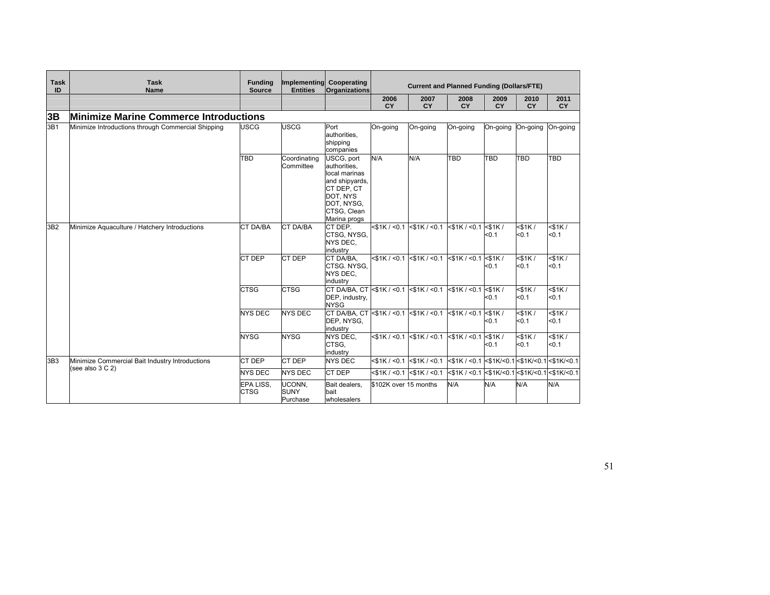| Task ID | Task Name | Funding Source | Implementing Entities | Cooperating Organizations | Current and Planned Funding (Dollars/FTE) | | | | | |
|---|---|---|---|---|---|---|---|---|---|---|
| | | | | | 2006 CY | 2007 CY | 2008 CY | 2009 CY | 2010 CY | 2011 CY |
| **3B** | **Minimize Marine Commerce Introductions** | | | | | | | | | |
| 3B1 | Minimize Introductions through Commercial Shipping | USCG | USCG | Port authorities, shipping companies | On-going | On-going | On-going | On-going | On-going | On-going |
| | | TBD | Coordinating Committee | USCG, port authorities, local marinas and shipyards, CT DEP, CT DOT, NYS DOT, NYSG, CTSG, Clean Marina progs | N/A | N/A | TBD | TBD | TBD | TBD |
| 3B2 | Minimize Aquaculture / Hatchery Introductions | CT DA/BA | CT DA/BA | CT DEP. CTSG, NYSG, NYS DEC, industry | <$1K / <0.1 | <$1K / <0.1 | <$1K / <0.1 | <$1K / <0.1 | <$1K / <0.1 | <$1K / <0.1 |
| | | CT DEP | CT DEP | CT DA/BA, CTSG. NYSG, NYS DEC, industry | <$1K / <0.1 | <$1K / <0.1 | <$1K / <0.1 | <$1K / <0.1 | <$1K / <0.1 | <$1K / <0.1 |
| | | CTSG | CTSG | CT DA/BA, CT DEP, industry, NYSG | <$1K / <0.1 | <$1K / <0.1 | <$1K / <0.1 | <$1K / <0.1 | <$1K / <0.1 | <$1K / <0.1 |
| | | NYS DEC | NYS DEC | CT DA/BA, CT DEP, NYSG, industry | <$1K / <0.1 | <$1K / <0.1 | <$1K / <0.1 | <$1K / <0.1 | <$1K / <0.1 | <$1K / <0.1 |
| | | NYSG | NYSG | NYS DEC, CTSG, industry | <$1K / <0.1 | <$1K / <0.1 | <$1K / <0.1 | <$1K / <0.1 | <$1K / <0.1 | <$1K / <0.1 |
| 3B3 | Minimize Commercial Bait Industry Introductions (see also 3 C 2) | CT DEP | CT DEP | NYS DEC | <$1K / <0.1 | <$1K / <0.1 | <$1K / <0.1 | <$1K/<0.1 | <$1K/<0.1 | <$1K/<0.1 |
| | | NYS DEC | NYS DEC | CT DEP | <$1K / <0.1 | <$1K / <0.1 | <$1K / <0.1 | <$1K/<0.1 | <$1K/<0.1 | <$1K/<0.1 |
| | | EPA LISS, CTSG | UCONN, SUNY Purchase | Bait dealers, bait wholesalers | $102K over 15 months | | N/A | N/A | N/A | N/A |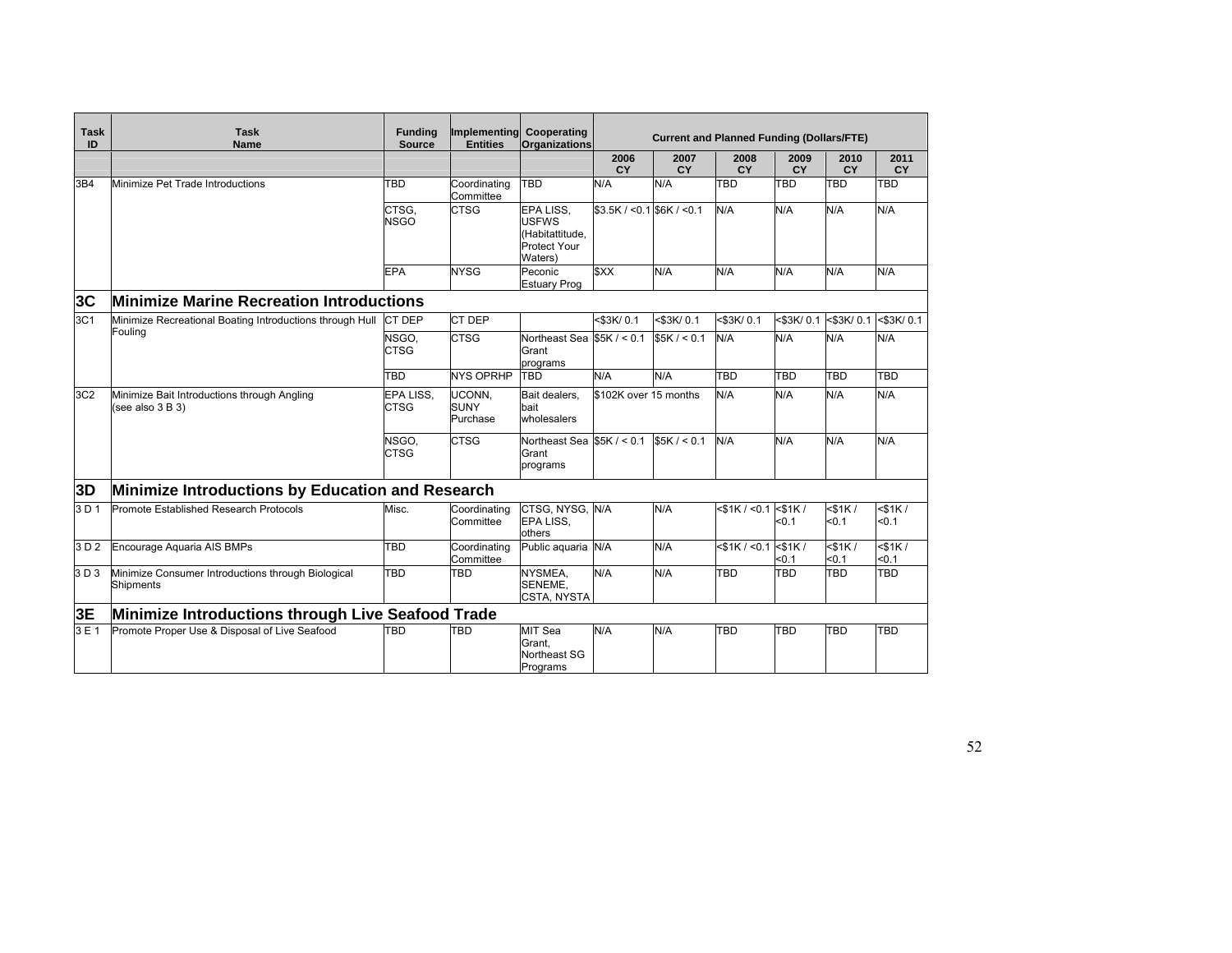| Task ID | Task Name | Funding Source | Implementing Entities | Cooperating Organizations | Current and Planned Funding (Dollars/FTE) | | | | | |
|---|---|---|---|---|---|---|---|---|---|---|
| | | | | | 2006 CY | 2007 CY | 2008 CY | 2009 CY | 2010 CY | 2011 CY |
| 3B4 | Minimize Pet Trade Introductions | TBD | Coordinating Committee | TBD | N/A | N/A | TBD | TBD | TBD | TBD |
| | | CTSG, NSGO | CTSG | EPA LISS, USFWS (Habitattitude, Protect Your Waters) | $3.5K / <0.1 | $6K / <0.1 | N/A | N/A | N/A | N/A |
| | | EPA | NYSG | Peconic Estuary Prog | $XX | N/A | N/A | N/A | N/A | N/A |
| **3C** | **Minimize Marine Recreation Introductions** | | | | | | | | | |
| 3C1 | Minimize Recreational Boating Introductions through Hull Fouling | CT DEP | CT DEP | | <$3K/ 0.1 | <$3K/ 0.1 | <$3K/ 0.1 | <$3K/ 0.1 | <$3K/ 0.1 | <$3K/ 0.1 |
| | | NSGO, CTSG | CTSG | Northeast Sea Grant programs | $5K / < 0.1 | $5K / < 0.1 | N/A | N/A | N/A | N/A |
| | | TBD | NYS OPRHP | TBD | N/A | N/A | TBD | TBD | TBD | TBD |
| 3C2 | Minimize Bait Introductions through Angling (see also 3 B 3) | EPA LISS, CTSG | UCONN, SUNY Purchase | Bait dealers, bait wholesalers | $102K over 15 months | | N/A | N/A | N/A | N/A |
| | | NSGO, CTSG | CTSG | Northeast Sea Grant programs | $5K / < 0.1 | $5K / < 0.1 | N/A | N/A | N/A | N/A |
| **3D** | **Minimize Introductions by Education and Research** | | | | | | | | | |
| 3 D 1 | Promote Established Research Protocols | Misc. | Coordinating Committee | CTSG, NYSG, EPA LISS, others | N/A | N/A | <$1K / <0.1 | <$1K / <0.1 | <$1K / <0.1 | <$1K / <0.1 |
| 3 D 2 | Encourage Aquaria AIS BMPs | TBD | Coordinating Committee | Public aquaria | N/A | N/A | <$1K / <0.1 | <$1K / <0.1 | <$1K / <0.1 | <$1K / <0.1 |
| 3 D 3 | Minimize Consumer Introductions through Biological Shipments | TBD | TBD | NYSMEA, SENEME, CSTA, NYSTA | N/A | N/A | TBD | TBD | TBD | TBD |
| **3E** | **Minimize Introductions through Live Seafood Trade** | | | | | | | | | |
| 3 E 1 | Promote Proper Use & Disposal of Live Seafood | TBD | TBD | MIT Sea Grant, Northeast SG Programs | N/A | N/A | TBD | TBD | TBD | TBD |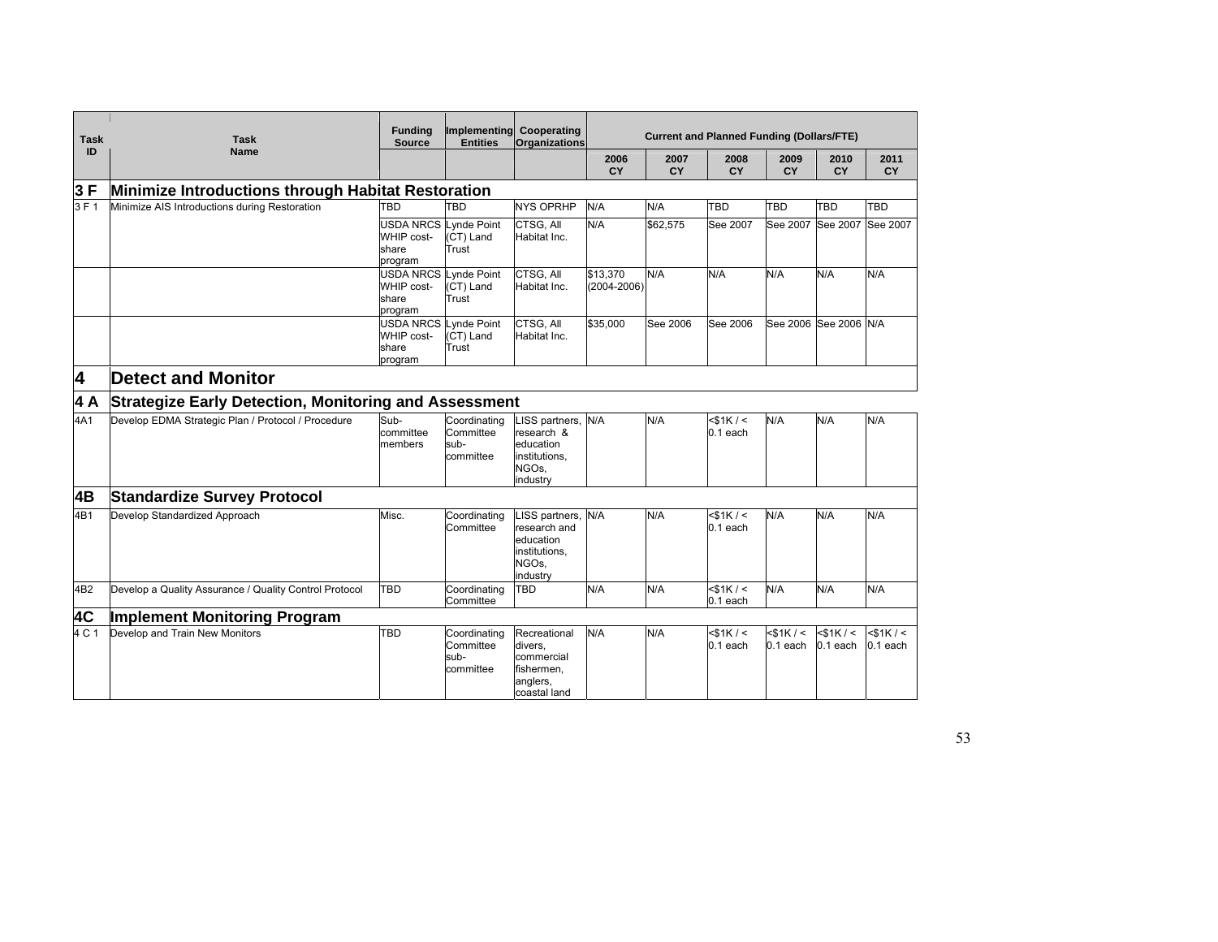| Task ID | Task Name | Funding Source | Implementing Entities | Cooperating Organizations | Current and Planned Funding (Dollars/FTE) | | | | | |
|---|---|---|---|---|---|---|---|---|---|---|
| | | | | | 2006 CY | 2007 CY | 2008 CY | 2009 CY | 2010 CY | 2011 CY |
| **3 F** | **Minimize Introductions through Habitat Restoration** | | | | | | | | | |
| 3 F 1 | Minimize AIS Introductions during Restoration | TBD | TBD | NYS OPRHP | N/A | N/A | TBD | TBD | TBD | TBD |
| | | USDA NRCS WHIP cost-share program | Lynde Point (CT) Land Trust | CTSG, All Habitat Inc. | N/A | $62,575 | See 2007 | See 2007 | See 2007 | See 2007 |
| | | USDA NRCS WHIP cost-share program | Lynde Point (CT) Land Trust | CTSG, All Habitat Inc. | $13,370 (2004-2006) | N/A | N/A | N/A | N/A | N/A |
| | | USDA NRCS WHIP cost-share program | Lynde Point (CT) Land Trust | CTSG, All Habitat Inc. | $35,000 | See 2006 | See 2006 | See 2006 | See 2006 | N/A |
| **4** | **Detect and Monitor** | | | | | | | | | |
| **4 A** | **Strategize Early Detection, Monitoring and Assessment** | | | | | | | | | |
| 4A1 | Develop EDMA Strategic Plan / Protocol / Procedure | Sub-committee members | Coordinating Committee sub-committee | LISS partners, research & education institutions, NGOs, industry | N/A | N/A | <$1K / < 0.1 each | N/A | N/A | N/A |
| **4B** | **Standardize Survey Protocol** | | | | | | | | | |
| 4B1 | Develop Standardized Approach | Misc. | Coordinating Committee | LISS partners, research and education institutions, NGOs, industry | N/A | N/A | <$1K / < 0.1 each | N/A | N/A | N/A |
| 4B2 | Develop a Quality Assurance / Quality Control Protocol | TBD | Coordinating Committee | TBD | N/A | N/A | <$1K / < 0.1 each | N/A | N/A | N/A |
| **4C** | **Implement Monitoring Program** | | | | | | | | | |
| 4 C 1 | Develop and Train New Monitors | TBD | Coordinating Committee sub-committee | Recreational divers, commercial fishermen, anglers, coastal land | N/A | N/A | <$1K / < 0.1 each | <$1K / < 0.1 each | <$1K / < 0.1 each | <$1K / < 0.1 each |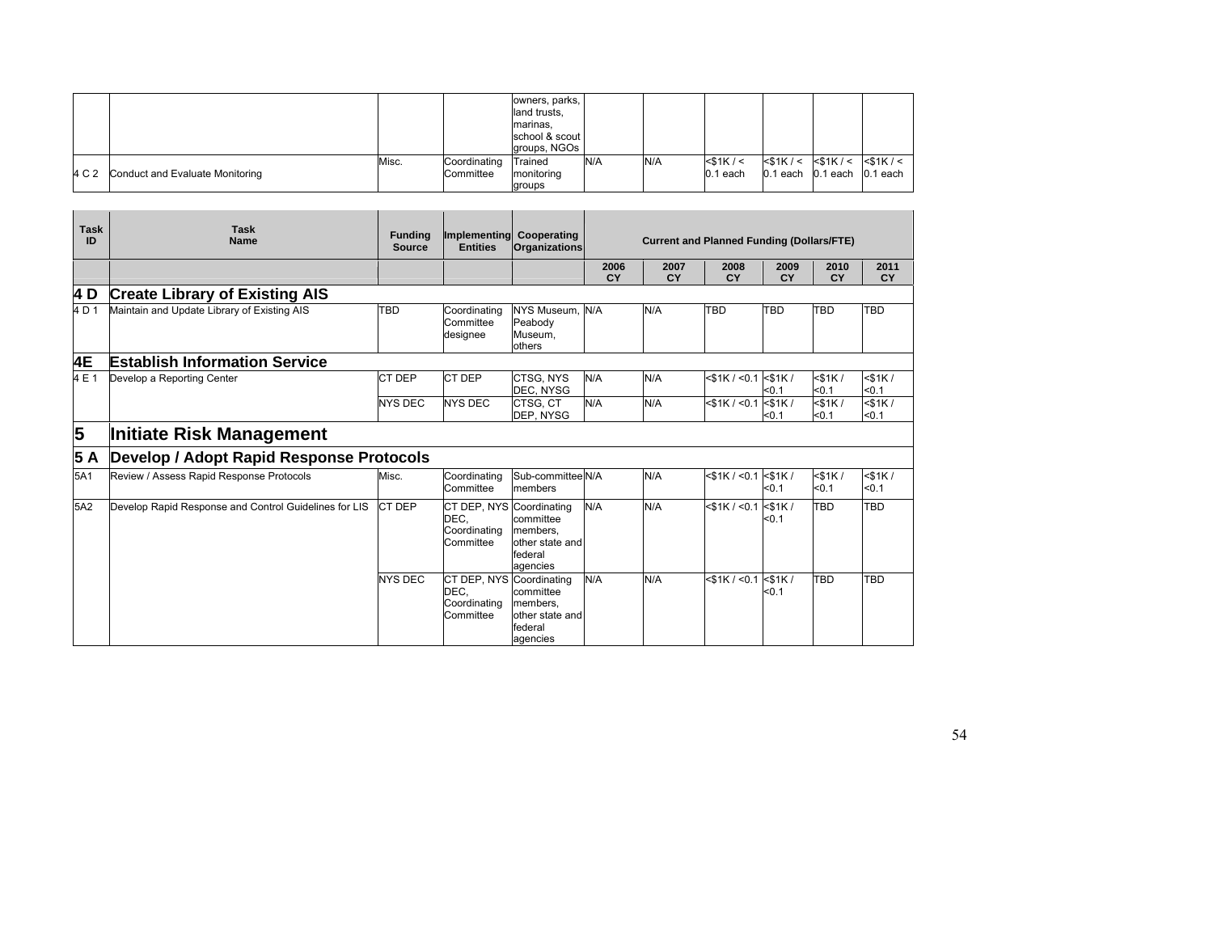| | | | | owners, parks, land trusts, marinas, school & scout groups, NGOs | | | | | | |
|---|---|---|---|---|---|---|---|---|---|---|
| 4 C 2 | Conduct and Evaluate Monitoring | Misc. | Coordinating Committee | Trained monitoring groups | N/A | N/A | <$1K / < 0.1 each | <$1K / < 0.1 each | <$1K / < 0.1 each | <$1K / < 0.1 each |

| Task ID | Task Name | Funding Source | Implementing Entities | Cooperating Organizations | Current and Planned Funding (Dollars/FTE) | | | | | |
|---|---|---|---|---|---|---|---|---|---|---|
| | | | | | 2006 CY | 2007 CY | 2008 CY | 2009 CY | 2010 CY | 2011 CY |
| **4 D** | **Create Library of Existing AIS** | | | | | | | | | |
| 4 D 1 | Maintain and Update Library of Existing AIS | TBD | Coordinating Committee designee | NYS Museum, Peabody Museum, others | N/A | N/A | TBD | TBD | TBD | TBD |
| **4E** | **Establish Information Service** | | | | | | | | | |
| 4 E 1 | Develop a Reporting Center | CT DEP | CT DEP | CTSG, NYS DEC, NYSG | N/A | N/A | <$1K / <0.1 | <$1K / <0.1 | <$1K / <0.1 | <$1K / <0.1 |
| | | NYS DEC | NYS DEC | CTSG, CT DEP, NYSG | N/A | N/A | <$1K / <0.1 | <$1K / <0.1 | <$1K / <0.1 | <$1K / <0.1 |
| **5** | **Initiate Risk Management** | | | | | | | | | |
| **5 A** | **Develop / Adopt Rapid Response Protocols** | | | | | | | | | |
| 5A1 | Review / Assess Rapid Response Protocols | Misc. | Coordinating Committee | Sub-committee members | N/A | N/A | <$1K / <0.1 | <$1K / <0.1 | <$1K / <0.1 | <$1K / <0.1 |
| 5A2 | Develop Rapid Response and Control Guidelines for LIS | CT DEP | CT DEP, NYS DEC, Coordinating Committee | Coordinating committee members, other state and federal agencies | N/A | N/A | <$1K / <0.1 | <$1K / <0.1 | TBD | TBD |
| | | NYS DEC | CT DEP, NYS DEC, Coordinating Committee | Coordinating committee members, other state and federal agencies | N/A | N/A | <$1K / <0.1 | <$1K / <0.1 | TBD | TBD |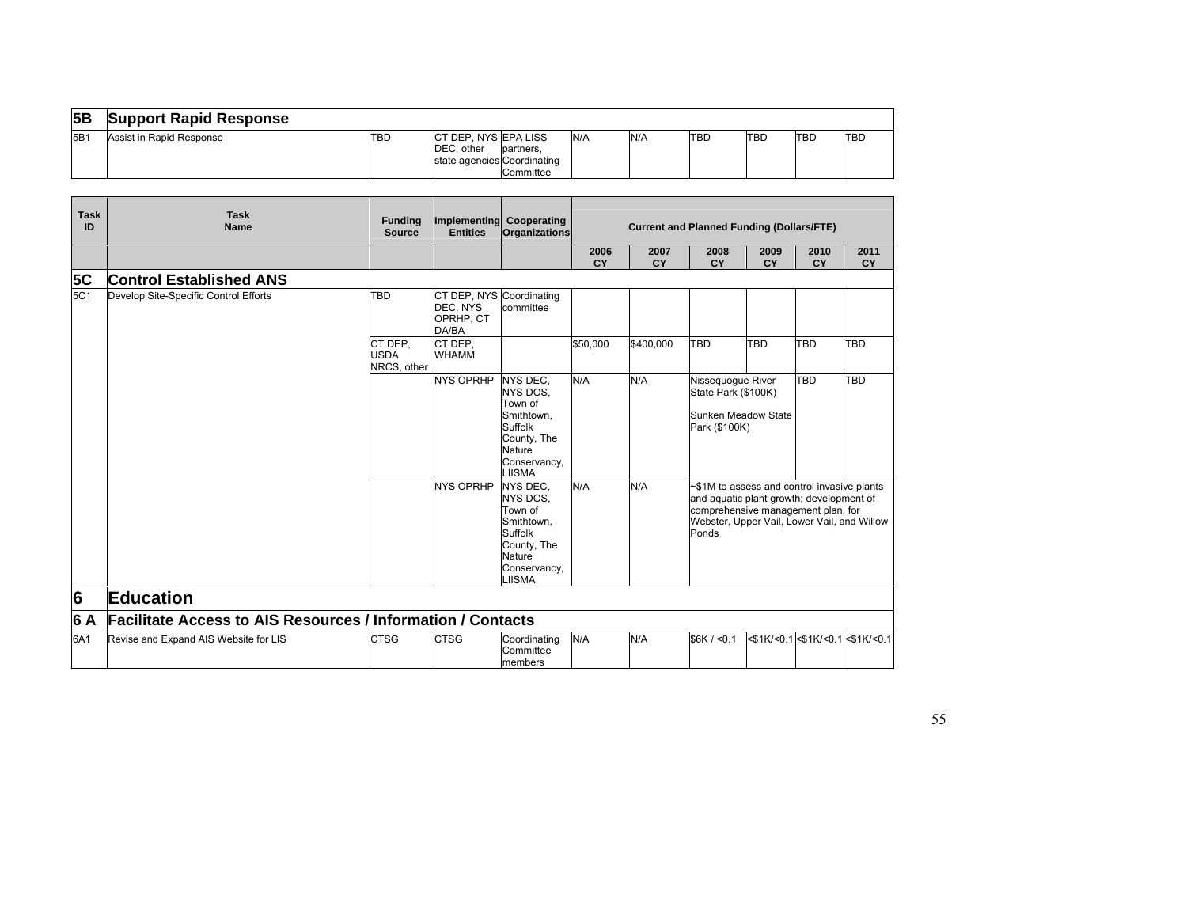| Task ID | Task Name | Funding Source | Implementing Entities | Cooperating Organizations | Current and Planned Funding (Dollars/FTE) | | | | | |
|---|---|---|---|---|---|---|---|---|---|---|
| | | | | | 2006 CY | 2007 CY | 2008 CY | 2009 CY | 2010 CY | 2011 CY |
| **5B** | **Support Rapid Response** | | | | | | | | | |
| 5B1 | Assist in Rapid Response | TBD | CT DEP, NYS DEC, other state agencies | EPA LISS partners, Coordinating Committee | N/A | N/A | TBD | TBD | TBD | TBD |
| **5C** | **Control Established ANS** | | | | | | | | | |
| 5C1 | Develop Site-Specific Control Efforts | TBD | CT DEP, NYS DEC, NYS OPRHP, CT DA/BA | Coordinating committee | | | | | | |
| | | CT DEP, USDA NRCS, other | CT DEP, WHAMM | | $50,000 | $400,000 | TBD | TBD | TBD | TBD |
| | | | NYS OPRHP | NYS DEC, NYS DOS, Town of Smithtown, Suffolk County, The Nature Conservancy, LIISMA | N/A | N/A | Nissequogue River State Park ($100K) Sunken Meadow State Park ($100K) | | TBD | TBD |
| | | | NYS OPRHP | NYS DEC, NYS DOS, Town of Smithtown, Suffolk County, The Nature Conservancy, LIISMA | N/A | N/A | ~$1M to assess and control invasive plants and aquatic plant growth; development of comprehensive management plan, for Webster, Upper Vail, Lower Vail, and Willow Ponds | | | |
| **6** | **Education** | | | | | | | | | |
| **6 A** | **Facilitate Access to AIS Resources / Information / Contacts** | | | | | | | | | |
| 6A1 | Revise and Expand AIS Website for LIS | CTSG | CTSG | Coordinating Committee members | N/A | N/A | $6K / <0.1 | <$1K/<0.1 | <$1K/<0.1 | <$1K/<0.1 |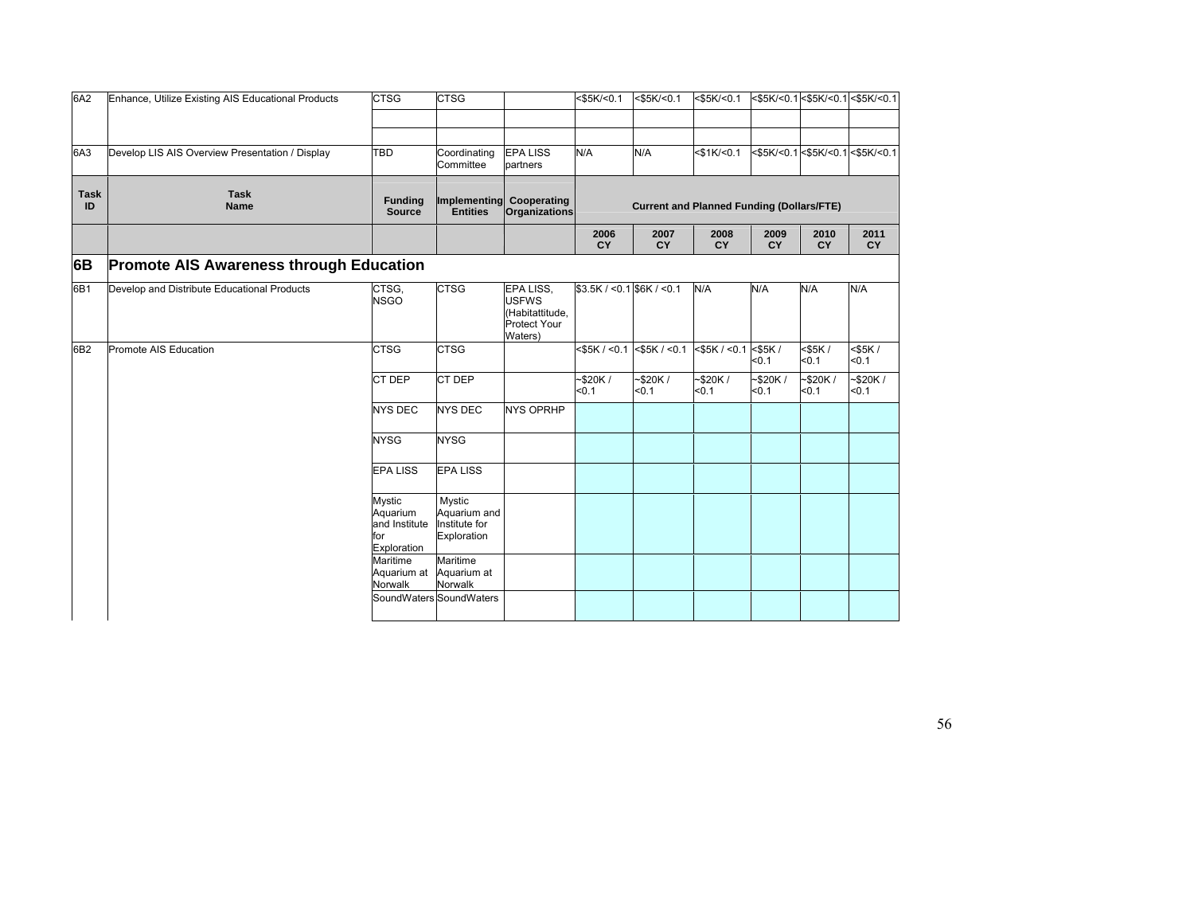| Task ID | Task Name | Funding Source | Implementing Entities | Cooperating Organizations | Current and Planned Funding (Dollars/FTE) | | | | | |
|---|---|---|---|---|---|---|---|---|---|---|
| | | | | | 2006 CY | 2007 CY | 2008 CY | 2009 CY | 2010 CY | 2011 CY |
| 6A2 | Enhance, Utilize Existing AIS Educational Products | CTSG | CTSG | | <$5K/<0.1 | <$5K/<0.1 | <$5K/<0.1 | <$5K/<0.1 | <$5K/<0.1 | <$5K/<0.1 |
| | | | | | | | | | | |
| | | | | | | | | | | |
| 6A3 | Develop LIS AIS Overview Presentation / Display | TBD | Coordinating Committee | EPA LISS partners | N/A | N/A | <$1K/<0.1 | <$5K/<0.1 | <$5K/<0.1 | <$5K/<0.1 |
| **6B** | **Promote AIS Awareness through Education** | | | | | | | | | |
| 6B1 | Develop and Distribute Educational Products | CTSG, NSGO | CTSG | EPA LISS, USFWS (Habitattitude, Protect Your Waters) | $3.5K / <0.1 | $6K / <0.1 | N/A | N/A | N/A | N/A |
| 6B2 | Promote AIS Education | CTSG | CTSG | | <$5K / <0.1 | <$5K / <0.1 | <$5K / <0.1 | <$5K / <0.1 | <$5K / <0.1 | <$5K / <0.1 |
| | | CT DEP | CT DEP | | ~$20K / <0.1 | ~$20K / <0.1 | ~$20K / <0.1 | ~$20K / <0.1 | ~$20K / <0.1 | ~$20K / <0.1 |
| | | NYS DEC | NYS DEC | NYS OPRHP | | | | | | |
| | | NYSG | NYSG | | | | | | | |
| | | EPA LISS | EPA LISS | | | | | | | |
| | | Mystic Aquarium and Institute for Exploration | Mystic Aquarium and Institute for Exploration | | | | | | | |
| | | Maritime Aquarium at Norwalk | Maritime Aquarium at Norwalk | | | | | | | |
| | | SoundWaters | SoundWaters | | | | | | | |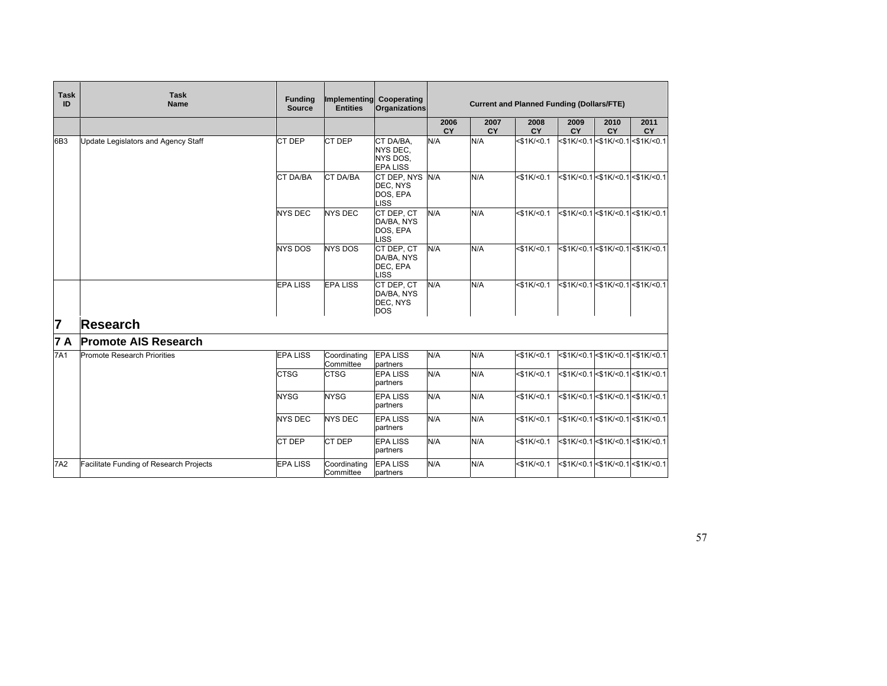| Task ID | Task Name | Funding Source | Implementing Entities | Cooperating Organizations | Current and Planned Funding (Dollars/FTE) | | | | | |
|---|---|---|---|---|---|---|---|---|---|---|
| | | | | | 2006 CY | 2007 CY | 2008 CY | 2009 CY | 2010 CY | 2011 CY |
| 6B3 | Update Legislators and Agency Staff | CT DEP | CT DEP | CT DA/BA, NYS DEC, NYS DOS, EPA LISS | N/A | N/A | <$1K/<0.1 | <$1K/<0.1 | <$1K/<0.1 | <$1K/<0.1 |
| | | CT DA/BA | CT DA/BA | CT DEP, NYS DEC, NYS DOS, EPA LISS | N/A | N/A | <$1K/<0.1 | <$1K/<0.1 | <$1K/<0.1 | <$1K/<0.1 |
| | | NYS DEC | NYS DEC | CT DEP, CT DA/BA, NYS DOS, EPA LISS | N/A | N/A | <$1K/<0.1 | <$1K/<0.1 | <$1K/<0.1 | <$1K/<0.1 |
| | | NYS DOS | NYS DOS | CT DEP, CT DA/BA, NYS DEC, EPA LISS | N/A | N/A | <$1K/<0.1 | <$1K/<0.1 | <$1K/<0.1 | <$1K/<0.1 |
| | | EPA LISS | EPA LISS | CT DEP, CT DA/BA, NYS DEC, NYS DOS | N/A | N/A | <$1K/<0.1 | <$1K/<0.1 | <$1K/<0.1 | <$1K/<0.1 |
| **7** | **Research** | | | | | | | | | |
| **7 A** | **Promote AIS Research** | | | | | | | | | |
| 7A1 | Promote Research Priorities | EPA LISS | Coordinating Committee | EPA LISS partners | N/A | N/A | <$1K/<0.1 | <$1K/<0.1 | <$1K/<0.1 | <$1K/<0.1 |
| | | CTSG | CTSG | EPA LISS partners | N/A | N/A | <$1K/<0.1 | <$1K/<0.1 | <$1K/<0.1 | <$1K/<0.1 |
| | | NYSG | NYSG | EPA LISS partners | N/A | N/A | <$1K/<0.1 | <$1K/<0.1 | <$1K/<0.1 | <$1K/<0.1 |
| | | NYS DEC | NYS DEC | EPA LISS partners | N/A | N/A | <$1K/<0.1 | <$1K/<0.1 | <$1K/<0.1 | <$1K/<0.1 |
| | | CT DEP | CT DEP | EPA LISS partners | N/A | N/A | <$1K/<0.1 | <$1K/<0.1 | <$1K/<0.1 | <$1K/<0.1 |
| 7A2 | Facilitate Funding of Research Projects | EPA LISS | Coordinating Committee | EPA LISS partners | N/A | N/A | <$1K/<0.1 | <$1K/<0.1 | <$1K/<0.1 | <$1K/<0.1 |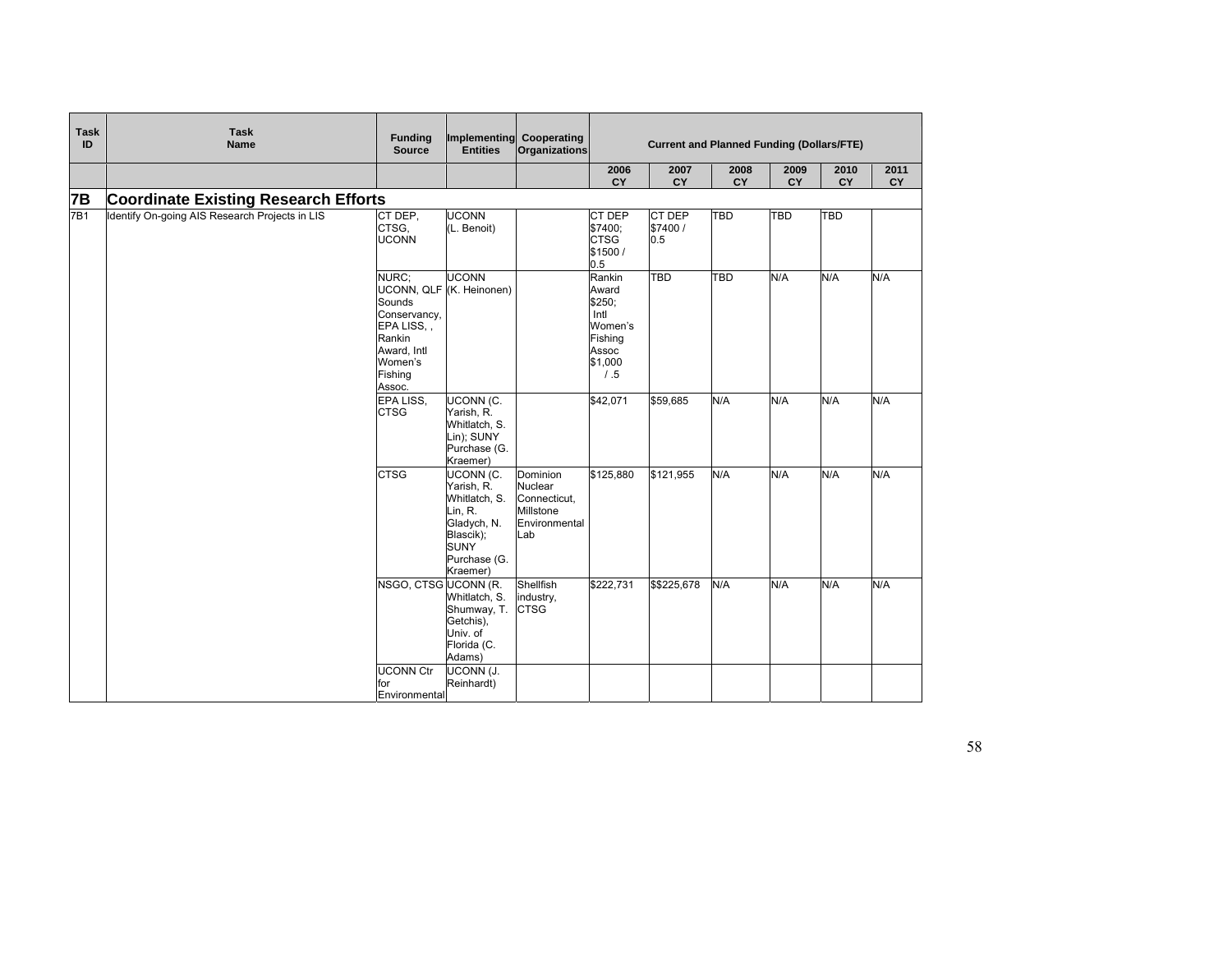| Task ID | Task Name | Funding Source | Implementing Entities | Cooperating Organizations | Current and Planned Funding (Dollars/FTE) | | | | | |
|---|---|---|---|---|---|---|---|---|---|---|
| | | | | | 2006 CY | 2007 CY | 2008 CY | 2009 CY | 2010 CY | 2011 CY |
| **7B** | **Coordinate Existing Research Efforts** | | | | | | | | | |
| 7B1 | Identify On-going AIS Research Projects in LIS | CT DEP, CTSG, UCONN | UCONN (L. Benoit) | | CT DEP $7400; CTSG $1500 / 0.5 | CT DEP $7400 / 0.5 | TBD | TBD | TBD | |
| | | NURC; UCONN, QLF Sounds Conservancy, EPA LISS, , Rankin Award, Intl Women's Fishing Assoc. | UCONN (K. Heinonen) | | Rankin Award $250; Intl Women's Fishing Assoc $1,000 / .5 | TBD | TBD | N/A | N/A | N/A |
| | | EPA LISS, CTSG | UCONN (C. Yarish, R. Whitlatch, S. Lin); SUNY Purchase (G. Kraemer) | | $42,071 | $59,685 | N/A | N/A | N/A | N/A |
| | | CTSG | UCONN (C. Yarish, R. Whitlatch, S. Lin, R. Gladych, N. Blascik); SUNY Purchase (G. Kraemer) | Dominion Nuclear Connecticut, Millstone Environmental Lab | $125,880 | $121,955 | N/A | N/A | N/A | N/A |
| | | NSGO, CTSG | UCONN (R. Whitlatch, S. Shumway, T. Getchis), Univ. of Florida (C. Adams) | Shellfish industry, CTSG | $222,731 | $$225,678 | N/A | N/A | N/A | N/A |
| | | UCONN Ctr for Environmental | UCONN (J. Reinhardt) | | | | | | | |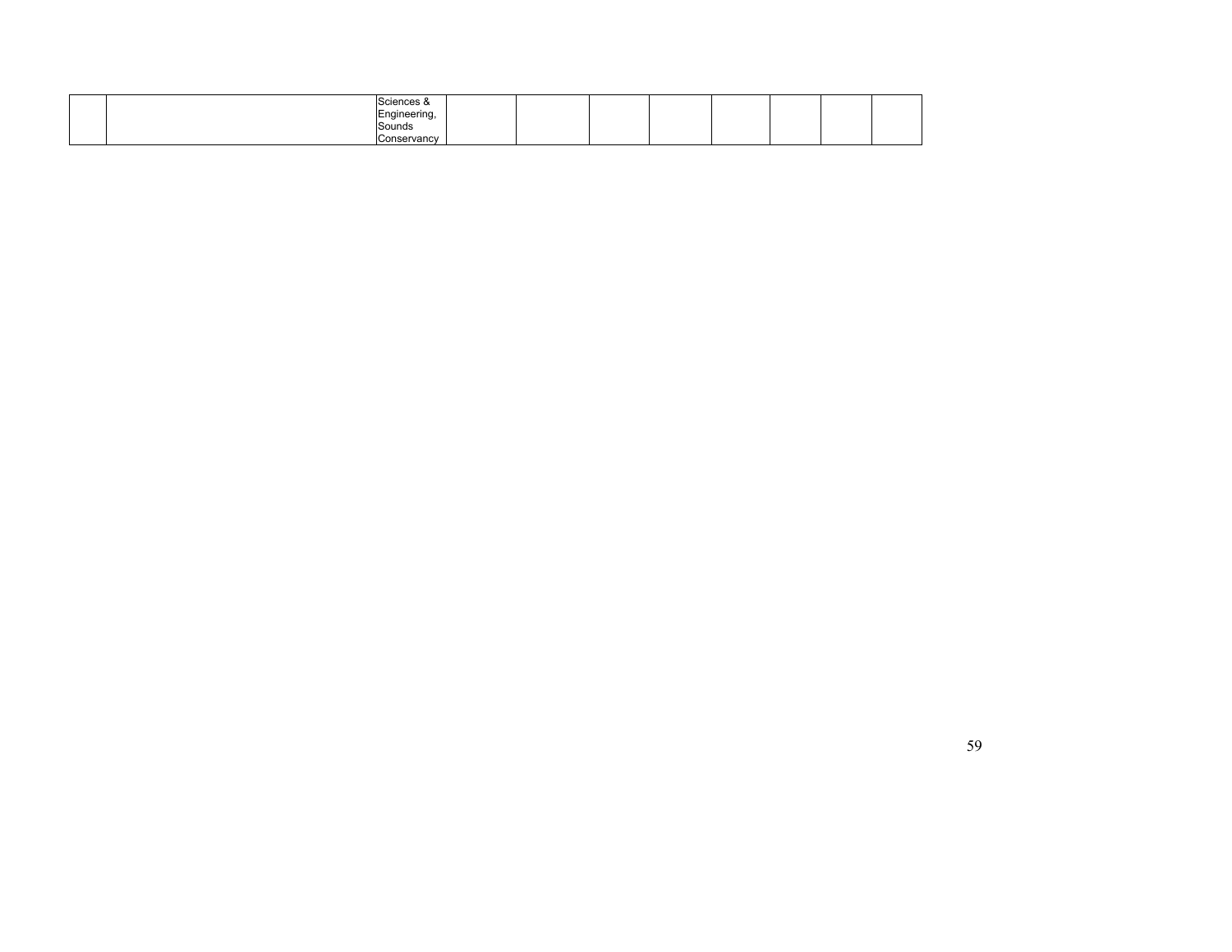| | | | | | | | | | | |
|---|---|---|---|---|---|---|---|---|---|---|
| | | Sciences & Engineering, Sounds Conservancy | | | | | | | | |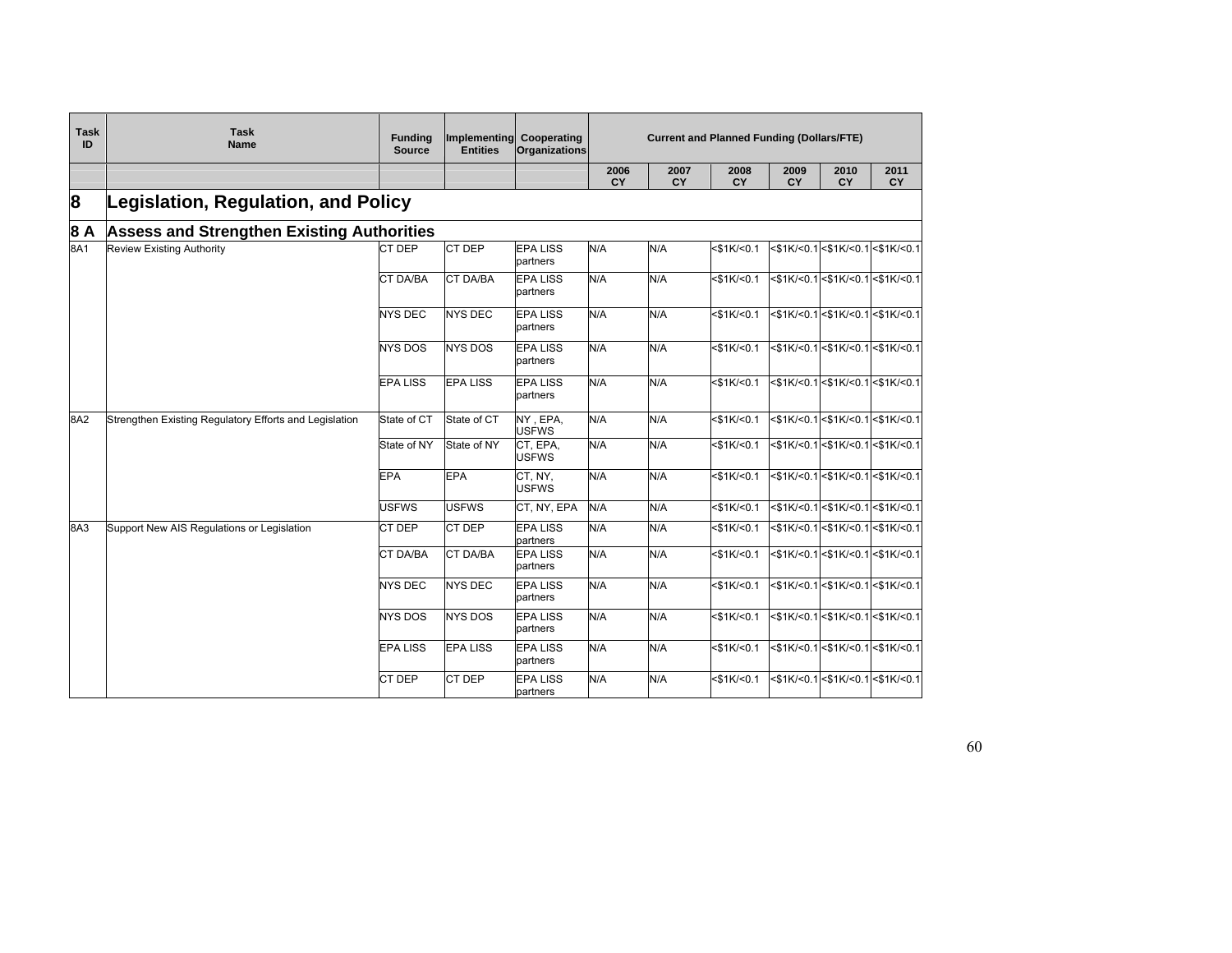| Task ID | Task Name | Funding Source | Implementing Entities | Cooperating Organizations | Current and Planned Funding (Dollars/FTE) | | | | | |
|---|---|---|---|---|---|---|---|---|---|---|
| | | | | | 2006 CY | 2007 CY | 2008 CY | 2009 CY | 2010 CY | 2011 CY |
| **8** | **Legislation, Regulation, and Policy** | | | | | | | | | |
| **8 A** | **Assess and Strengthen Existing Authorities** | | | | | | | | | |
| 8A1 | Review Existing Authority | CT DEP | CT DEP | EPA LISS partners | N/A | N/A | <$1K/<0.1 | <$1K/<0.1 | <$1K/<0.1 | <$1K/<0.1 |
| | | CT DA/BA | CT DA/BA | EPA LISS partners | N/A | N/A | <$1K/<0.1 | <$1K/<0.1 | <$1K/<0.1 | <$1K/<0.1 |
| | | NYS DEC | NYS DEC | EPA LISS partners | N/A | N/A | <$1K/<0.1 | <$1K/<0.1 | <$1K/<0.1 | <$1K/<0.1 |
| | | NYS DOS | NYS DOS | EPA LISS partners | N/A | N/A | <$1K/<0.1 | <$1K/<0.1 | <$1K/<0.1 | <$1K/<0.1 |
| | | EPA LISS | EPA LISS | EPA LISS partners | N/A | N/A | <$1K/<0.1 | <$1K/<0.1 | <$1K/<0.1 | <$1K/<0.1 |
| 8A2 | Strengthen Existing Regulatory Efforts and Legislation | State of CT | State of CT | NY , EPA, USFWS | N/A | N/A | <$1K/<0.1 | <$1K/<0.1 | <$1K/<0.1 | <$1K/<0.1 |
| | | State of NY | State of NY | CT, EPA, USFWS | N/A | N/A | <$1K/<0.1 | <$1K/<0.1 | <$1K/<0.1 | <$1K/<0.1 |
| | | EPA | EPA | CT, NY, USFWS | N/A | N/A | <$1K/<0.1 | <$1K/<0.1 | <$1K/<0.1 | <$1K/<0.1 |
| | | USFWS | USFWS | CT, NY, EPA | N/A | N/A | <$1K/<0.1 | <$1K/<0.1 | <$1K/<0.1 | <$1K/<0.1 |
| 8A3 | Support New AIS Regulations or Legislation | CT DEP | CT DEP | EPA LISS partners | N/A | N/A | <$1K/<0.1 | <$1K/<0.1 | <$1K/<0.1 | <$1K/<0.1 |
| | | CT DA/BA | CT DA/BA | EPA LISS partners | N/A | N/A | <$1K/<0.1 | <$1K/<0.1 | <$1K/<0.1 | <$1K/<0.1 |
| | | NYS DEC | NYS DEC | EPA LISS partners | N/A | N/A | <$1K/<0.1 | <$1K/<0.1 | <$1K/<0.1 | <$1K/<0.1 |
| | | NYS DOS | NYS DOS | EPA LISS partners | N/A | N/A | <$1K/<0.1 | <$1K/<0.1 | <$1K/<0.1 | <$1K/<0.1 |
| | | EPA LISS | EPA LISS | EPA LISS partners | N/A | N/A | <$1K/<0.1 | <$1K/<0.1 | <$1K/<0.1 | <$1K/<0.1 |
| | | CT DEP | CT DEP | EPA LISS partners | N/A | N/A | <$1K/<0.1 | <$1K/<0.1 | <$1K/<0.1 | <$1K/<0.1 |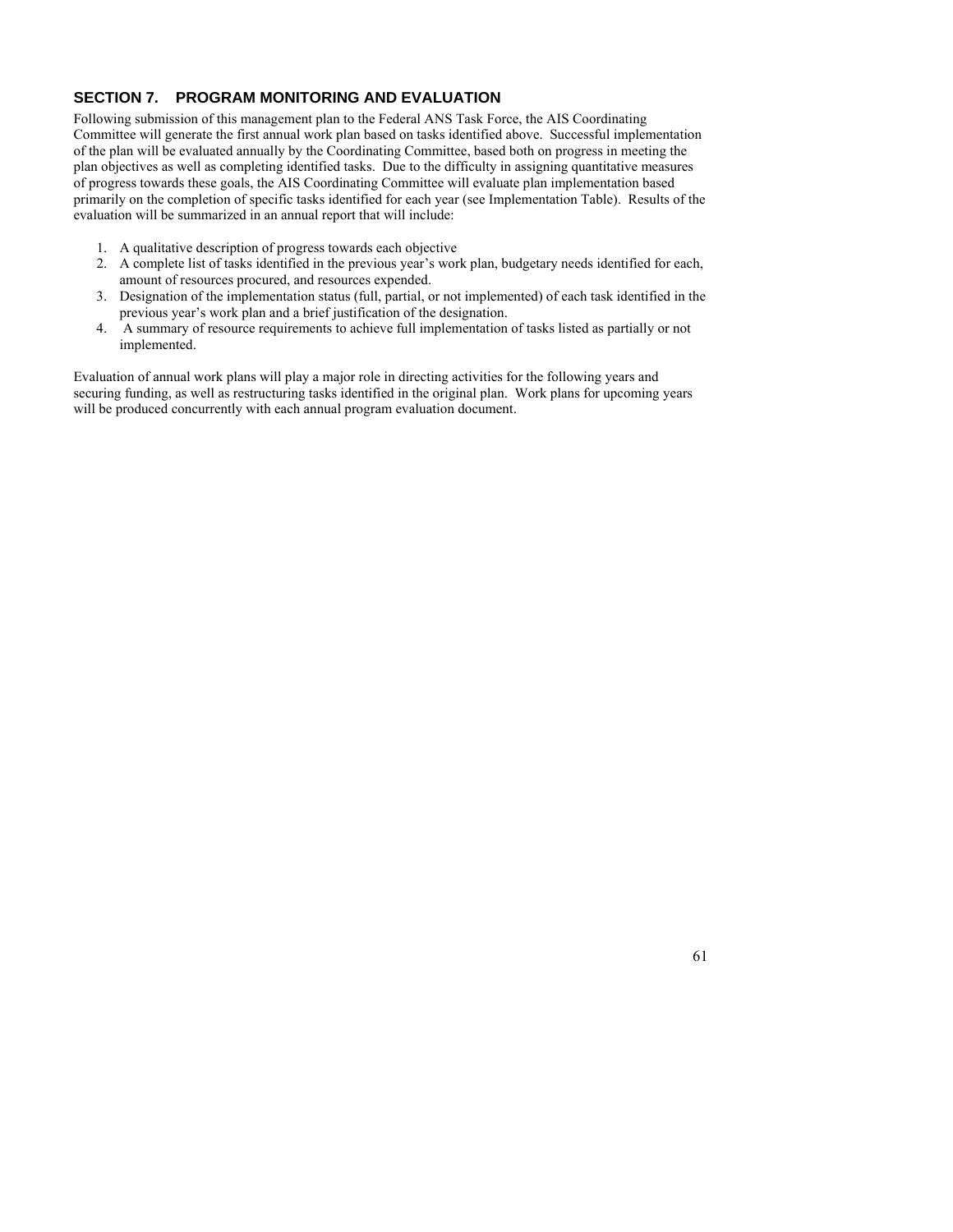## SECTION 7. PROGRAM MONITORING AND EVALUATION

Following submission of this management plan to the Federal ANS Task Force, the AIS Coordinating Committee will generate the first annual work plan based on tasks identified above. Successful implementation of the plan will be evaluated annually by the Coordinating Committee, based both on progress in meeting the plan objectives as well as completing identified tasks. Due to the difficulty in assigning quantitative measures of progress towards these goals, the AIS Coordinating Committee will evaluate plan implementation based primarily on the completion of specific tasks identified for each year (see Implementation Table). Results of the evaluation will be summarized in an annual report that will include:

1. A qualitative description of progress towards each objective
2. A complete list of tasks identified in the previous year's work plan, budgetary needs identified for each, amount of resources procured, and resources expended.
3. Designation of the implementation status (full, partial, or not implemented) of each task identified in the previous year's work plan and a brief justification of the designation.
4. A summary of resource requirements to achieve full implementation of tasks listed as partially or not implemented.

Evaluation of annual work plans will play a major role in directing activities for the following years and securing funding, as well as restructuring tasks identified in the original plan. Work plans for upcoming years will be produced concurrently with each annual program evaluation document.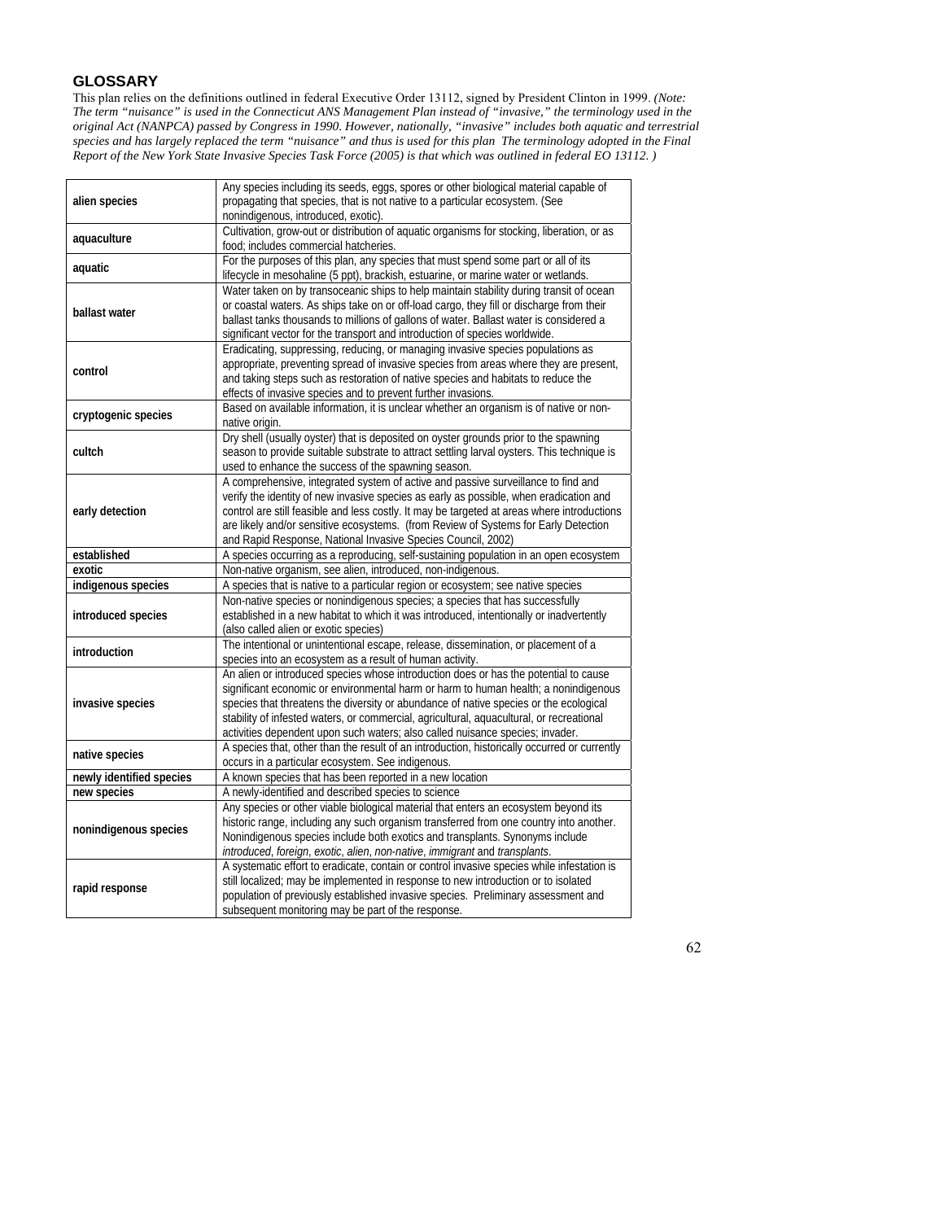## GLOSSARY

This plan relies on the definitions outlined in federal Executive Order 13112, signed by President Clinton in 1999. *(Note: The term "nuisance" is used in the Connecticut ANS Management Plan instead of "invasive," the terminology used in the original Act (NANPCA) passed by Congress in 1990. However, nationally, "invasive" includes both aquatic and terrestrial species and has largely replaced the term "nuisance" and thus is used for this plan The terminology adopted in the Final Report of the New York State Invasive Species Task Force (2005) is that which was outlined in federal EO 13112. )*

| | |
|---|---|
| **alien species** | Any species including its seeds, eggs, spores or other biological material capable of propagating that species, that is not native to a particular ecosystem. (See nonindigenous, introduced, exotic). |
| **aquaculture** | Cultivation, grow-out or distribution of aquatic organisms for stocking, liberation, or as food; includes commercial hatcheries. |
| **aquatic** | For the purposes of this plan, any species that must spend some part or all of its lifecycle in mesohaline (5 ppt), brackish, estuarine, or marine water or wetlands. |
| **ballast water** | Water taken on by transoceanic ships to help maintain stability during transit of ocean or coastal waters. As ships take on or off-load cargo, they fill or discharge from their ballast tanks thousands to millions of gallons of water. Ballast water is considered a significant vector for the transport and introduction of species worldwide. |
| **control** | Eradicating, suppressing, reducing, or managing invasive species populations as appropriate, preventing spread of invasive species from areas where they are present, and taking steps such as restoration of native species and habitats to reduce the effects of invasive species and to prevent further invasions. |
| **cryptogenic species** | Based on available information, it is unclear whether an organism is of native or non-native origin. |
| **cultch** | Dry shell (usually oyster) that is deposited on oyster grounds prior to the spawning season to provide suitable substrate to attract settling larval oysters. This technique is used to enhance the success of the spawning season. |
| **early detection** | A comprehensive, integrated system of active and passive surveillance to find and verify the identity of new invasive species as early as possible, when eradication and control are still feasible and less costly. It may be targeted at areas where introductions are likely and/or sensitive ecosystems. (from Review of Systems for Early Detection and Rapid Response, National Invasive Species Council, 2002) |
| **established** | A species occurring as a reproducing, self-sustaining population in an open ecosystem |
| **exotic** | Non-native organism, see alien, introduced, non-indigenous. |
| **indigenous species** | A species that is native to a particular region or ecosystem; see native species |
| **introduced species** | Non-native species or nonindigenous species; a species that has successfully established in a new habitat to which it was introduced, intentionally or inadvertently (also called alien or exotic species) |
| **introduction** | The intentional or unintentional escape, release, dissemination, or placement of a species into an ecosystem as a result of human activity. |
| **invasive species** | An alien or introduced species whose introduction does or has the potential to cause significant economic or environmental harm or harm to human health; a nonindigenous species that threatens the diversity or abundance of native species or the ecological stability of infested waters, or commercial, agricultural, aquacultural, or recreational activities dependent upon such waters; also called nuisance species; invader. |
| **native species** | A species that, other than the result of an introduction, historically occurred or currently occurs in a particular ecosystem. See indigenous. |
| **newly identified species** | A known species that has been reported in a new location |
| **new species** | A newly-identified and described species to science |
| **nonindigenous species** | Any species or other viable biological material that enters an ecosystem beyond its historic range, including any such organism transferred from one country into another. Nonindigenous species include both exotics and transplants. Synonyms include *introduced*, *foreign*, *exotic*, *alien*, *non-native*, *immigrant* and *transplants*. |
| **rapid response** | A systematic effort to eradicate, contain or control invasive species while infestation is still localized; may be implemented in response to new introduction or to isolated population of previously established invasive species. Preliminary assessment and subsequent monitoring may be part of the response. |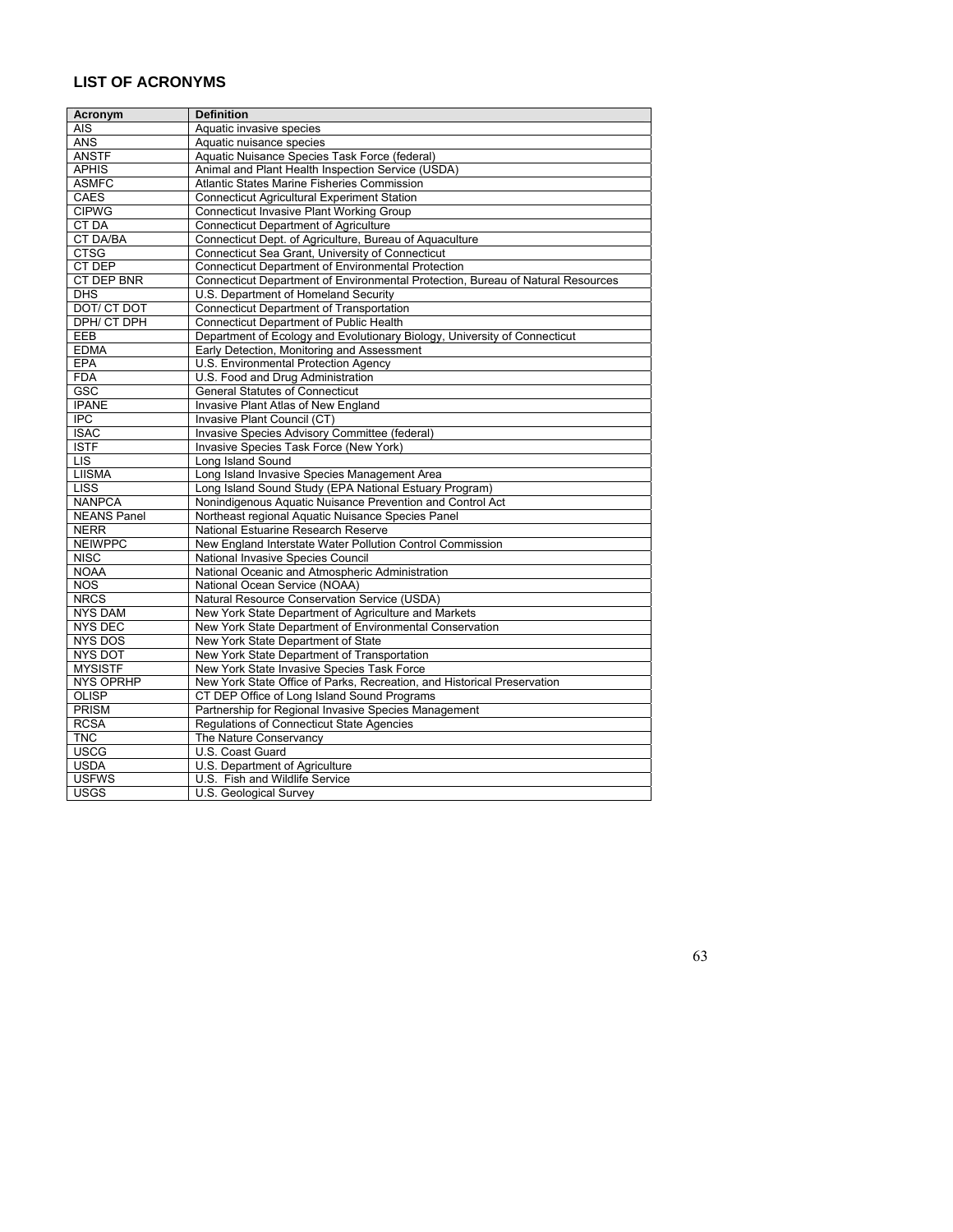## LIST OF ACRONYMS

| Acronym | Definition |
|---|---|
| AIS | Aquatic invasive species |
| ANS | Aquatic nuisance species |
| ANSTF | Aquatic Nuisance Species Task Force (federal) |
| APHIS | Animal and Plant Health Inspection Service (USDA) |
| ASMFC | Atlantic States Marine Fisheries Commission |
| CAES | Connecticut Agricultural Experiment Station |
| CIPWG | Connecticut Invasive Plant Working Group |
| CT DA | Connecticut Department of Agriculture |
| CT DA/BA | Connecticut Dept. of Agriculture, Bureau of Aquaculture |
| CTSG | Connecticut Sea Grant, University of Connecticut |
| CT DEP | Connecticut Department of Environmental Protection |
| CT DEP BNR | Connecticut Department of Environmental Protection, Bureau of Natural Resources |
| DHS | U.S. Department of Homeland Security |
| DOT/ CT DOT | Connecticut Department of Transportation |
| DPH/ CT DPH | Connecticut Department of Public Health |
| EEB | Department of Ecology and Evolutionary Biology, University of Connecticut |
| EDMA | Early Detection, Monitoring and Assessment |
| EPA | U.S. Environmental Protection Agency |
| FDA | U.S. Food and Drug Administration |
| GSC | General Statutes of Connecticut |
| IPANE | Invasive Plant Atlas of New England |
| IPC | Invasive Plant Council (CT) |
| ISAC | Invasive Species Advisory Committee (federal) |
| ISTF | Invasive Species Task Force (New York) |
| LIS | Long Island Sound |
| LIISMA | Long Island Invasive Species Management Area |
| LISS | Long Island Sound Study (EPA National Estuary Program) |
| NANPCA | Nonindigenous Aquatic Nuisance Prevention and Control Act |
| NEANS Panel | Northeast regional Aquatic Nuisance Species Panel |
| NERR | National Estuarine Research Reserve |
| NEIWPPC | New England Interstate Water Pollution Control Commission |
| NISC | National Invasive Species Council |
| NOAA | National Oceanic and Atmospheric Administration |
| NOS | National Ocean Service (NOAA) |
| NRCS | Natural Resource Conservation Service (USDA) |
| NYS DAM | New York State Department of Agriculture and Markets |
| NYS DEC | New York State Department of Environmental Conservation |
| NYS DOS | New York State Department of State |
| NYS DOT | New York State Department of Transportation |
| MYSISTF | New York State Invasive Species Task Force |
| NYS OPRHP | New York State Office of Parks, Recreation, and Historical Preservation |
| OLISP | CT DEP Office of Long Island Sound Programs |
| PRISM | Partnership for Regional Invasive Species Management |
| RCSA | Regulations of Connecticut State Agencies |
| TNC | The Nature Conservancy |
| USCG | U.S. Coast Guard |
| USDA | U.S. Department of Agriculture |
| USFWS | U.S. Fish and Wildlife Service |
| USGS | U.S. Geological Survey |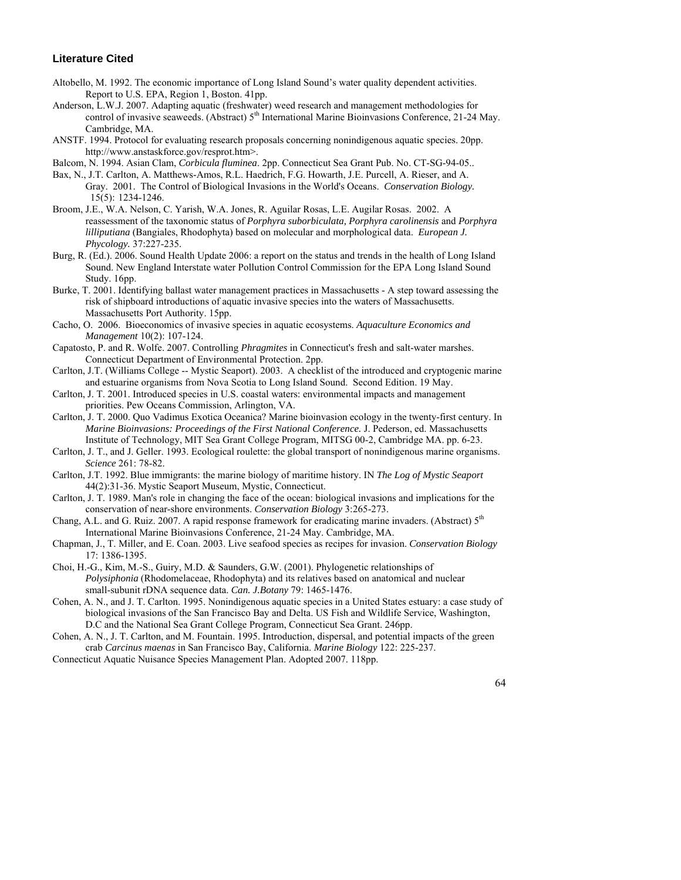### Literature Cited

Altobello, M. 1992. The economic importance of Long Island Sound's water quality dependent activities. Report to U.S. EPA, Region 1, Boston. 41pp.

Anderson, L.W.J. 2007. Adapting aquatic (freshwater) weed research and management methodologies for control of invasive seaweeds. (Abstract) 5th International Marine Bioinvasions Conference, 21-24 May. Cambridge, MA.

ANSTF. 1994. Protocol for evaluating research proposals concerning nonindigenous aquatic species. 20pp. http://www.anstaskforce.gov/resprot.htm>.

Balcom, N. 1994. Asian Clam, *Corbicula fluminea*. 2pp. Connecticut Sea Grant Pub. No. CT-SG-94-05..

Bax, N., J.T. Carlton, A. Matthews-Amos, R.L. Haedrich, F.G. Howarth, J.E. Purcell, A. Rieser, and A. Gray. 2001. The Control of Biological Invasions in the World's Oceans. *Conservation Biology*. 15(5): 1234-1246.

Broom, J.E., W.A. Nelson, C. Yarish, W.A. Jones, R. Aguilar Rosas, L.E. Augilar Rosas. 2002. A reassessment of the taxonomic status of *Porphyra suborbiculata, Porphyra carolinensis* and *Porphyra lilliputiana* (Bangiales, Rhodophyta) based on molecular and morphological data. *European J. Phycology.* 37:227-235.

Burg, R. (Ed.). 2006. Sound Health Update 2006: a report on the status and trends in the health of Long Island Sound. New England Interstate water Pollution Control Commission for the EPA Long Island Sound Study. 16pp.

Burke, T. 2001. Identifying ballast water management practices in Massachusetts - A step toward assessing the risk of shipboard introductions of aquatic invasive species into the waters of Massachusetts. Massachusetts Port Authority. 15pp.

Cacho, O. 2006. Bioeconomics of invasive species in aquatic ecosystems. *Aquaculture Economics and Management* 10(2): 107-124.

Capatosto, P. and R. Wolfe. 2007. Controlling *Phragmites* in Connecticut's fresh and salt-water marshes. Connecticut Department of Environmental Protection. 2pp.

Carlton, J.T. (Williams College -- Mystic Seaport). 2003. A checklist of the introduced and cryptogenic marine and estuarine organisms from Nova Scotia to Long Island Sound. Second Edition. 19 May.

Carlton, J. T. 2001. Introduced species in U.S. coastal waters: environmental impacts and management priorities. Pew Oceans Commission, Arlington, VA.

Carlton, J. T. 2000. Quo Vadimus Exotica Oceanica? Marine bioinvasion ecology in the twenty-first century. In *Marine Bioinvasions: Proceedings of the First National Conference.* J. Pederson, ed. Massachusetts Institute of Technology, MIT Sea Grant College Program, MITSG 00-2, Cambridge MA. pp. 6-23.

Carlton, J. T., and J. Geller. 1993. Ecological roulette: the global transport of nonindigenous marine organisms. *Science* 261: 78-82.

Carlton, J.T. 1992. Blue immigrants: the marine biology of maritime history. IN *The Log of Mystic Seaport* 44(2):31-36. Mystic Seaport Museum, Mystic, Connecticut.

Carlton, J. T. 1989. Man's role in changing the face of the ocean: biological invasions and implications for the conservation of near-shore environments. *Conservation Biology* 3:265-273.

Chang, A.L. and G. Ruiz. 2007. A rapid response framework for eradicating marine invaders. (Abstract) 5th International Marine Bioinvasions Conference, 21-24 May. Cambridge, MA.

Chapman, J., T. Miller, and E. Coan. 2003. Live seafood species as recipes for invasion. *Conservation Biology* 17: 1386-1395.

Choi, H.-G., Kim, M.-S., Guiry, M.D. & Saunders, G.W. (2001). Phylogenetic relationships of *Polysiphonia* (Rhodomelaceae, Rhodophyta) and its relatives based on anatomical and nuclear small-subunit rDNA sequence data. *Can. J.Botany* 79: 1465-1476.

Cohen, A. N., and J. T. Carlton. 1995. Nonindigenous aquatic species in a United States estuary: a case study of biological invasions of the San Francisco Bay and Delta. US Fish and Wildlife Service, Washington, D.C and the National Sea Grant College Program, Connecticut Sea Grant. 246pp.

Cohen, A. N., J. T. Carlton, and M. Fountain. 1995. Introduction, dispersal, and potential impacts of the green crab *Carcinus maenas* in San Francisco Bay, California. *Marine Biology* 122: 225-237.

Connecticut Aquatic Nuisance Species Management Plan. Adopted 2007. 118pp.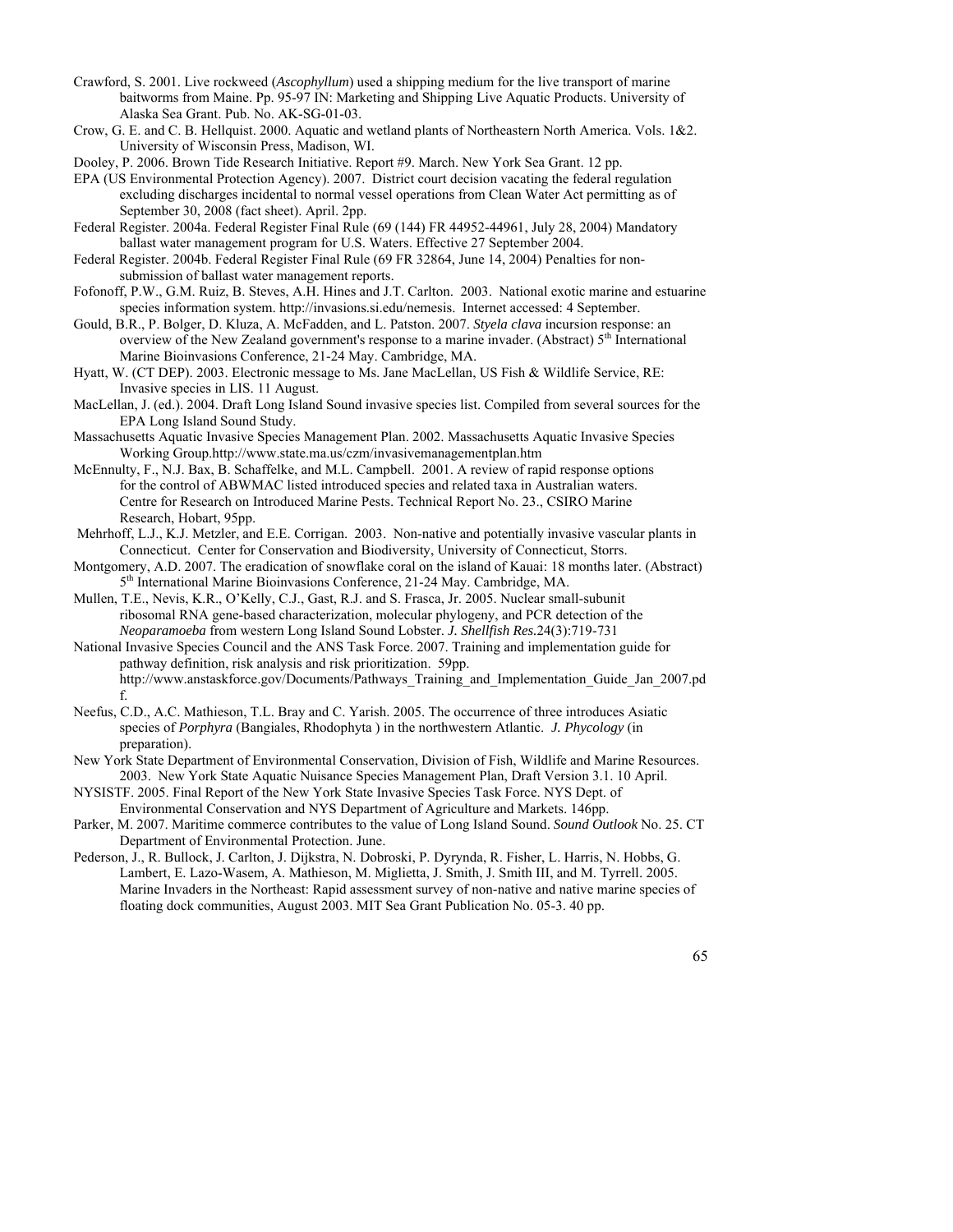Crawford, S. 2001. Live rockweed (*Ascophyllum*) used a shipping medium for the live transport of marine baitworms from Maine. Pp. 95-97 IN: Marketing and Shipping Live Aquatic Products. University of Alaska Sea Grant. Pub. No. AK-SG-01-03.

Crow, G. E. and C. B. Hellquist. 2000. Aquatic and wetland plants of Northeastern North America. Vols. 1&2. University of Wisconsin Press, Madison, WI.

Dooley, P. 2006. Brown Tide Research Initiative. Report #9. March. New York Sea Grant. 12 pp.

EPA (US Environmental Protection Agency). 2007. District court decision vacating the federal regulation excluding discharges incidental to normal vessel operations from Clean Water Act permitting as of September 30, 2008 (fact sheet). April. 2pp.

Federal Register. 2004a. Federal Register Final Rule (69 (144) FR 44952-44961, July 28, 2004) Mandatory ballast water management program for U.S. Waters. Effective 27 September 2004.

Federal Register. 2004b. Federal Register Final Rule (69 FR 32864, June 14, 2004) Penalties for non-submission of ballast water management reports.

Fofonoff, P.W., G.M. Ruiz, B. Steves, A.H. Hines and J.T. Carlton. 2003. National exotic marine and estuarine species information system. http://invasions.si.edu/nemesis. Internet accessed: 4 September.

Gould, B.R., P. Bolger, D. Kluza, A. McFadden, and L. Patston. 2007. *Styela clava* incursion response: an overview of the New Zealand government's response to a marine invader. (Abstract) 5th International Marine Bioinvasions Conference, 21-24 May. Cambridge, MA.

Hyatt, W. (CT DEP). 2003. Electronic message to Ms. Jane MacLellan, US Fish & Wildlife Service, RE: Invasive species in LIS. 11 August.

MacLellan, J. (ed.). 2004. Draft Long Island Sound invasive species list. Compiled from several sources for the EPA Long Island Sound Study.

Massachusetts Aquatic Invasive Species Management Plan. 2002. Massachusetts Aquatic Invasive Species Working Group.http://www.state.ma.us/czm/invasivemanagementplan.htm

McEnnulty, F., N.J. Bax, B. Schaffelke, and M.L. Campbell. 2001. A review of rapid response options for the control of ABWMAC listed introduced species and related taxa in Australian waters. Centre for Research on Introduced Marine Pests. Technical Report No. 23., CSIRO Marine Research, Hobart, 95pp.

Mehrhoff, L.J., K.J. Metzler, and E.E. Corrigan. 2003. Non-native and potentially invasive vascular plants in Connecticut. Center for Conservation and Biodiversity, University of Connecticut, Storrs.

Montgomery, A.D. 2007. The eradication of snowflake coral on the island of Kauai: 18 months later. (Abstract) 5th International Marine Bioinvasions Conference, 21-24 May. Cambridge, MA.

Mullen, T.E., Nevis, K.R., O'Kelly, C.J., Gast, R.J. and S. Frasca, Jr. 2005. Nuclear small-subunit ribosomal RNA gene-based characterization, molecular phylogeny, and PCR detection of the *Neoparamoeba* from western Long Island Sound Lobster. *J. Shellfish Res.*24(3):719-731

National Invasive Species Council and the ANS Task Force. 2007. Training and implementation guide for pathway definition, risk analysis and risk prioritization. 59pp. http://www.anstaskforce.gov/Documents/Pathways_Training_and_Implementation_Guide_Jan_2007.pdf.

Neefus, C.D., A.C. Mathieson, T.L. Bray and C. Yarish. 2005. The occurrence of three introduces Asiatic species of *Porphyra* (Bangiales, Rhodophyta ) in the northwestern Atlantic. *J. Phycology* (in preparation).

New York State Department of Environmental Conservation, Division of Fish, Wildlife and Marine Resources. 2003. New York State Aquatic Nuisance Species Management Plan, Draft Version 3.1. 10 April.

NYSISTF. 2005. Final Report of the New York State Invasive Species Task Force. NYS Dept. of Environmental Conservation and NYS Department of Agriculture and Markets. 146pp.

Parker, M. 2007. Maritime commerce contributes to the value of Long Island Sound. *Sound Outlook* No. 25. CT Department of Environmental Protection. June.

Pederson, J., R. Bullock, J. Carlton, J. Dijkstra, N. Dobroski, P. Dyrynda, R. Fisher, L. Harris, N. Hobbs, G. Lambert, E. Lazo-Wasem, A. Mathieson, M. Miglietta, J. Smith, J. Smith III, and M. Tyrrell. 2005. Marine Invaders in the Northeast: Rapid assessment survey of non-native and native marine species of floating dock communities, August 2003. MIT Sea Grant Publication No. 05-3. 40 pp.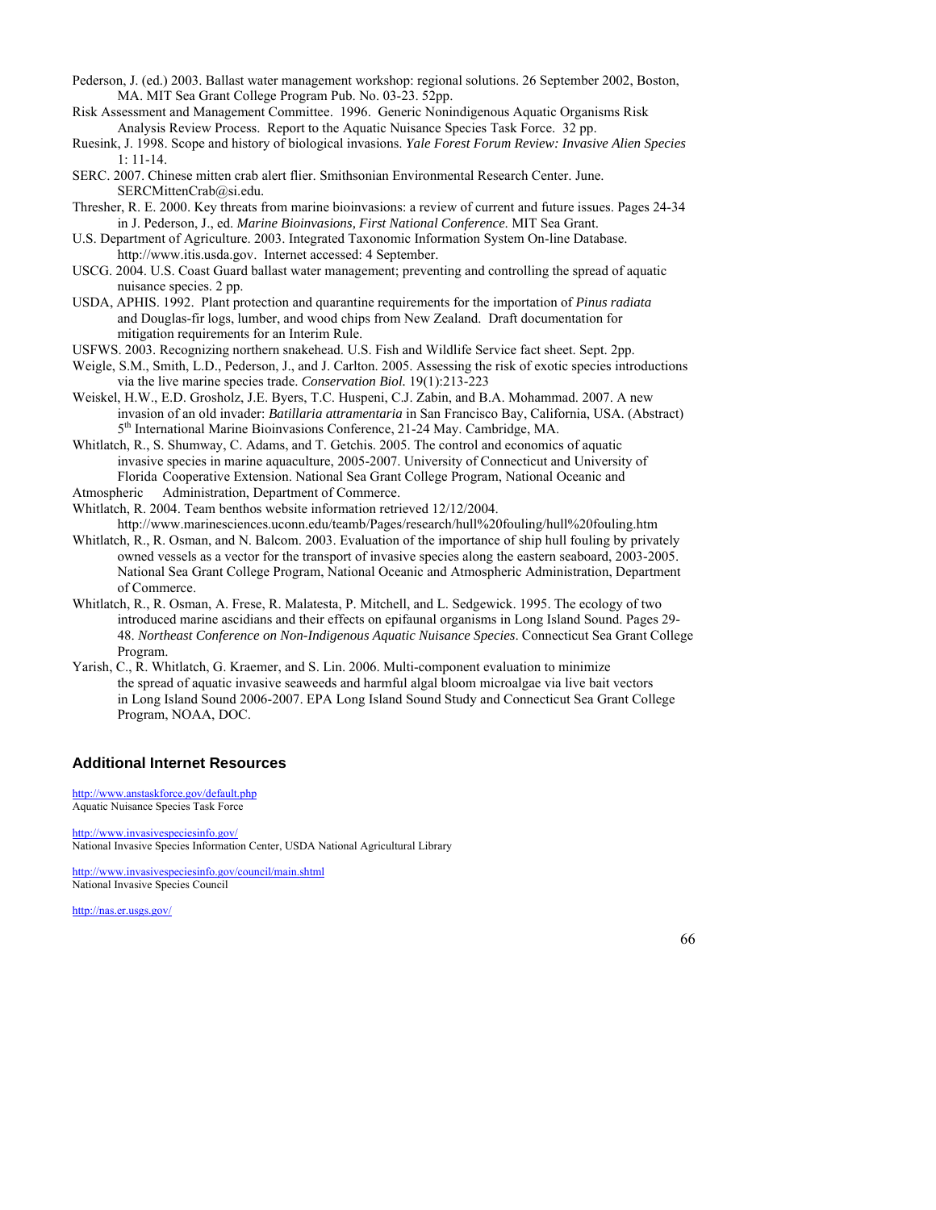Pederson, J. (ed.) 2003. Ballast water management workshop: regional solutions. 26 September 2002, Boston, MA. MIT Sea Grant College Program Pub. No. 03-23. 52pp.

Risk Assessment and Management Committee. 1996. Generic Nonindigenous Aquatic Organisms Risk Analysis Review Process. Report to the Aquatic Nuisance Species Task Force. 32 pp.

Ruesink, J. 1998. Scope and history of biological invasions. *Yale Forest Forum Review: Invasive Alien Species* 1: 11-14.

SERC. 2007. Chinese mitten crab alert flier. Smithsonian Environmental Research Center. June. SERCMittenCrab@si.edu.

Thresher, R. E. 2000. Key threats from marine bioinvasions: a review of current and future issues. Pages 24-34 in J. Pederson, J., ed. *Marine Bioinvasions, First National Conference*. MIT Sea Grant.

U.S. Department of Agriculture. 2003. Integrated Taxonomic Information System On-line Database. http://www.itis.usda.gov. Internet accessed: 4 September.

USCG. 2004. U.S. Coast Guard ballast water management; preventing and controlling the spread of aquatic nuisance species. 2 pp.

USDA, APHIS. 1992. Plant protection and quarantine requirements for the importation of *Pinus radiata* and Douglas-fir logs, lumber, and wood chips from New Zealand. Draft documentation for mitigation requirements for an Interim Rule.

USFWS. 2003. Recognizing northern snakehead. U.S. Fish and Wildlife Service fact sheet. Sept. 2pp.

Weigle, S.M., Smith, L.D., Pederson, J., and J. Carlton. 2005. Assessing the risk of exotic species introductions via the live marine species trade. *Conservation Biol.* 19(1):213-223

Weiskel, H.W., E.D. Grosholz, J.E. Byers, T.C. Huspeni, C.J. Zabin, and B.A. Mohammad. 2007. A new invasion of an old invader: *Batillaria attramentaria* in San Francisco Bay, California, USA. (Abstract) 5th International Marine Bioinvasions Conference, 21-24 May. Cambridge, MA.

Whitlatch, R., S. Shumway, C. Adams, and T. Getchis. 2005. The control and economics of aquatic invasive species in marine aquaculture, 2005-2007. University of Connecticut and University of Florida Cooperative Extension. National Sea Grant College Program, National Oceanic and Atmospheric Administration, Department of Commerce.

Whitlatch, R. 2004. Team benthos website information retrieved 12/12/2004. http://www.marinesciences.uconn.edu/teamb/Pages/research/hull%20fouling/hull%20fouling.htm

Whitlatch, R., R. Osman, and N. Balcom. 2003. Evaluation of the importance of ship hull fouling by privately owned vessels as a vector for the transport of invasive species along the eastern seaboard, 2003-2005. National Sea Grant College Program, National Oceanic and Atmospheric Administration, Department of Commerce.

Whitlatch, R., R. Osman, A. Frese, R. Malatesta, P. Mitchell, and L. Sedgewick. 1995. The ecology of two introduced marine ascidians and their effects on epifaunal organisms in Long Island Sound. Pages 29-48. *Northeast Conference on Non-Indigenous Aquatic Nuisance Species*. Connecticut Sea Grant College Program.

Yarish, C., R. Whitlatch, G. Kraemer, and S. Lin. 2006. Multi-component evaluation to minimize the spread of aquatic invasive seaweeds and harmful algal bloom microalgae via live bait vectors in Long Island Sound 2006-2007. EPA Long Island Sound Study and Connecticut Sea Grant College Program, NOAA, DOC.

### Additional Internet Resources

http://www.anstaskforce.gov/default.php
Aquatic Nuisance Species Task Force

http://www.invasivespeciesinfo.gov/
National Invasive Species Information Center, USDA National Agricultural Library

http://www.invasivespeciesinfo.gov/council/main.shtml
National Invasive Species Council

http://nas.er.usgs.gov/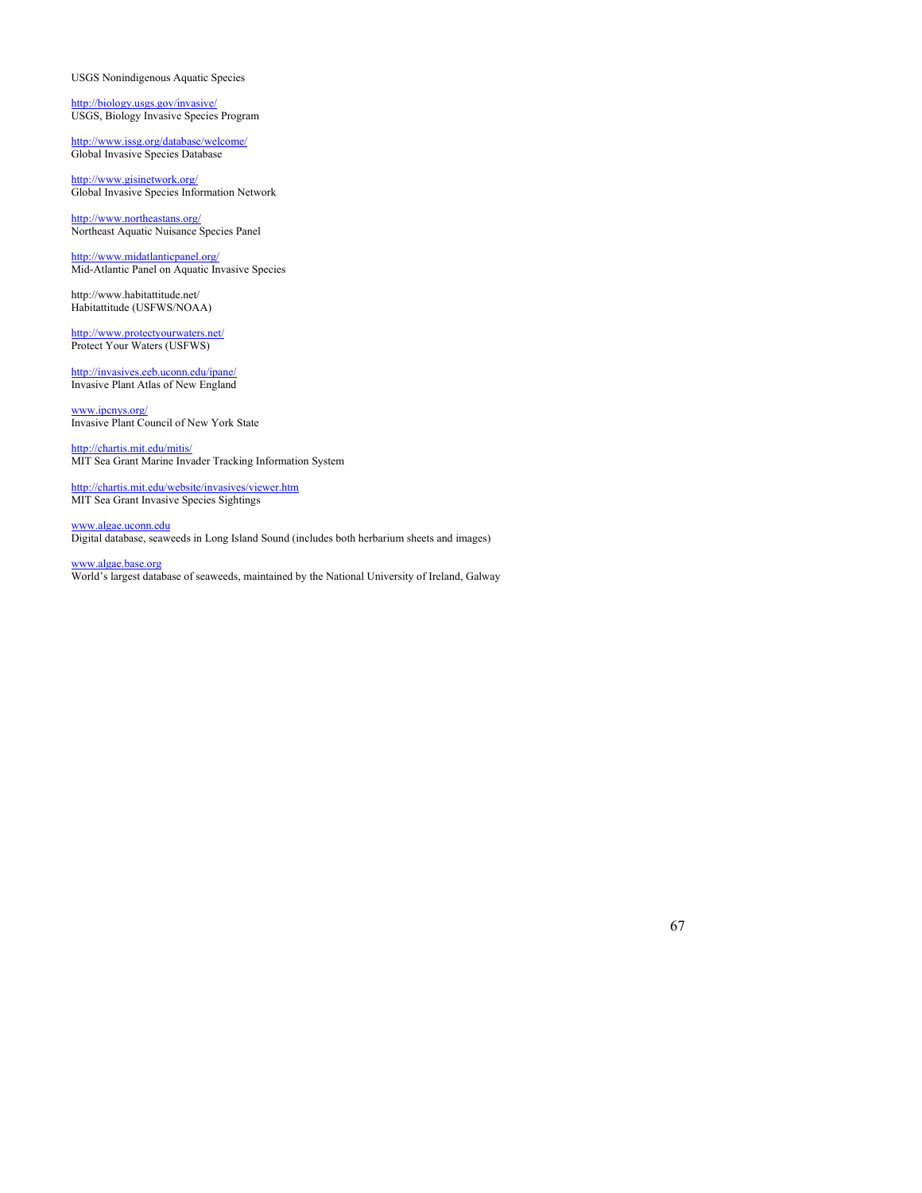USGS Nonindigenous Aquatic Species

http://biology.usgs.gov/invasive/
USGS, Biology Invasive Species Program

http://www.issg.org/database/welcome/
Global Invasive Species Database

http://www.gisinetwork.org/
Global Invasive Species Information Network

http://www.northeastans.org/
Northeast Aquatic Nuisance Species Panel

http://www.midatlanticpanel.org/
Mid-Atlantic Panel on Aquatic Invasive Species

http://www.habitattitude.net/
Habitattitude (USFWS/NOAA)

http://www.protectyourwaters.net/
Protect Your Waters (USFWS)

http://invasives.eeb.uconn.edu/ipane/
Invasive Plant Atlas of New England

www.ipcnys.org/
Invasive Plant Council of New York State

http://chartis.mit.edu/mitis/
MIT Sea Grant Marine Invader Tracking Information System

http://chartis.mit.edu/website/invasives/viewer.htm
MIT Sea Grant Invasive Species Sightings

www.algae.uconn.edu
Digital database, seaweeds in Long Island Sound (includes both herbarium sheets and images)

www.algae.base.org
World's largest database of seaweeds, maintained by the National University of Ireland, Galway